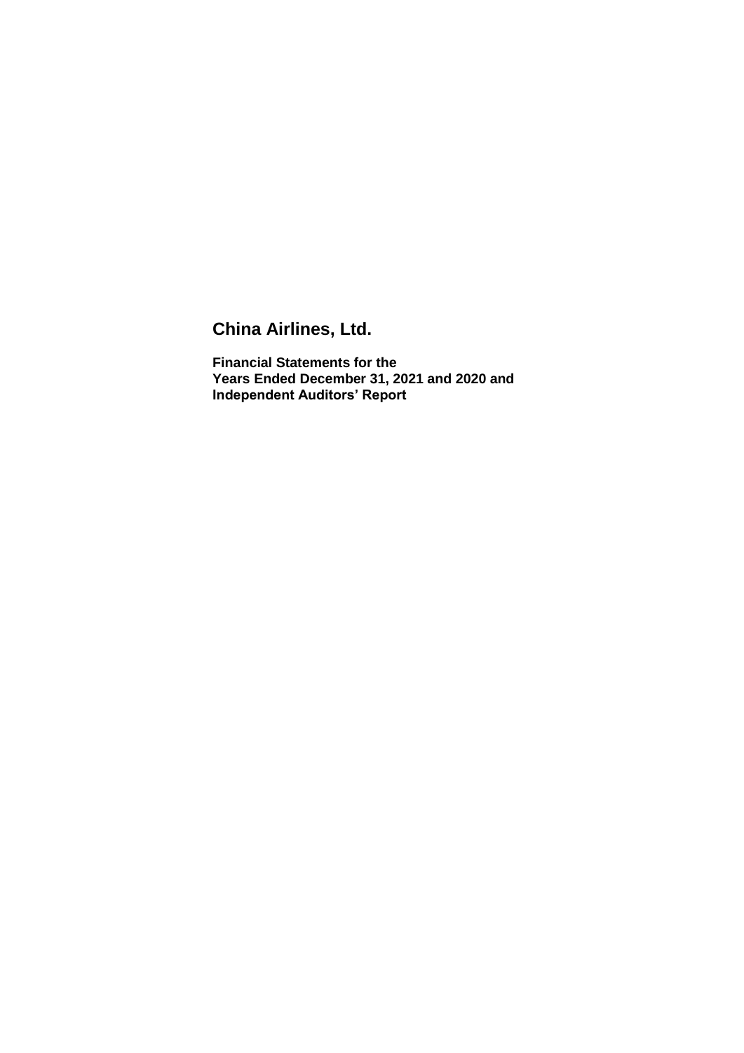# China Airlines, Ltd.

**Financial Statements for the Years Ended December 31, 2021 and 2020 and Independent Auditors' Report**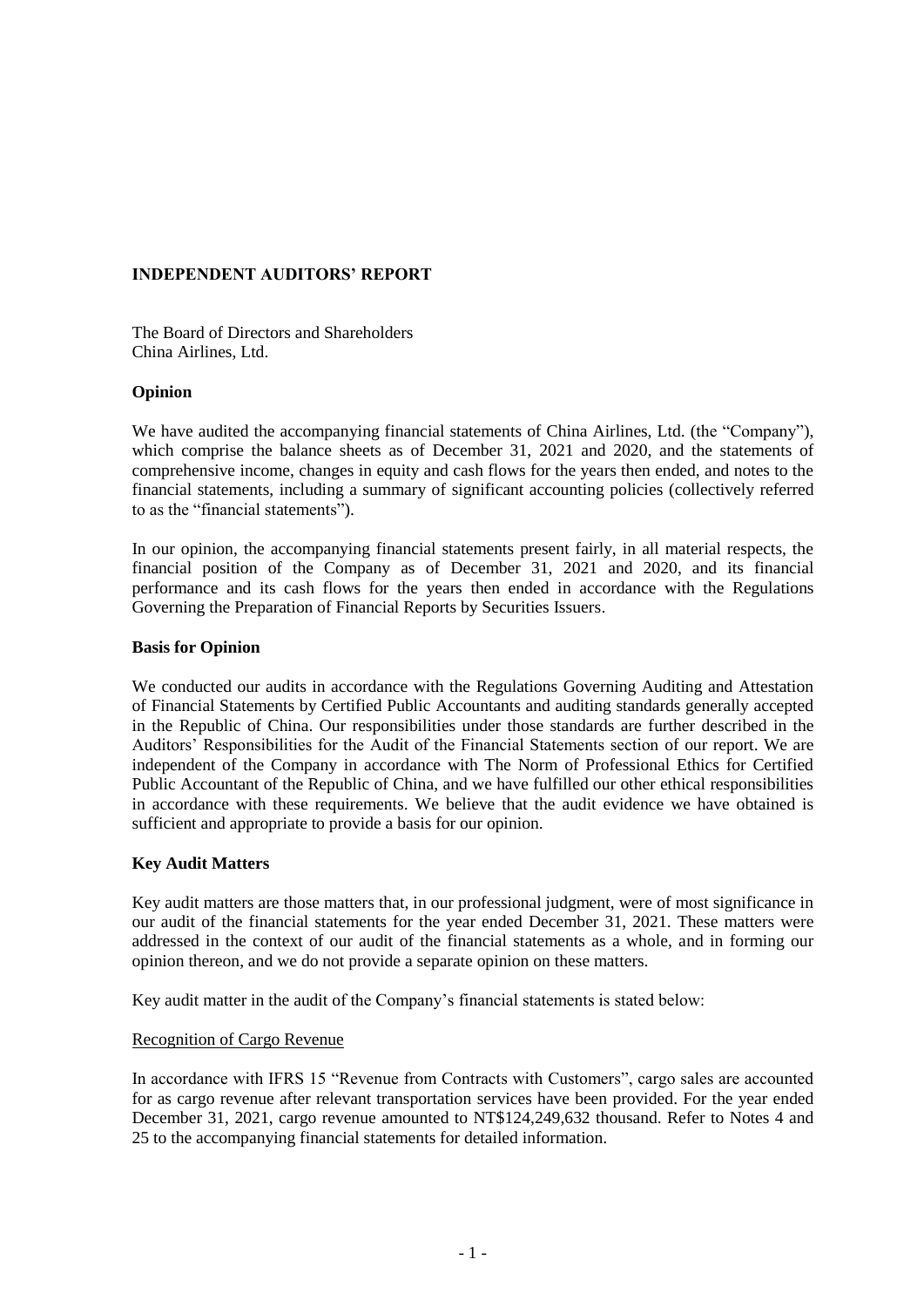## INDEPENDENT AUDITORS' REPORT

The Board of Directors and Shareholders
China Airlines, Ltd.

### Opinion

We have audited the accompanying financial statements of China Airlines, Ltd. (the "Company"), which comprise the balance sheets as of December 31, 2021 and 2020, and the statements of comprehensive income, changes in equity and cash flows for the years then ended, and notes to the financial statements, including a summary of significant accounting policies (collectively referred to as the "financial statements").

In our opinion, the accompanying financial statements present fairly, in all material respects, the financial position of the Company as of December 31, 2021 and 2020, and its financial performance and its cash flows for the years then ended in accordance with the Regulations Governing the Preparation of Financial Reports by Securities Issuers.

### Basis for Opinion

We conducted our audits in accordance with the Regulations Governing Auditing and Attestation of Financial Statements by Certified Public Accountants and auditing standards generally accepted in the Republic of China. Our responsibilities under those standards are further described in the Auditors' Responsibilities for the Audit of the Financial Statements section of our report. We are independent of the Company in accordance with The Norm of Professional Ethics for Certified Public Accountant of the Republic of China, and we have fulfilled our other ethical responsibilities in accordance with these requirements. We believe that the audit evidence we have obtained is sufficient and appropriate to provide a basis for our opinion.

### Key Audit Matters

Key audit matters are those matters that, in our professional judgment, were of most significance in our audit of the financial statements for the year ended December 31, 2021. These matters were addressed in the context of our audit of the financial statements as a whole, and in forming our opinion thereon, and we do not provide a separate opinion on these matters.

Key audit matter in the audit of the Company's financial statements is stated below:

Recognition of Cargo Revenue

In accordance with IFRS 15 "Revenue from Contracts with Customers", cargo sales are accounted for as cargo revenue after relevant transportation services have been provided. For the year ended December 31, 2021, cargo revenue amounted to NT$124,249,632 thousand. Refer to Notes 4 and 25 to the accompanying financial statements for detailed information.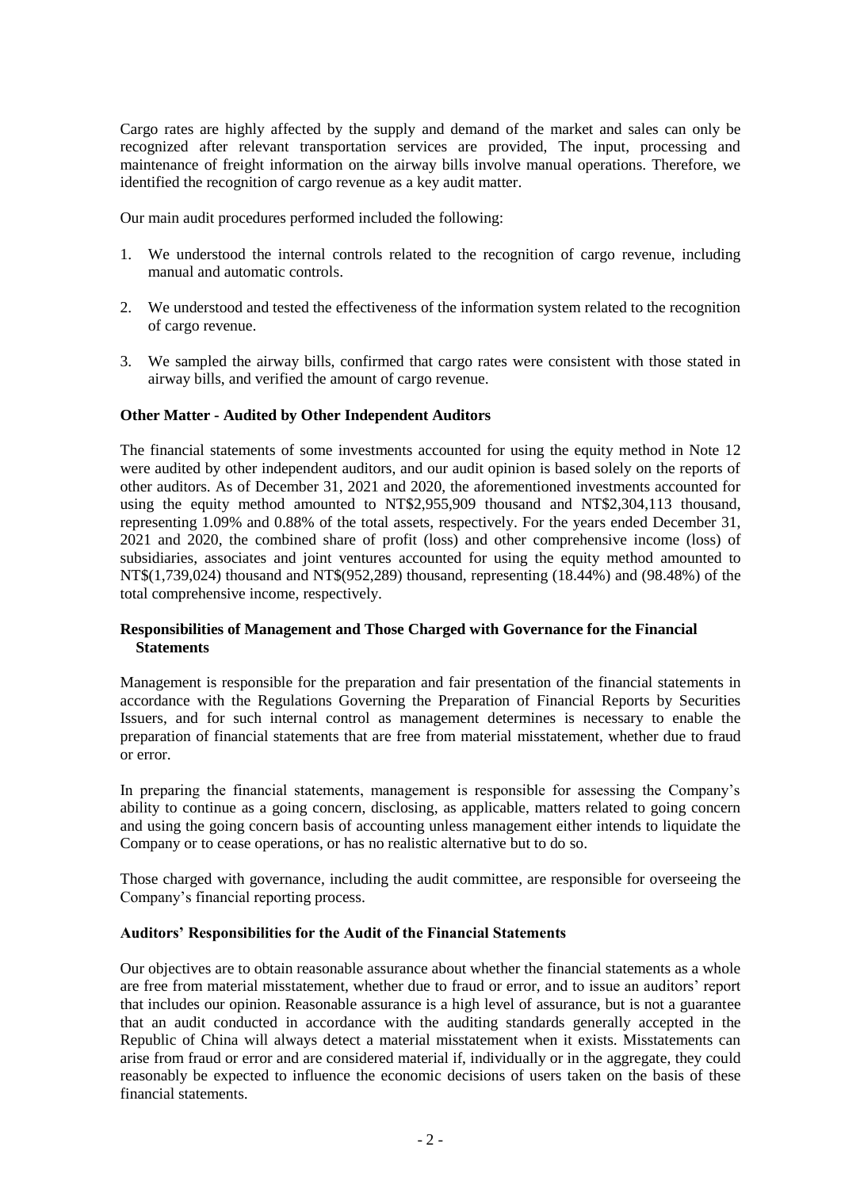Cargo rates are highly affected by the supply and demand of the market and sales can only be recognized after relevant transportation services are provided, The input, processing and maintenance of freight information on the airway bills involve manual operations. Therefore, we identified the recognition of cargo revenue as a key audit matter.

Our main audit procedures performed included the following:

1. We understood the internal controls related to the recognition of cargo revenue, including manual and automatic controls.

2. We understood and tested the effectiveness of the information system related to the recognition of cargo revenue.

3. We sampled the airway bills, confirmed that cargo rates were consistent with those stated in airway bills, and verified the amount of cargo revenue.

**Other Matter - Audited by Other Independent Auditors**

The financial statements of some investments accounted for using the equity method in Note 12 were audited by other independent auditors, and our audit opinion is based solely on the reports of other auditors. As of December 31, 2021 and 2020, the aforementioned investments accounted for using the equity method amounted to NT$2,955,909 thousand and NT$2,304,113 thousand, representing 1.09% and 0.88% of the total assets, respectively. For the years ended December 31, 2021 and 2020, the combined share of profit (loss) and other comprehensive income (loss) of subsidiaries, associates and joint ventures accounted for using the equity method amounted to NT$(1,739,024) thousand and NT$(952,289) thousand, representing (18.44%) and (98.48%) of the total comprehensive income, respectively.

**Responsibilities of Management and Those Charged with Governance for the Financial Statements**

Management is responsible for the preparation and fair presentation of the financial statements in accordance with the Regulations Governing the Preparation of Financial Reports by Securities Issuers, and for such internal control as management determines is necessary to enable the preparation of financial statements that are free from material misstatement, whether due to fraud or error.

In preparing the financial statements, management is responsible for assessing the Company's ability to continue as a going concern, disclosing, as applicable, matters related to going concern and using the going concern basis of accounting unless management either intends to liquidate the Company or to cease operations, or has no realistic alternative but to do so.

Those charged with governance, including the audit committee, are responsible for overseeing the Company's financial reporting process.

**Auditors' Responsibilities for the Audit of the Financial Statements**

Our objectives are to obtain reasonable assurance about whether the financial statements as a whole are free from material misstatement, whether due to fraud or error, and to issue an auditors' report that includes our opinion. Reasonable assurance is a high level of assurance, but is not a guarantee that an audit conducted in accordance with the auditing standards generally accepted in the Republic of China will always detect a material misstatement when it exists. Misstatements can arise from fraud or error and are considered material if, individually or in the aggregate, they could reasonably be expected to influence the economic decisions of users taken on the basis of these financial statements.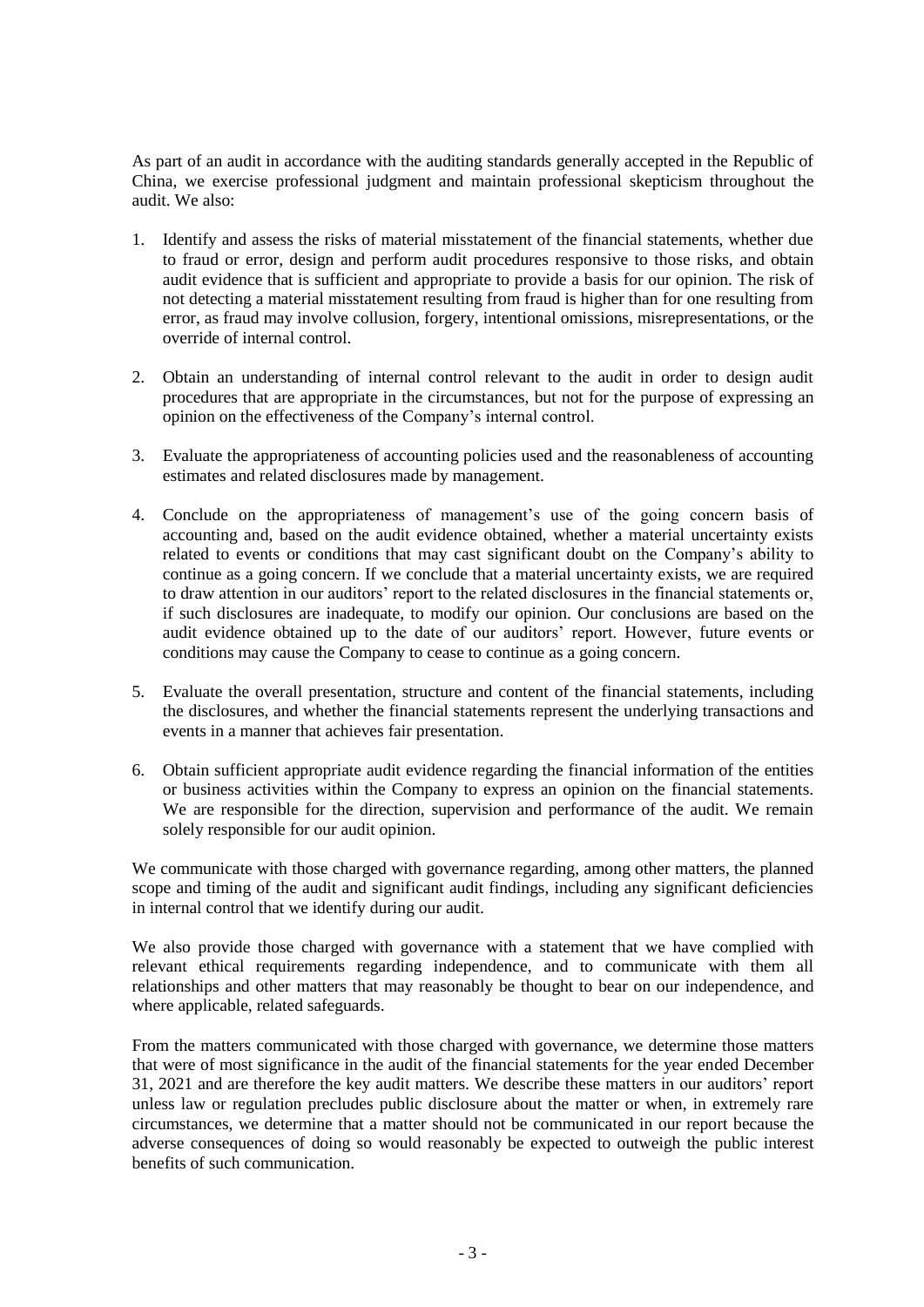As part of an audit in accordance with the auditing standards generally accepted in the Republic of China, we exercise professional judgment and maintain professional skepticism throughout the audit. We also:

1. Identify and assess the risks of material misstatement of the financial statements, whether due to fraud or error, design and perform audit procedures responsive to those risks, and obtain audit evidence that is sufficient and appropriate to provide a basis for our opinion. The risk of not detecting a material misstatement resulting from fraud is higher than for one resulting from error, as fraud may involve collusion, forgery, intentional omissions, misrepresentations, or the override of internal control.

2. Obtain an understanding of internal control relevant to the audit in order to design audit procedures that are appropriate in the circumstances, but not for the purpose of expressing an opinion on the effectiveness of the Company's internal control.

3. Evaluate the appropriateness of accounting policies used and the reasonableness of accounting estimates and related disclosures made by management.

4. Conclude on the appropriateness of management's use of the going concern basis of accounting and, based on the audit evidence obtained, whether a material uncertainty exists related to events or conditions that may cast significant doubt on the Company's ability to continue as a going concern. If we conclude that a material uncertainty exists, we are required to draw attention in our auditors' report to the related disclosures in the financial statements or, if such disclosures are inadequate, to modify our opinion. Our conclusions are based on the audit evidence obtained up to the date of our auditors' report. However, future events or conditions may cause the Company to cease to continue as a going concern.

5. Evaluate the overall presentation, structure and content of the financial statements, including the disclosures, and whether the financial statements represent the underlying transactions and events in a manner that achieves fair presentation.

6. Obtain sufficient appropriate audit evidence regarding the financial information of the entities or business activities within the Company to express an opinion on the financial statements. We are responsible for the direction, supervision and performance of the audit. We remain solely responsible for our audit opinion.

We communicate with those charged with governance regarding, among other matters, the planned scope and timing of the audit and significant audit findings, including any significant deficiencies in internal control that we identify during our audit.

We also provide those charged with governance with a statement that we have complied with relevant ethical requirements regarding independence, and to communicate with them all relationships and other matters that may reasonably be thought to bear on our independence, and where applicable, related safeguards.

From the matters communicated with those charged with governance, we determine those matters that were of most significance in the audit of the financial statements for the year ended December 31, 2021 and are therefore the key audit matters. We describe these matters in our auditors' report unless law or regulation precludes public disclosure about the matter or when, in extremely rare circumstances, we determine that a matter should not be communicated in our report because the adverse consequences of doing so would reasonably be expected to outweigh the public interest benefits of such communication.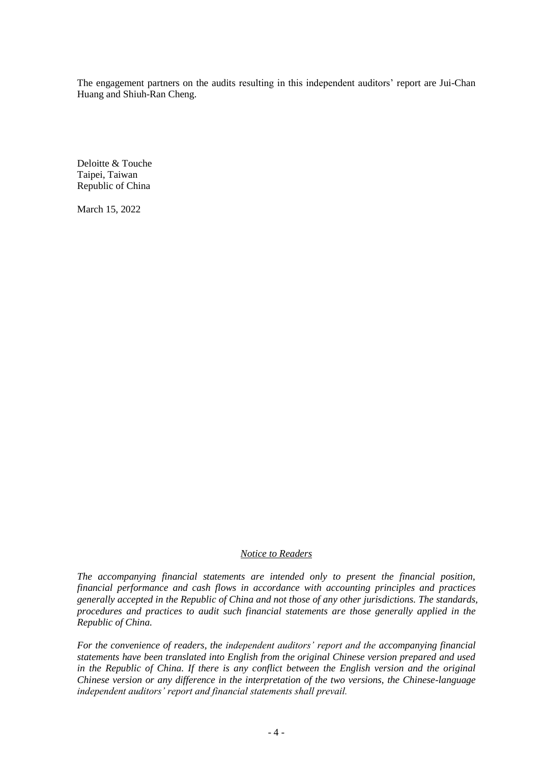The engagement partners on the audits resulting in this independent auditors' report are Jui-Chan Huang and Shiuh-Ran Cheng.

Deloitte & Touche
Taipei, Taiwan
Republic of China

March 15, 2022

*Notice to Readers*

*The accompanying financial statements are intended only to present the financial position, financial performance and cash flows in accordance with accounting principles and practices generally accepted in the Republic of China and not those of any other jurisdictions. The standards, procedures and practices to audit such financial statements are those generally applied in the Republic of China.*

*For the convenience of readers, the independent auditors' report and the accompanying financial statements have been translated into English from the original Chinese version prepared and used in the Republic of China. If there is any conflict between the English version and the original Chinese version or any difference in the interpretation of the two versions, the Chinese-language independent auditors' report and financial statements shall prevail.*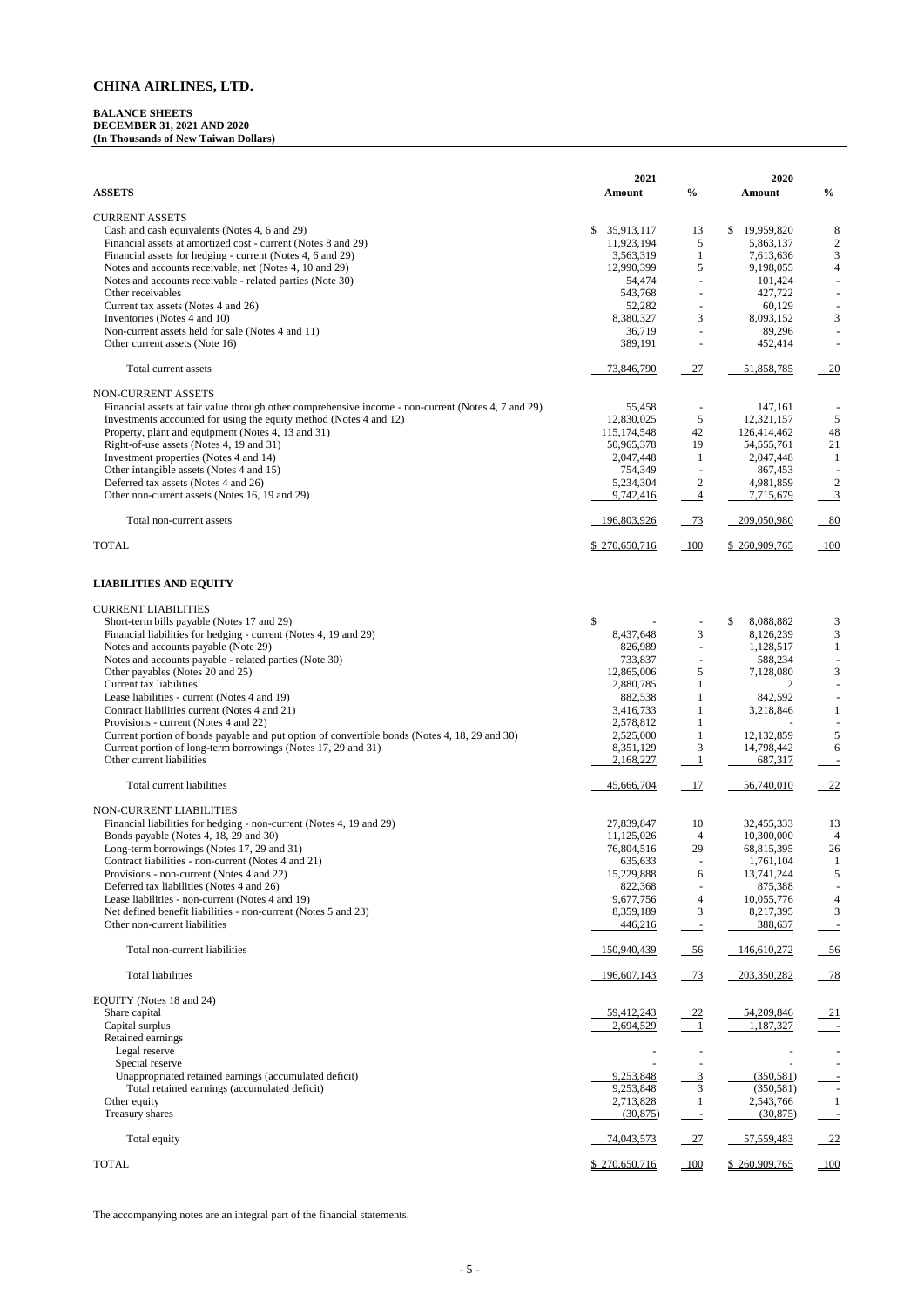# CHINA AIRLINES, LTD.

**BALANCE SHEETS**
**DECEMBER 31, 2021 AND 2020**
**(In Thousands of New Taiwan Dollars)**

| | 2021 | | 2020 | |
|---|---|---|---|---|
| **ASSETS** | **Amount** | **%** | **Amount** | **%** |
| CURRENT ASSETS | | | | |
| Cash and cash equivalents (Notes 4, 6 and 29) | $ 35,913,117 | 13 | $ 19,959,820 | 8 |
| Financial assets at amortized cost - current (Notes 8 and 29) | 11,923,194 | 5 | 5,863,137 | 2 |
| Financial assets for hedging - current (Notes 4, 6 and 29) | 3,563,319 | 1 | 7,613,636 | 3 |
| Notes and accounts receivable, net (Notes 4, 10 and 29) | 12,990,399 | 5 | 9,198,055 | 4 |
| Notes and accounts receivable - related parties (Note 30) | 54,474 | - | 101,424 | - |
| Other receivables | 543,768 | - | 427,722 | - |
| Current tax assets (Notes 4 and 26) | 52,282 | - | 60,129 | - |
| Inventories (Notes 4 and 10) | 8,380,327 | 3 | 8,093,152 | 3 |
| Non-current assets held for sale (Notes 4 and 11) | 36,719 | - | 89,296 | - |
| Other current assets (Note 16) | 389,191 | - | 452,414 | - |
| Total current assets | 73,846,790 | 27 | 51,858,785 | 20 |
| NON-CURRENT ASSETS | | | | |
| Financial assets at fair value through other comprehensive income - non-current (Notes 4, 7 and 29) | 55,458 | - | 147,161 | - |
| Investments accounted for using the equity method (Notes 4 and 12) | 12,830,025 | 5 | 12,321,157 | 5 |
| Property, plant and equipment (Notes 4, 13 and 31) | 115,174,548 | 42 | 126,414,462 | 48 |
| Right-of-use assets (Notes 4, 19 and 31) | 50,965,378 | 19 | 54,555,761 | 21 |
| Investment properties (Notes 4 and 14) | 2,047,448 | 1 | 2,047,448 | 1 |
| Other intangible assets (Notes 4 and 15) | 754,349 | - | 867,453 | - |
| Deferred tax assets (Notes 4 and 26) | 5,234,304 | 2 | 4,981,859 | 2 |
| Other non-current assets (Notes 16, 19 and 29) | 9,742,416 | 4 | 7,715,679 | 3 |
| Total non-current assets | 196,803,926 | 73 | 209,050,980 | 80 |
| TOTAL | $ 270,650,716 | 100 | $ 260,909,765 | 100 |
| **LIABILITIES AND EQUITY** | | | | |
| CURRENT LIABILITIES | | | | |
| Short-term bills payable (Notes 17 and 29) | $ - | - | $ 8,088,882 | 3 |
| Financial liabilities for hedging - current (Notes 4, 19 and 29) | 8,437,648 | 3 | 8,126,239 | 3 |
| Notes and accounts payable (Note 29) | 826,989 | - | 1,128,517 | 1 |
| Notes and accounts payable - related parties (Note 30) | 733,837 | - | 588,234 | - |
| Other payables (Notes 20 and 25) | 12,865,006 | 5 | 7,128,080 | 3 |
| Current tax liabilities | 2,880,785 | 1 | 2 | - |
| Lease liabilities - current (Notes 4 and 19) | 882,538 | 1 | 842,592 | - |
| Contract liabilities current (Notes 4 and 21) | 3,416,733 | 1 | 3,218,846 | 1 |
| Provisions - current (Notes 4 and 22) | 2,578,812 | 1 | - | - |
| Current portion of bonds payable and put option of convertible bonds (Notes 4, 18, 29 and 30) | 2,525,000 | 1 | 12,132,859 | 5 |
| Current portion of long-term borrowings (Notes 17, 29 and 31) | 8,351,129 | 3 | 14,798,442 | 6 |
| Other current liabilities | 2,168,227 | 1 | 687,317 | - |
| Total current liabilities | 45,666,704 | 17 | 56,740,010 | 22 |
| NON-CURRENT LIABILITIES | | | | |
| Financial liabilities for hedging - non-current (Notes 4, 19 and 29) | 27,839,847 | 10 | 32,455,333 | 13 |
| Bonds payable (Notes 4, 18, 29 and 30) | 11,125,026 | 4 | 10,300,000 | 4 |
| Long-term borrowings (Notes 17, 29 and 31) | 76,804,516 | 29 | 68,815,395 | 26 |
| Contract liabilities - non-current (Notes 4 and 21) | 635,633 | - | 1,761,104 | 1 |
| Provisions - non-current (Notes 4 and 22) | 15,229,888 | 6 | 13,741,244 | 5 |
| Deferred tax liabilities (Notes 4 and 26) | 822,368 | - | 875,388 | - |
| Lease liabilities - non-current (Notes 4 and 19) | 9,677,756 | 4 | 10,055,776 | 4 |
| Net defined benefit liabilities - non-current (Notes 5 and 23) | 8,359,189 | 3 | 8,217,395 | 3 |
| Other non-current liabilities | 446,216 | - | 388,637 | - |
| Total non-current liabilities | 150,940,439 | 56 | 146,610,272 | 56 |
| Total liabilities | 196,607,143 | 73 | 203,350,282 | 78 |
| EQUITY (Notes 18 and 24) | | | | |
| Share capital | 59,412,243 | 22 | 54,209,846 | 21 |
| Capital surplus | 2,694,529 | 1 | 1,187,327 | - |
| Retained earnings | | | | |
| Legal reserve | - | - | - | - |
| Special reserve | - | - | - | - |
| Unappropriated retained earnings (accumulated deficit) | 9,253,848 | 3 | (350,581) | - |
| Total retained earnings (accumulated deficit) | 9,253,848 | 3 | (350,581) | - |
| Other equity | 2,713,828 | 1 | 2,543,766 | 1 |
| Treasury shares | (30,875) | - | (30,875) | - |
| Total equity | 74,043,573 | 27 | 57,559,483 | 22 |
| TOTAL | $ 270,650,716 | 100 | $ 260,909,765 | 100 |

The accompanying notes are an integral part of the financial statements.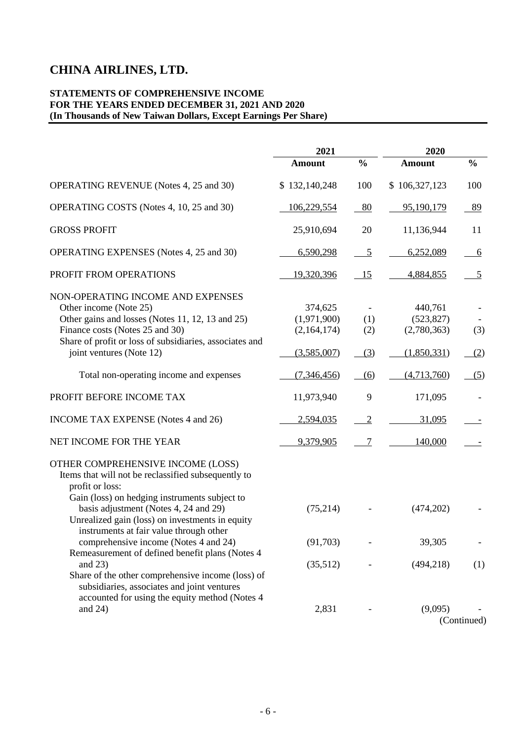# CHINA AIRLINES, LTD.

**STATEMENTS OF COMPREHENSIVE INCOME**
**FOR THE YEARS ENDED DECEMBER 31, 2021 AND 2020**
**(In Thousands of New Taiwan Dollars, Except Earnings Per Share)**

| | 2021 | | 2020 | |
|---|---|---|---|---|
| | **Amount** | **%** | **Amount** | **%** |
| OPERATING REVENUE (Notes 4, 25 and 30) | $ 132,140,248 | 100 | $ 106,327,123 | 100 |
| OPERATING COSTS (Notes 4, 10, 25 and 30) | 106,229,554 | 80 | 95,190,179 | 89 |
| GROSS PROFIT | 25,910,694 | 20 | 11,136,944 | 11 |
| OPERATING EXPENSES (Notes 4, 25 and 30) | 6,590,298 | 5 | 6,252,089 | 6 |
| PROFIT FROM OPERATIONS | 19,320,396 | 15 | 4,884,855 | 5 |
| NON-OPERATING INCOME AND EXPENSES | | | | |
| Other income (Note 25) | 374,625 | - | 440,761 | - |
| Other gains and losses (Notes 11, 12, 13 and 25) | (1,971,900) | (1) | (523,827) | - |
| Finance costs (Notes 25 and 30) | (2,164,174) | (2) | (2,780,363) | (3) |
| Share of profit or loss of subsidiaries, associates and joint ventures (Note 12) | (3,585,007) | (3) | (1,850,331) | (2) |
| Total non-operating income and expenses | (7,346,456) | (6) | (4,713,760) | (5) |
| PROFIT BEFORE INCOME TAX | 11,973,940 | 9 | 171,095 | - |
| INCOME TAX EXPENSE (Notes 4 and 26) | 2,594,035 | 2 | 31,095 | - |
| NET INCOME FOR THE YEAR | 9,379,905 | 7 | 140,000 | - |
| OTHER COMPREHENSIVE INCOME (LOSS) | | | | |
| Items that will not be reclassified subsequently to profit or loss: | | | | |
| Gain (loss) on hedging instruments subject to basis adjustment (Notes 4, 24 and 29) | (75,214) | - | (474,202) | - |
| Unrealized gain (loss) on investments in equity instruments at fair value through other comprehensive income (Notes 4 and 24) | (91,703) | - | 39,305 | - |
| Remeasurement of defined benefit plans (Notes 4 and 23) | (35,512) | - | (494,218) | (1) |
| Share of the other comprehensive income (loss) of subsidiaries, associates and joint ventures accounted for using the equity method (Notes 4 and 24) | 2,831 | - | (9,095) | - |

(Continued)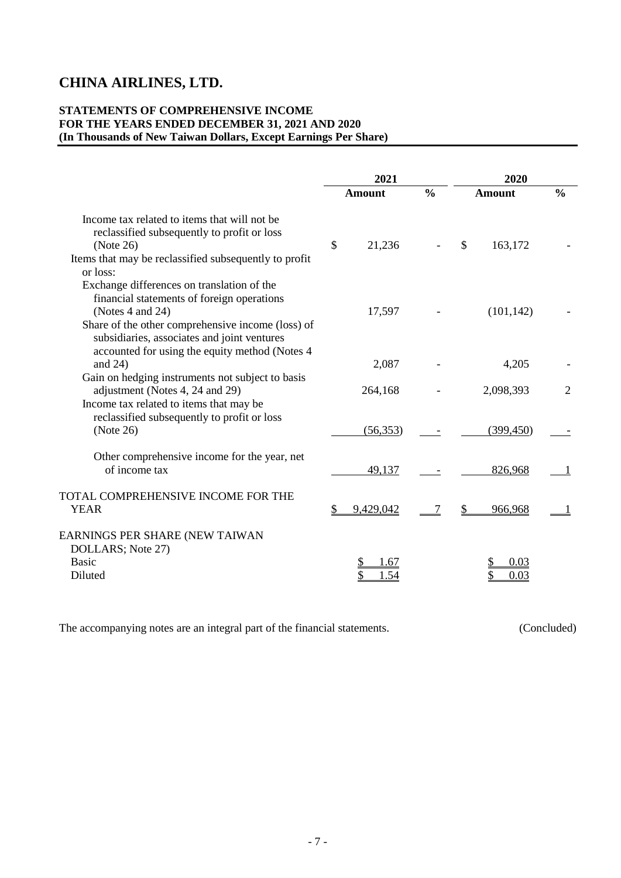# CHINA AIRLINES, LTD.

**STATEMENTS OF COMPREHENSIVE INCOME**
**FOR THE YEARS ENDED DECEMBER 31, 2021 AND 2020**
**(In Thousands of New Taiwan Dollars, Except Earnings Per Share)**

| | 2021 | | 2020 | |
|---|---|---|---|---|
| | **Amount** | **%** | **Amount** | **%** |
| Income tax related to items that will not be reclassified subsequently to profit or loss (Note 26) | $ 21,236 | - | $ 163,172 | - |
| Items that may be reclassified subsequently to profit or loss: | | | | |
| Exchange differences on translation of the financial statements of foreign operations (Notes 4 and 24) | 17,597 | - | (101,142) | - |
| Share of the other comprehensive income (loss) of subsidiaries, associates and joint ventures accounted for using the equity method (Notes 4 and 24) | 2,087 | - | 4,205 | - |
| Gain on hedging instruments not subject to basis adjustment (Notes 4, 24 and 29) | 264,168 | - | 2,098,393 | 2 |
| Income tax related to items that may be reclassified subsequently to profit or loss (Note 26) | (56,353) | - | (399,450) | - |
| Other comprehensive income for the year, net of income tax | 49,137 | - | 826,968 | 1 |
| TOTAL COMPREHENSIVE INCOME FOR THE YEAR | $ 9,429,042 | 7 | $ 966,968 | 1 |
| EARNINGS PER SHARE (NEW TAIWAN DOLLARS; Note 27) | | | | |
| Basic | $ 1.67 | | $ 0.03 | |
| Diluted | $ 1.54 | | $ 0.03 | |

The accompanying notes are an integral part of the financial statements. (Concluded)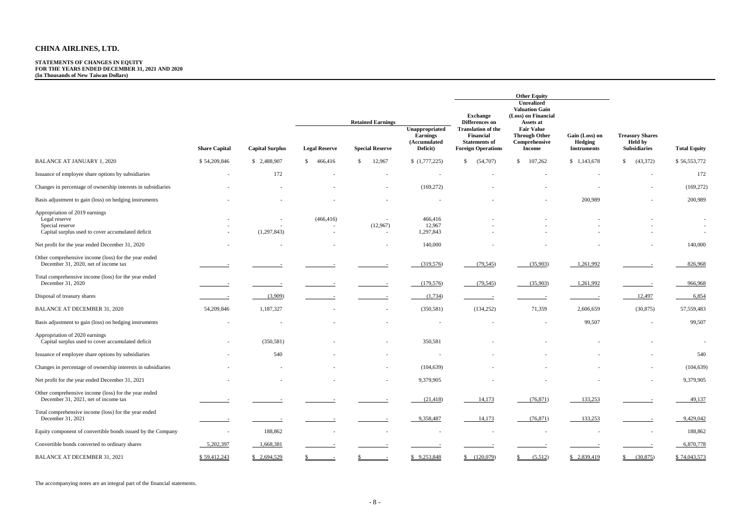# CHINA AIRLINES, LTD.

**STATEMENTS OF CHANGES IN EQUITY**
**FOR THE YEARS ENDED DECEMBER 31, 2021 AND 2020**
**(In Thousands of New Taiwan Dollars)**

| | | | Retained Earnings | | | Other Equity | | | | |
|---|---|---|---|---|---|---|---|---|---|---|
| | Share Capital | Capital Surplus | Legal Reserve | Special Reserve | Unappropriated Earnings (Accumulated Deficit) | Exchange Differences on Translation of the Financial Statements of Foreign Operations | Unrealized Valuation Gain (Loss) on Financial Assets at Fair Value Through Other Comprehensive Income | Gain (Loss) on Hedging Instruments | Treasury Shares Held by Subsidiaries | Total Equity |
| BALANCE AT JANUARY 1, 2020 | $ 54,209,846 | $ 2,488,907 | $ 466,416 | $ 12,967 | $ (1,777,225) | $ (54,707) | $ 107,262 | $ 1,143,678 | $ (43,372) | $ 56,553,772 |
| Issuance of employee share options by subsidiaries | - | 172 | - | - | - | - | - | - | - | 172 |
| Changes in percentage of ownership interests in subsidiaries | - | - | - | - | (169,272) | - | - | - | - | (169,272) |
| Basis adjustment to gain (loss) on hedging instruments | - | - | - | - | - | - | - | 200,989 | - | 200,989 |
| Appropriation of 2019 earnings | | | | | | | | | | |
| Legal reserve | - | - | (466,416) | - | 466,416 | - | - | - | - | - |
| Special reserve | - | - | - | (12,967) | 12,967 | - | - | - | - | - |
| Capital surplus used to cover accumulated deficit | - | (1,297,843) | - | - | 1,297,843 | - | - | - | - | - |
| Net profit for the year ended December 31, 2020 | - | - | - | - | 140,000 | - | - | - | - | 140,000 |
| Other comprehensive income (loss) for the year ended December 31, 2020, net of income tax | - | - | - | - | (319,576) | (79,545) | (35,903) | 1,261,992 | - | 826,968 |
| Total comprehensive income (loss) for the year ended December 31, 2020 | - | - | - | - | (179,576) | (79,545) | (35,903) | 1,261,992 | - | 966,968 |
| Disposal of treasury shares | - | (3,909) | - | - | (1,734) | - | - | - | 12,497 | 6,854 |
| BALANCE AT DECEMBER 31, 2020 | 54,209,846 | 1,187,327 | - | - | (350,581) | (134,252) | 71,359 | 2,606,659 | (30,875) | 57,559,483 |
| Basis adjustment to gain (loss) on hedging instruments | - | - | - | - | - | - | - | 99,507 | - | 99,507 |
| Appropriation of 2020 earnings | | | | | | | | | | |
| Capital surplus used to cover accumulated deficit | - | (350,581) | - | - | 350,581 | - | - | - | - | - |
| Issuance of employee share options by subsidiaries | - | 540 | - | - | - | - | - | - | - | 540 |
| Changes in percentage of ownership interests in subsidiaries | - | - | - | - | (104,639) | - | - | - | - | (104,639) |
| Net profit for the year ended December 31, 2021 | - | - | - | - | 9,379,905 | - | - | - | - | 9,379,905 |
| Other comprehensive income (loss) for the year ended December 31, 2021, net of income tax | - | - | - | - | (21,418) | 14,173 | (76,871) | 133,253 | - | 49,137 |
| Total comprehensive income (loss) for the year ended December 31, 2021 | - | - | - | - | 9,358,487 | 14,173 | (76,871) | 133,253 | - | 9,429,042 |
| Equity component of convertible bonds issued by the Company | - | 188,862 | - | - | - | - | - | - | - | 188,862 |
| Convertible bonds converted to ordinary shares | 5,202,397 | 1,668,381 | - | - | - | - | - | - | - | 6,870,778 |
| BALANCE AT DECEMBER 31, 2021 | $ 59,412,243 | $ 2,694,529 | $ - | $ - | $ 9,253,848 | $ (120,079) | $ (5,512) | $ 2,839,419 | $ (30,875) | $ 74,043,573 |

The accompanying notes are an integral part of the financial statements.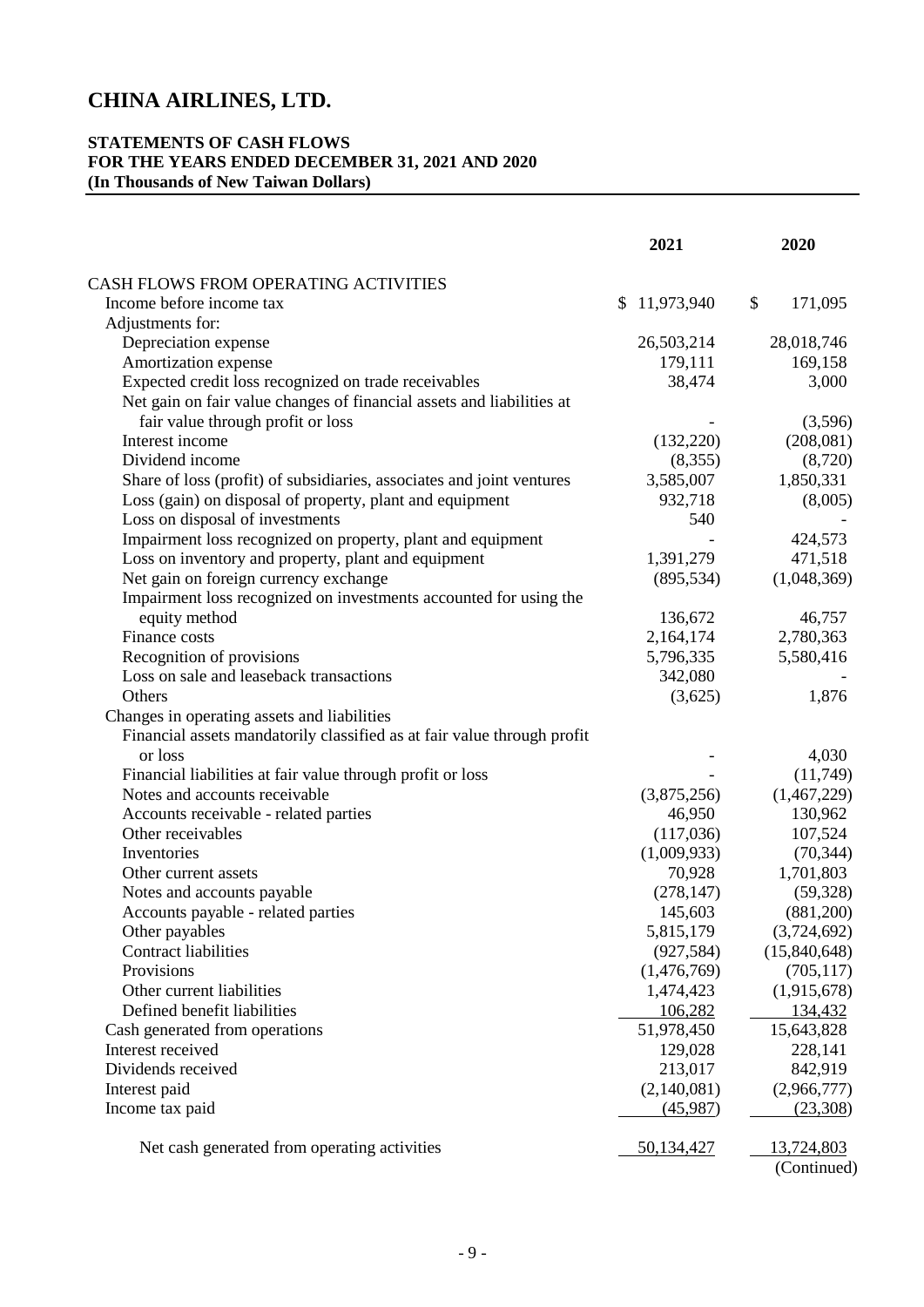# CHINA AIRLINES, LTD.

**STATEMENTS OF CASH FLOWS**
**FOR THE YEARS ENDED DECEMBER 31, 2021 AND 2020**
**(In Thousands of New Taiwan Dollars)**

| | 2021 | 2020 |
|---|---|---|
| CASH FLOWS FROM OPERATING ACTIVITIES | | |
| Income before income tax | $ 11,973,940 | $ 171,095 |
| Adjustments for: | | |
| Depreciation expense | 26,503,214 | 28,018,746 |
| Amortization expense | 179,111 | 169,158 |
| Expected credit loss recognized on trade receivables | 38,474 | 3,000 |
| Net gain on fair value changes of financial assets and liabilities at fair value through profit or loss | - | (3,596) |
| Interest income | (132,220) | (208,081) |
| Dividend income | (8,355) | (8,720) |
| Share of loss (profit) of subsidiaries, associates and joint ventures | 3,585,007 | 1,850,331 |
| Loss (gain) on disposal of property, plant and equipment | 932,718 | (8,005) |
| Loss on disposal of investments | 540 | - |
| Impairment loss recognized on property, plant and equipment | - | 424,573 |
| Loss on inventory and property, plant and equipment | 1,391,279 | 471,518 |
| Net gain on foreign currency exchange | (895,534) | (1,048,369) |
| Impairment loss recognized on investments accounted for using the equity method | 136,672 | 46,757 |
| Finance costs | 2,164,174 | 2,780,363 |
| Recognition of provisions | 5,796,335 | 5,580,416 |
| Loss on sale and leaseback transactions | 342,080 | - |
| Others | (3,625) | 1,876 |
| Changes in operating assets and liabilities | | |
| Financial assets mandatorily classified as at fair value through profit or loss | - | 4,030 |
| Financial liabilities at fair value through profit or loss | - | (11,749) |
| Notes and accounts receivable | (3,875,256) | (1,467,229) |
| Accounts receivable - related parties | 46,950 | 130,962 |
| Other receivables | (117,036) | 107,524 |
| Inventories | (1,009,933) | (70,344) |
| Other current assets | 70,928 | 1,701,803 |
| Notes and accounts payable | (278,147) | (59,328) |
| Accounts payable - related parties | 145,603 | (881,200) |
| Other payables | 5,815,179 | (3,724,692) |
| Contract liabilities | (927,584) | (15,840,648) |
| Provisions | (1,476,769) | (705,117) |
| Other current liabilities | 1,474,423 | (1,915,678) |
| Defined benefit liabilities | 106,282 | 134,432 |
| Cash generated from operations | 51,978,450 | 15,643,828 |
| Interest received | 129,028 | 228,141 |
| Dividends received | 213,017 | 842,919 |
| Interest paid | (2,140,081) | (2,966,777) |
| Income tax paid | (45,987) | (23,308) |
| Net cash generated from operating activities | 50,134,427 | 13,724,803 |

(Continued)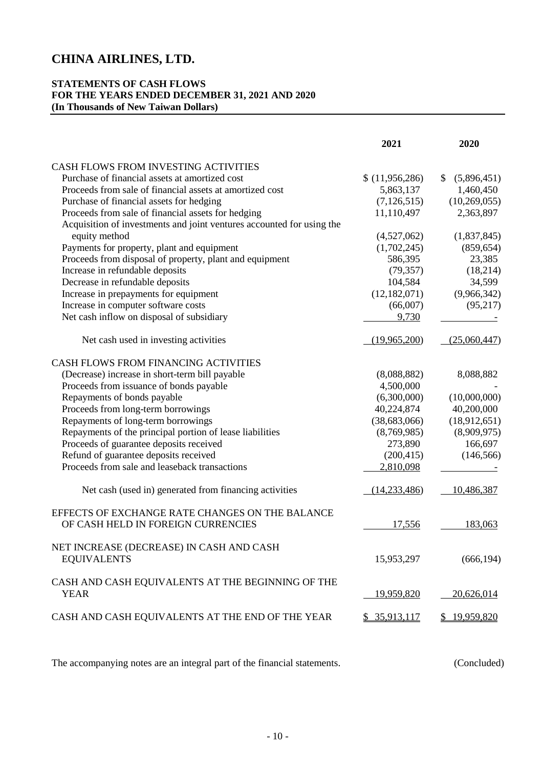# CHINA AIRLINES, LTD.

**STATEMENTS OF CASH FLOWS**
**FOR THE YEARS ENDED DECEMBER 31, 2021 AND 2020**
**(In Thousands of New Taiwan Dollars)**

| | 2021 | 2020 |
|---|---|---|
| CASH FLOWS FROM INVESTING ACTIVITIES | | |
| Purchase of financial assets at amortized cost | $ (11,956,286) | $ (5,896,451) |
| Proceeds from sale of financial assets at amortized cost | 5,863,137 | 1,460,450 |
| Purchase of financial assets for hedging | (7,126,515) | (10,269,055) |
| Proceeds from sale of financial assets for hedging | 11,110,497 | 2,363,897 |
| Acquisition of investments and joint ventures accounted for using the equity method | (4,527,062) | (1,837,845) |
| Payments for property, plant and equipment | (1,702,245) | (859,654) |
| Proceeds from disposal of property, plant and equipment | 586,395 | 23,385 |
| Increase in refundable deposits | (79,357) | (18,214) |
| Decrease in refundable deposits | 104,584 | 34,599 |
| Increase in prepayments for equipment | (12,182,071) | (9,966,342) |
| Increase in computer software costs | (66,007) | (95,217) |
| Net cash inflow on disposal of subsidiary | 9,730 | - |
| Net cash used in investing activities | (19,965,200) | (25,060,447) |
| CASH FLOWS FROM FINANCING ACTIVITIES | | |
| (Decrease) increase in short-term bill payable | (8,088,882) | 8,088,882 |
| Proceeds from issuance of bonds payable | 4,500,000 | - |
| Repayments of bonds payable | (6,300,000) | (10,000,000) |
| Proceeds from long-term borrowings | 40,224,874 | 40,200,000 |
| Repayments of long-term borrowings | (38,683,066) | (18,912,651) |
| Repayments of the principal portion of lease liabilities | (8,769,985) | (8,909,975) |
| Proceeds of guarantee deposits received | 273,890 | 166,697 |
| Refund of guarantee deposits received | (200,415) | (146,566) |
| Proceeds from sale and leaseback transactions | 2,810,098 | - |
| Net cash (used in) generated from financing activities | (14,233,486) | 10,486,387 |
| EFFECTS OF EXCHANGE RATE CHANGES ON THE BALANCE OF CASH HELD IN FOREIGN CURRENCIES | 17,556 | 183,063 |
| NET INCREASE (DECREASE) IN CASH AND CASH EQUIVALENTS | 15,953,297 | (666,194) |
| CASH AND CASH EQUIVALENTS AT THE BEGINNING OF THE YEAR | 19,959,820 | 20,626,014 |
| CASH AND CASH EQUIVALENTS AT THE END OF THE YEAR | $ 35,913,117 | $ 19,959,820 |

The accompanying notes are an integral part of the financial statements. (Concluded)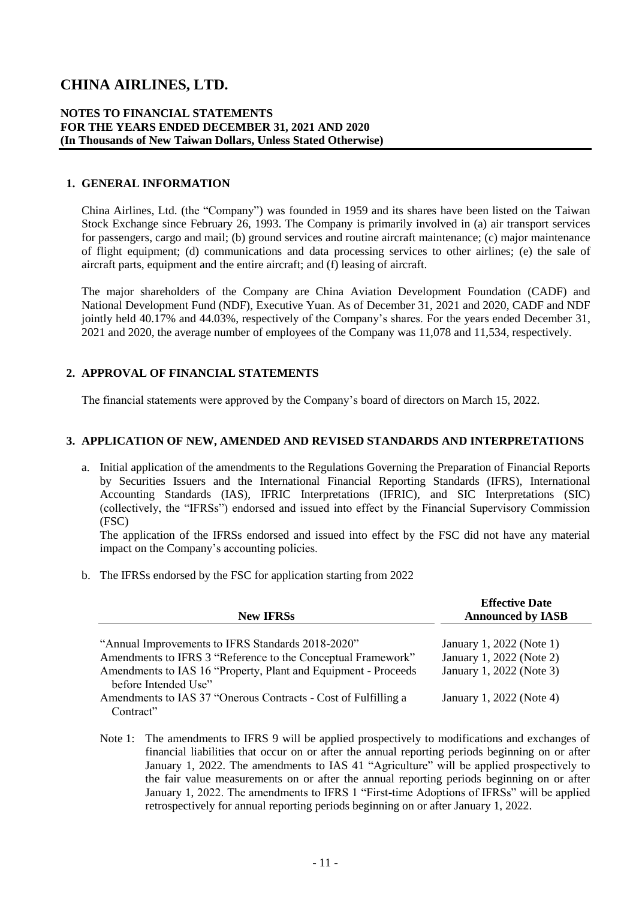# CHINA AIRLINES, LTD.

**NOTES TO FINANCIAL STATEMENTS**
**FOR THE YEARS ENDED DECEMBER 31, 2021 AND 2020**
**(In Thousands of New Taiwan Dollars, Unless Stated Otherwise)**

## 1. GENERAL INFORMATION

China Airlines, Ltd. (the "Company") was founded in 1959 and its shares have been listed on the Taiwan Stock Exchange since February 26, 1993. The Company is primarily involved in (a) air transport services for passengers, cargo and mail; (b) ground services and routine aircraft maintenance; (c) major maintenance of flight equipment; (d) communications and data processing services to other airlines; (e) the sale of aircraft parts, equipment and the entire aircraft; and (f) leasing of aircraft.

The major shareholders of the Company are China Aviation Development Foundation (CADF) and National Development Fund (NDF), Executive Yuan. As of December 31, 2021 and 2020, CADF and NDF jointly held 40.17% and 44.03%, respectively of the Company's shares. For the years ended December 31, 2021 and 2020, the average number of employees of the Company was 11,078 and 11,534, respectively.

## 2. APPROVAL OF FINANCIAL STATEMENTS

The financial statements were approved by the Company's board of directors on March 15, 2022.

## 3. APPLICATION OF NEW, AMENDED AND REVISED STANDARDS AND INTERPRETATIONS

a. Initial application of the amendments to the Regulations Governing the Preparation of Financial Reports by Securities Issuers and the International Financial Reporting Standards (IFRS), International Accounting Standards (IAS), IFRIC Interpretations (IFRIC), and SIC Interpretations (SIC) (collectively, the "IFRSs") endorsed and issued into effect by the Financial Supervisory Commission (FSC)

   The application of the IFRSs endorsed and issued into effect by the FSC did not have any material impact on the Company's accounting policies.

b. The IFRSs endorsed by the FSC for application starting from 2022

| New IFRSs | Effective Date Announced by IASB |
|---|---|
| "Annual Improvements to IFRS Standards 2018-2020" | January 1, 2022 (Note 1) |
| Amendments to IFRS 3 "Reference to the Conceptual Framework" | January 1, 2022 (Note 2) |
| Amendments to IAS 16 "Property, Plant and Equipment - Proceeds before Intended Use" | January 1, 2022 (Note 3) |
| Amendments to IAS 37 "Onerous Contracts - Cost of Fulfilling a Contract" | January 1, 2022 (Note 4) |

Note 1: The amendments to IFRS 9 will be applied prospectively to modifications and exchanges of financial liabilities that occur on or after the annual reporting periods beginning on or after January 1, 2022. The amendments to IAS 41 "Agriculture" will be applied prospectively to the fair value measurements on or after the annual reporting periods beginning on or after January 1, 2022. The amendments to IFRS 1 "First-time Adoptions of IFRSs" will be applied retrospectively for annual reporting periods beginning on or after January 1, 2022.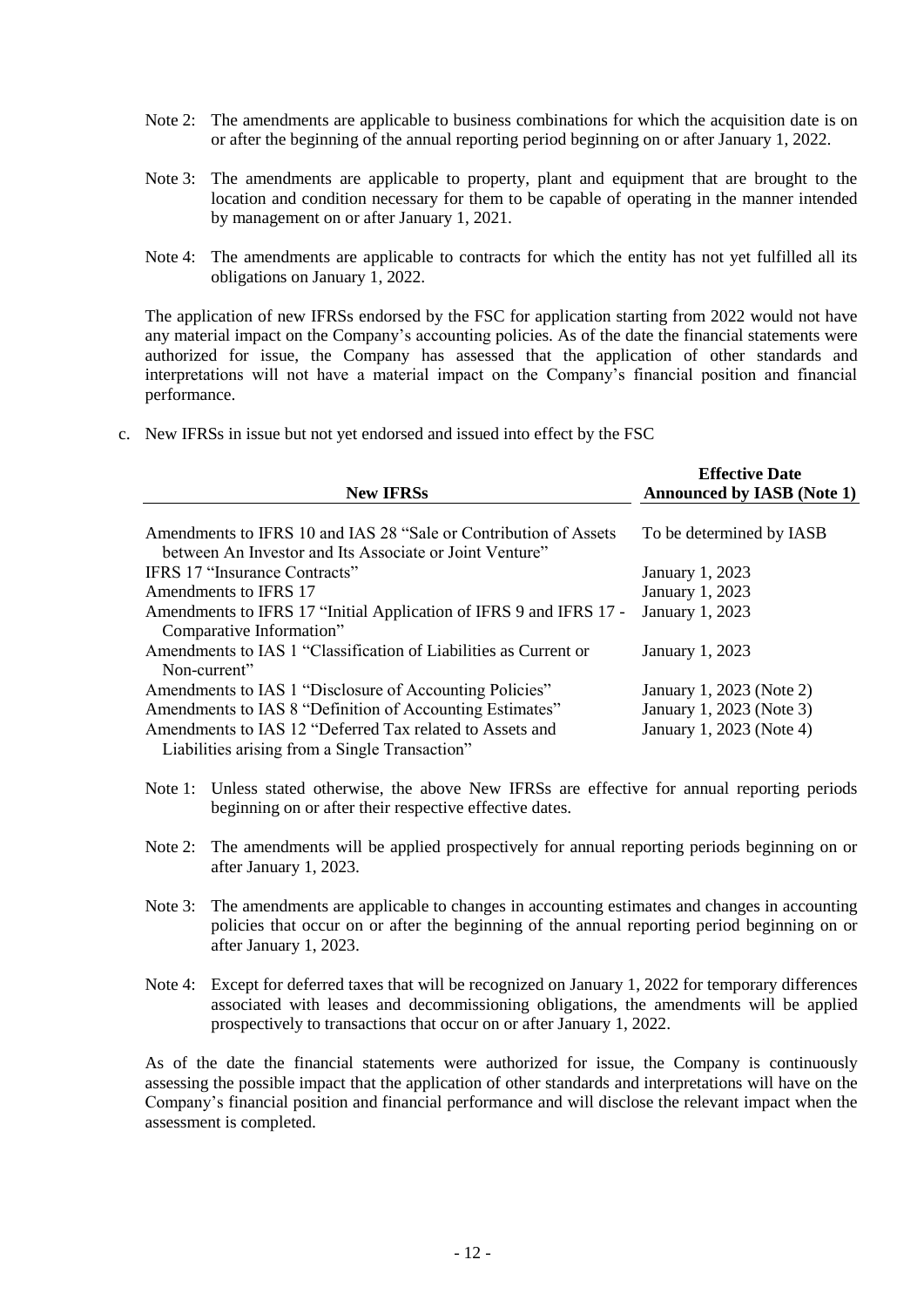Note 2: The amendments are applicable to business combinations for which the acquisition date is on or after the beginning of the annual reporting period beginning on or after January 1, 2022.

Note 3: The amendments are applicable to property, plant and equipment that are brought to the location and condition necessary for them to be capable of operating in the manner intended by management on or after January 1, 2021.

Note 4: The amendments are applicable to contracts for which the entity has not yet fulfilled all its obligations on January 1, 2022.

The application of new IFRSs endorsed by the FSC for application starting from 2022 would not have any material impact on the Company's accounting policies. As of the date the financial statements were authorized for issue, the Company has assessed that the application of other standards and interpretations will not have a material impact on the Company's financial position and financial performance.

c. New IFRSs in issue but not yet endorsed and issued into effect by the FSC

| New IFRSs | Effective Date Announced by IASB (Note 1) |
|---|---|
| Amendments to IFRS 10 and IAS 28 "Sale or Contribution of Assets between An Investor and Its Associate or Joint Venture" | To be determined by IASB |
| IFRS 17 "Insurance Contracts" | January 1, 2023 |
| Amendments to IFRS 17 | January 1, 2023 |
| Amendments to IFRS 17 "Initial Application of IFRS 9 and IFRS 17 - Comparative Information" | January 1, 2023 |
| Amendments to IAS 1 "Classification of Liabilities as Current or Non-current" | January 1, 2023 |
| Amendments to IAS 1 "Disclosure of Accounting Policies" | January 1, 2023 (Note 2) |
| Amendments to IAS 8 "Definition of Accounting Estimates" | January 1, 2023 (Note 3) |
| Amendments to IAS 12 "Deferred Tax related to Assets and Liabilities arising from a Single Transaction" | January 1, 2023 (Note 4) |

Note 1: Unless stated otherwise, the above New IFRSs are effective for annual reporting periods beginning on or after their respective effective dates.

Note 2: The amendments will be applied prospectively for annual reporting periods beginning on or after January 1, 2023.

Note 3: The amendments are applicable to changes in accounting estimates and changes in accounting policies that occur on or after the beginning of the annual reporting period beginning on or after January 1, 2023.

Note 4: Except for deferred taxes that will be recognized on January 1, 2022 for temporary differences associated with leases and decommissioning obligations, the amendments will be applied prospectively to transactions that occur on or after January 1, 2022.

As of the date the financial statements were authorized for issue, the Company is continuously assessing the possible impact that the application of other standards and interpretations will have on the Company's financial position and financial performance and will disclose the relevant impact when the assessment is completed.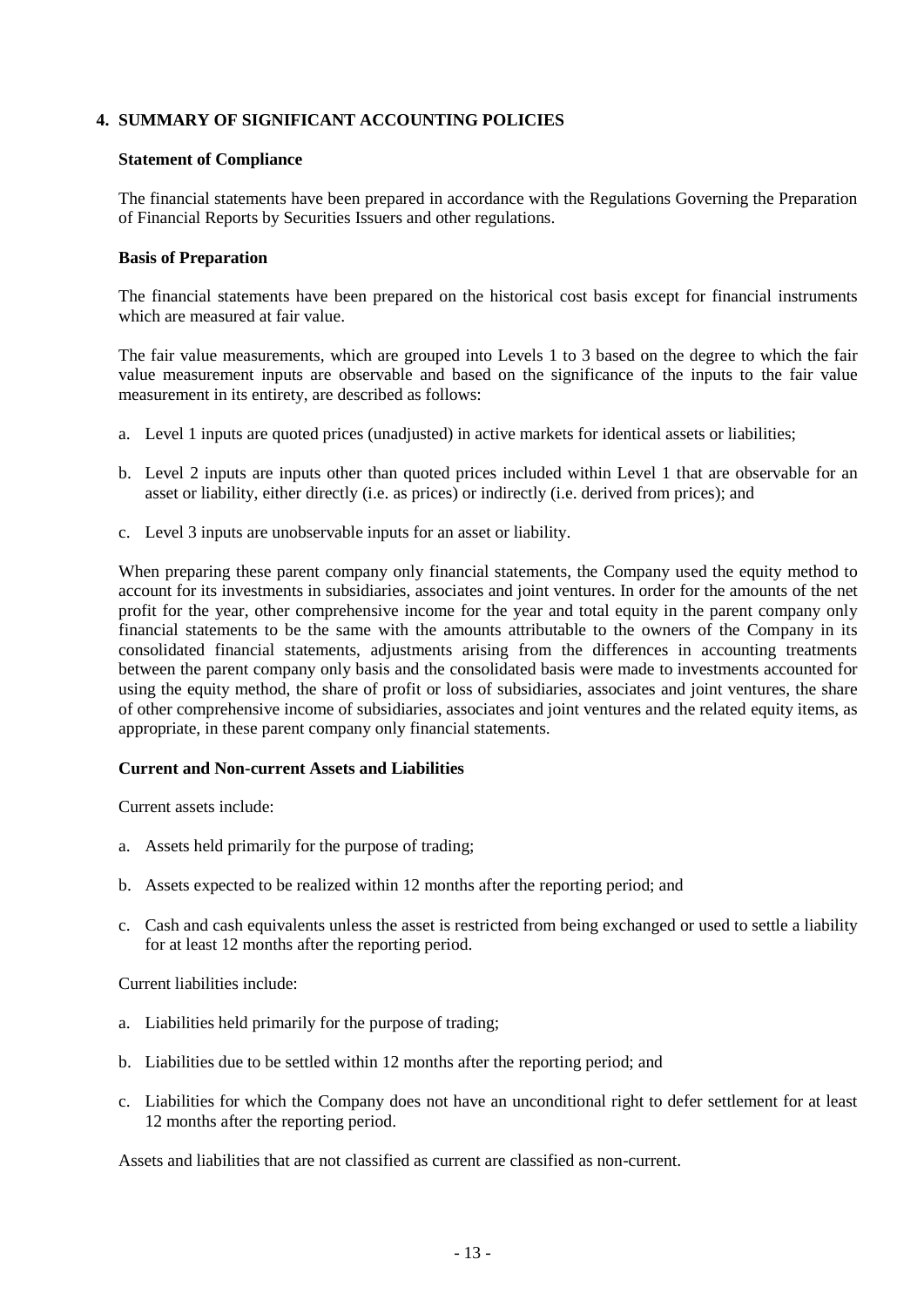## 4. SUMMARY OF SIGNIFICANT ACCOUNTING POLICIES

### Statement of Compliance

The financial statements have been prepared in accordance with the Regulations Governing the Preparation of Financial Reports by Securities Issuers and other regulations.

### Basis of Preparation

The financial statements have been prepared on the historical cost basis except for financial instruments which are measured at fair value.

The fair value measurements, which are grouped into Levels 1 to 3 based on the degree to which the fair value measurement inputs are observable and based on the significance of the inputs to the fair value measurement in its entirety, are described as follows:

a. Level 1 inputs are quoted prices (unadjusted) in active markets for identical assets or liabilities;

b. Level 2 inputs are inputs other than quoted prices included within Level 1 that are observable for an asset or liability, either directly (i.e. as prices) or indirectly (i.e. derived from prices); and

c. Level 3 inputs are unobservable inputs for an asset or liability.

When preparing these parent company only financial statements, the Company used the equity method to account for its investments in subsidiaries, associates and joint ventures. In order for the amounts of the net profit for the year, other comprehensive income for the year and total equity in the parent company only financial statements to be the same with the amounts attributable to the owners of the Company in its consolidated financial statements, adjustments arising from the differences in accounting treatments between the parent company only basis and the consolidated basis were made to investments accounted for using the equity method, the share of profit or loss of subsidiaries, associates and joint ventures, the share of other comprehensive income of subsidiaries, associates and joint ventures and the related equity items, as appropriate, in these parent company only financial statements.

### Current and Non-current Assets and Liabilities

Current assets include:

a. Assets held primarily for the purpose of trading;

b. Assets expected to be realized within 12 months after the reporting period; and

c. Cash and cash equivalents unless the asset is restricted from being exchanged or used to settle a liability for at least 12 months after the reporting period.

Current liabilities include:

a. Liabilities held primarily for the purpose of trading;

b. Liabilities due to be settled within 12 months after the reporting period; and

c. Liabilities for which the Company does not have an unconditional right to defer settlement for at least 12 months after the reporting period.

Assets and liabilities that are not classified as current are classified as non-current.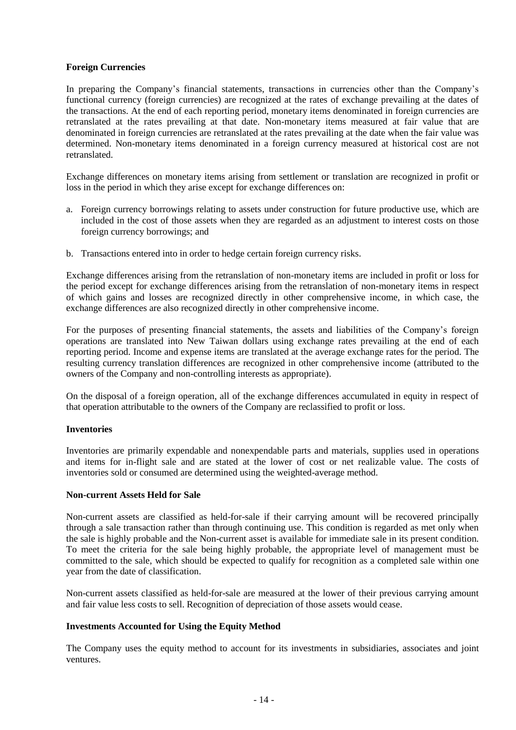**Foreign Currencies**

In preparing the Company's financial statements, transactions in currencies other than the Company's functional currency (foreign currencies) are recognized at the rates of exchange prevailing at the dates of the transactions. At the end of each reporting period, monetary items denominated in foreign currencies are retranslated at the rates prevailing at that date. Non-monetary items measured at fair value that are denominated in foreign currencies are retranslated at the rates prevailing at the date when the fair value was determined. Non-monetary items denominated in a foreign currency measured at historical cost are not retranslated.

Exchange differences on monetary items arising from settlement or translation are recognized in profit or loss in the period in which they arise except for exchange differences on:

a. Foreign currency borrowings relating to assets under construction for future productive use, which are included in the cost of those assets when they are regarded as an adjustment to interest costs on those foreign currency borrowings; and

b. Transactions entered into in order to hedge certain foreign currency risks.

Exchange differences arising from the retranslation of non-monetary items are included in profit or loss for the period except for exchange differences arising from the retranslation of non-monetary items in respect of which gains and losses are recognized directly in other comprehensive income, in which case, the exchange differences are also recognized directly in other comprehensive income.

For the purposes of presenting financial statements, the assets and liabilities of the Company's foreign operations are translated into New Taiwan dollars using exchange rates prevailing at the end of each reporting period. Income and expense items are translated at the average exchange rates for the period. The resulting currency translation differences are recognized in other comprehensive income (attributed to the owners of the Company and non-controlling interests as appropriate).

On the disposal of a foreign operation, all of the exchange differences accumulated in equity in respect of that operation attributable to the owners of the Company are reclassified to profit or loss.

**Inventories**

Inventories are primarily expendable and nonexpendable parts and materials, supplies used in operations and items for in-flight sale and are stated at the lower of cost or net realizable value. The costs of inventories sold or consumed are determined using the weighted-average method.

**Non-current Assets Held for Sale**

Non-current assets are classified as held-for-sale if their carrying amount will be recovered principally through a sale transaction rather than through continuing use. This condition is regarded as met only when the sale is highly probable and the Non-current asset is available for immediate sale in its present condition. To meet the criteria for the sale being highly probable, the appropriate level of management must be committed to the sale, which should be expected to qualify for recognition as a completed sale within one year from the date of classification.

Non-current assets classified as held-for-sale are measured at the lower of their previous carrying amount and fair value less costs to sell. Recognition of depreciation of those assets would cease.

**Investments Accounted for Using the Equity Method**

The Company uses the equity method to account for its investments in subsidiaries, associates and joint ventures.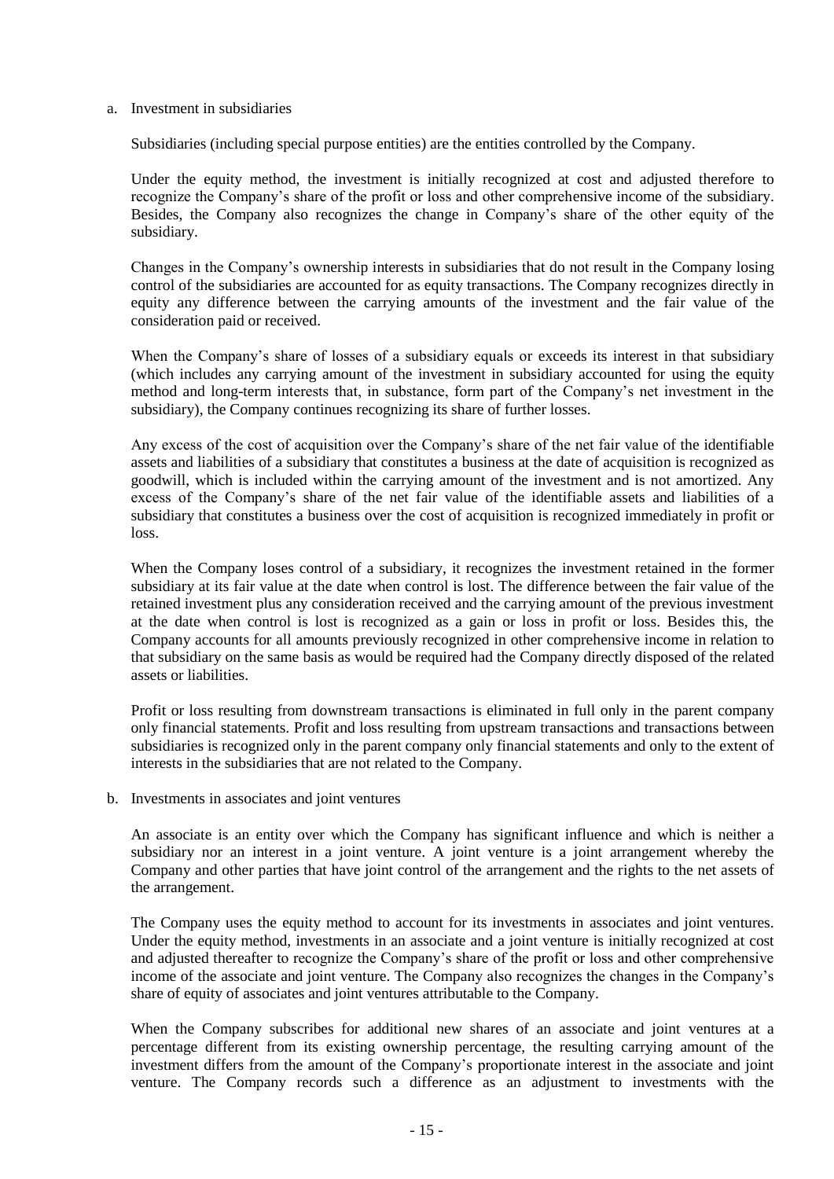a. Investment in subsidiaries

Subsidiaries (including special purpose entities) are the entities controlled by the Company.

Under the equity method, the investment is initially recognized at cost and adjusted therefore to recognize the Company's share of the profit or loss and other comprehensive income of the subsidiary. Besides, the Company also recognizes the change in Company's share of the other equity of the subsidiary.

Changes in the Company's ownership interests in subsidiaries that do not result in the Company losing control of the subsidiaries are accounted for as equity transactions. The Company recognizes directly in equity any difference between the carrying amounts of the investment and the fair value of the consideration paid or received.

When the Company's share of losses of a subsidiary equals or exceeds its interest in that subsidiary (which includes any carrying amount of the investment in subsidiary accounted for using the equity method and long-term interests that, in substance, form part of the Company's net investment in the subsidiary), the Company continues recognizing its share of further losses.

Any excess of the cost of acquisition over the Company's share of the net fair value of the identifiable assets and liabilities of a subsidiary that constitutes a business at the date of acquisition is recognized as goodwill, which is included within the carrying amount of the investment and is not amortized. Any excess of the Company's share of the net fair value of the identifiable assets and liabilities of a subsidiary that constitutes a business over the cost of acquisition is recognized immediately in profit or loss.

When the Company loses control of a subsidiary, it recognizes the investment retained in the former subsidiary at its fair value at the date when control is lost. The difference between the fair value of the retained investment plus any consideration received and the carrying amount of the previous investment at the date when control is lost is recognized as a gain or loss in profit or loss. Besides this, the Company accounts for all amounts previously recognized in other comprehensive income in relation to that subsidiary on the same basis as would be required had the Company directly disposed of the related assets or liabilities.

Profit or loss resulting from downstream transactions is eliminated in full only in the parent company only financial statements. Profit and loss resulting from upstream transactions and transactions between subsidiaries is recognized only in the parent company only financial statements and only to the extent of interests in the subsidiaries that are not related to the Company.

b. Investments in associates and joint ventures

An associate is an entity over which the Company has significant influence and which is neither a subsidiary nor an interest in a joint venture. A joint venture is a joint arrangement whereby the Company and other parties that have joint control of the arrangement and the rights to the net assets of the arrangement.

The Company uses the equity method to account for its investments in associates and joint ventures. Under the equity method, investments in an associate and a joint venture is initially recognized at cost and adjusted thereafter to recognize the Company's share of the profit or loss and other comprehensive income of the associate and joint venture. The Company also recognizes the changes in the Company's share of equity of associates and joint ventures attributable to the Company.

When the Company subscribes for additional new shares of an associate and joint ventures at a percentage different from its existing ownership percentage, the resulting carrying amount of the investment differs from the amount of the Company's proportionate interest in the associate and joint venture. The Company records such a difference as an adjustment to investments with the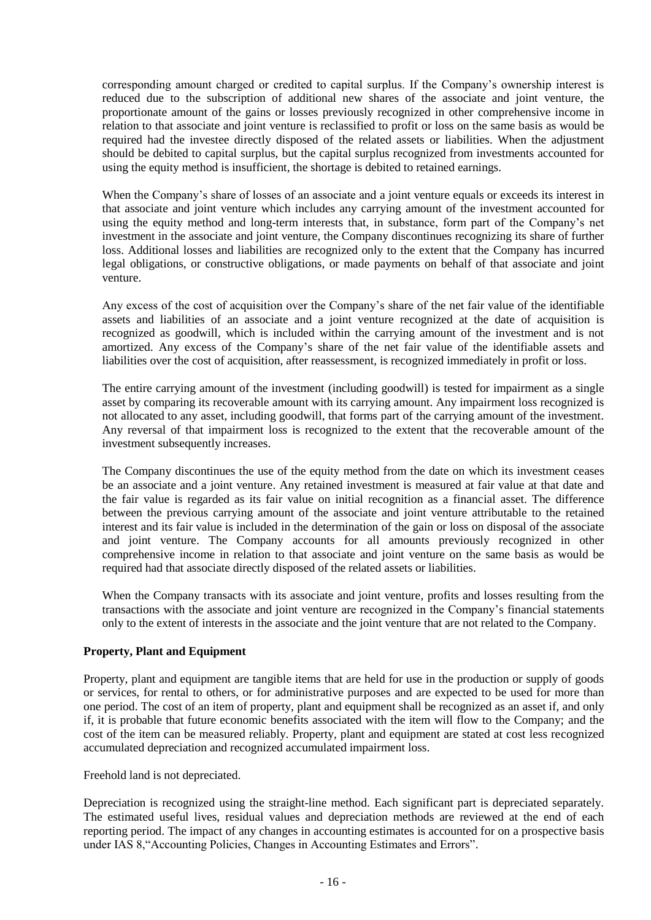corresponding amount charged or credited to capital surplus. If the Company's ownership interest is reduced due to the subscription of additional new shares of the associate and joint venture, the proportionate amount of the gains or losses previously recognized in other comprehensive income in relation to that associate and joint venture is reclassified to profit or loss on the same basis as would be required had the investee directly disposed of the related assets or liabilities. When the adjustment should be debited to capital surplus, but the capital surplus recognized from investments accounted for using the equity method is insufficient, the shortage is debited to retained earnings.

When the Company's share of losses of an associate and a joint venture equals or exceeds its interest in that associate and joint venture which includes any carrying amount of the investment accounted for using the equity method and long-term interests that, in substance, form part of the Company's net investment in the associate and joint venture, the Company discontinues recognizing its share of further loss. Additional losses and liabilities are recognized only to the extent that the Company has incurred legal obligations, or constructive obligations, or made payments on behalf of that associate and joint venture.

Any excess of the cost of acquisition over the Company's share of the net fair value of the identifiable assets and liabilities of an associate and a joint venture recognized at the date of acquisition is recognized as goodwill, which is included within the carrying amount of the investment and is not amortized. Any excess of the Company's share of the net fair value of the identifiable assets and liabilities over the cost of acquisition, after reassessment, is recognized immediately in profit or loss.

The entire carrying amount of the investment (including goodwill) is tested for impairment as a single asset by comparing its recoverable amount with its carrying amount. Any impairment loss recognized is not allocated to any asset, including goodwill, that forms part of the carrying amount of the investment. Any reversal of that impairment loss is recognized to the extent that the recoverable amount of the investment subsequently increases.

The Company discontinues the use of the equity method from the date on which its investment ceases be an associate and a joint venture. Any retained investment is measured at fair value at that date and the fair value is regarded as its fair value on initial recognition as a financial asset. The difference between the previous carrying amount of the associate and joint venture attributable to the retained interest and its fair value is included in the determination of the gain or loss on disposal of the associate and joint venture. The Company accounts for all amounts previously recognized in other comprehensive income in relation to that associate and joint venture on the same basis as would be required had that associate directly disposed of the related assets or liabilities.

When the Company transacts with its associate and joint venture, profits and losses resulting from the transactions with the associate and joint venture are recognized in the Company's financial statements only to the extent of interests in the associate and the joint venture that are not related to the Company.

**Property, Plant and Equipment**

Property, plant and equipment are tangible items that are held for use in the production or supply of goods or services, for rental to others, or for administrative purposes and are expected to be used for more than one period. The cost of an item of property, plant and equipment shall be recognized as an asset if, and only if, it is probable that future economic benefits associated with the item will flow to the Company; and the cost of the item can be measured reliably. Property, plant and equipment are stated at cost less recognized accumulated depreciation and recognized accumulated impairment loss.

Freehold land is not depreciated.

Depreciation is recognized using the straight-line method. Each significant part is depreciated separately. The estimated useful lives, residual values and depreciation methods are reviewed at the end of each reporting period. The impact of any changes in accounting estimates is accounted for on a prospective basis under IAS 8,"Accounting Policies, Changes in Accounting Estimates and Errors".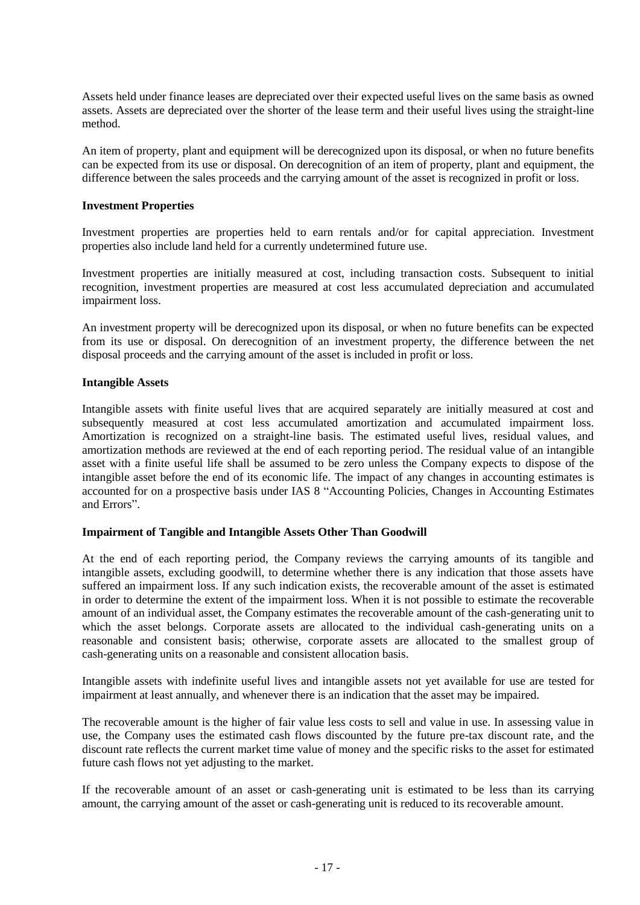Assets held under finance leases are depreciated over their expected useful lives on the same basis as owned assets. Assets are depreciated over the shorter of the lease term and their useful lives using the straight-line method.

An item of property, plant and equipment will be derecognized upon its disposal, or when no future benefits can be expected from its use or disposal. On derecognition of an item of property, plant and equipment, the difference between the sales proceeds and the carrying amount of the asset is recognized in profit or loss.

**Investment Properties**

Investment properties are properties held to earn rentals and/or for capital appreciation. Investment properties also include land held for a currently undetermined future use.

Investment properties are initially measured at cost, including transaction costs. Subsequent to initial recognition, investment properties are measured at cost less accumulated depreciation and accumulated impairment loss.

An investment property will be derecognized upon its disposal, or when no future benefits can be expected from its use or disposal. On derecognition of an investment property, the difference between the net disposal proceeds and the carrying amount of the asset is included in profit or loss.

**Intangible Assets**

Intangible assets with finite useful lives that are acquired separately are initially measured at cost and subsequently measured at cost less accumulated amortization and accumulated impairment loss. Amortization is recognized on a straight-line basis. The estimated useful lives, residual values, and amortization methods are reviewed at the end of each reporting period. The residual value of an intangible asset with a finite useful life shall be assumed to be zero unless the Company expects to dispose of the intangible asset before the end of its economic life. The impact of any changes in accounting estimates is accounted for on a prospective basis under IAS 8 "Accounting Policies, Changes in Accounting Estimates and Errors".

**Impairment of Tangible and Intangible Assets Other Than Goodwill**

At the end of each reporting period, the Company reviews the carrying amounts of its tangible and intangible assets, excluding goodwill, to determine whether there is any indication that those assets have suffered an impairment loss. If any such indication exists, the recoverable amount of the asset is estimated in order to determine the extent of the impairment loss. When it is not possible to estimate the recoverable amount of an individual asset, the Company estimates the recoverable amount of the cash-generating unit to which the asset belongs. Corporate assets are allocated to the individual cash-generating units on a reasonable and consistent basis; otherwise, corporate assets are allocated to the smallest group of cash-generating units on a reasonable and consistent allocation basis.

Intangible assets with indefinite useful lives and intangible assets not yet available for use are tested for impairment at least annually, and whenever there is an indication that the asset may be impaired.

The recoverable amount is the higher of fair value less costs to sell and value in use. In assessing value in use, the Company uses the estimated cash flows discounted by the future pre-tax discount rate, and the discount rate reflects the current market time value of money and the specific risks to the asset for estimated future cash flows not yet adjusting to the market.

If the recoverable amount of an asset or cash-generating unit is estimated to be less than its carrying amount, the carrying amount of the asset or cash-generating unit is reduced to its recoverable amount.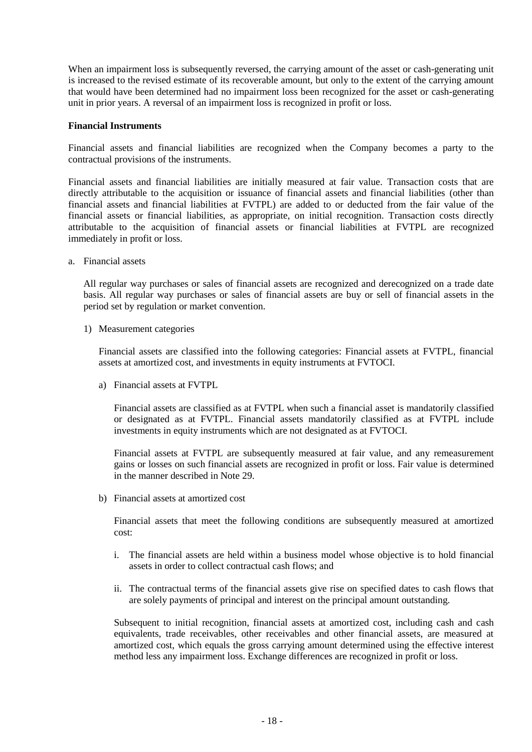When an impairment loss is subsequently reversed, the carrying amount of the asset or cash-generating unit is increased to the revised estimate of its recoverable amount, but only to the extent of the carrying amount that would have been determined had no impairment loss been recognized for the asset or cash-generating unit in prior years. A reversal of an impairment loss is recognized in profit or loss.

**Financial Instruments**

Financial assets and financial liabilities are recognized when the Company becomes a party to the contractual provisions of the instruments.

Financial assets and financial liabilities are initially measured at fair value. Transaction costs that are directly attributable to the acquisition or issuance of financial assets and financial liabilities (other than financial assets and financial liabilities at FVTPL) are added to or deducted from the fair value of the financial assets or financial liabilities, as appropriate, on initial recognition. Transaction costs directly attributable to the acquisition of financial assets or financial liabilities at FVTPL are recognized immediately in profit or loss.

a. Financial assets

   All regular way purchases or sales of financial assets are recognized and derecognized on a trade date basis. All regular way purchases or sales of financial assets are buy or sell of financial assets in the period set by regulation or market convention.

   1) Measurement categories

      Financial assets are classified into the following categories: Financial assets at FVTPL, financial assets at amortized cost, and investments in equity instruments at FVTOCI.

      a) Financial assets at FVTPL

         Financial assets are classified as at FVTPL when such a financial asset is mandatorily classified or designated as at FVTPL. Financial assets mandatorily classified as at FVTPL include investments in equity instruments which are not designated as at FVTOCI.

         Financial assets at FVTPL are subsequently measured at fair value, and any remeasurement gains or losses on such financial assets are recognized in profit or loss. Fair value is determined in the manner described in Note 29.

      b) Financial assets at amortized cost

         Financial assets that meet the following conditions are subsequently measured at amortized cost:

         i. The financial assets are held within a business model whose objective is to hold financial assets in order to collect contractual cash flows; and

         ii. The contractual terms of the financial assets give rise on specified dates to cash flows that are solely payments of principal and interest on the principal amount outstanding.

         Subsequent to initial recognition, financial assets at amortized cost, including cash and cash equivalents, trade receivables, other receivables and other financial assets, are measured at amortized cost, which equals the gross carrying amount determined using the effective interest method less any impairment loss. Exchange differences are recognized in profit or loss.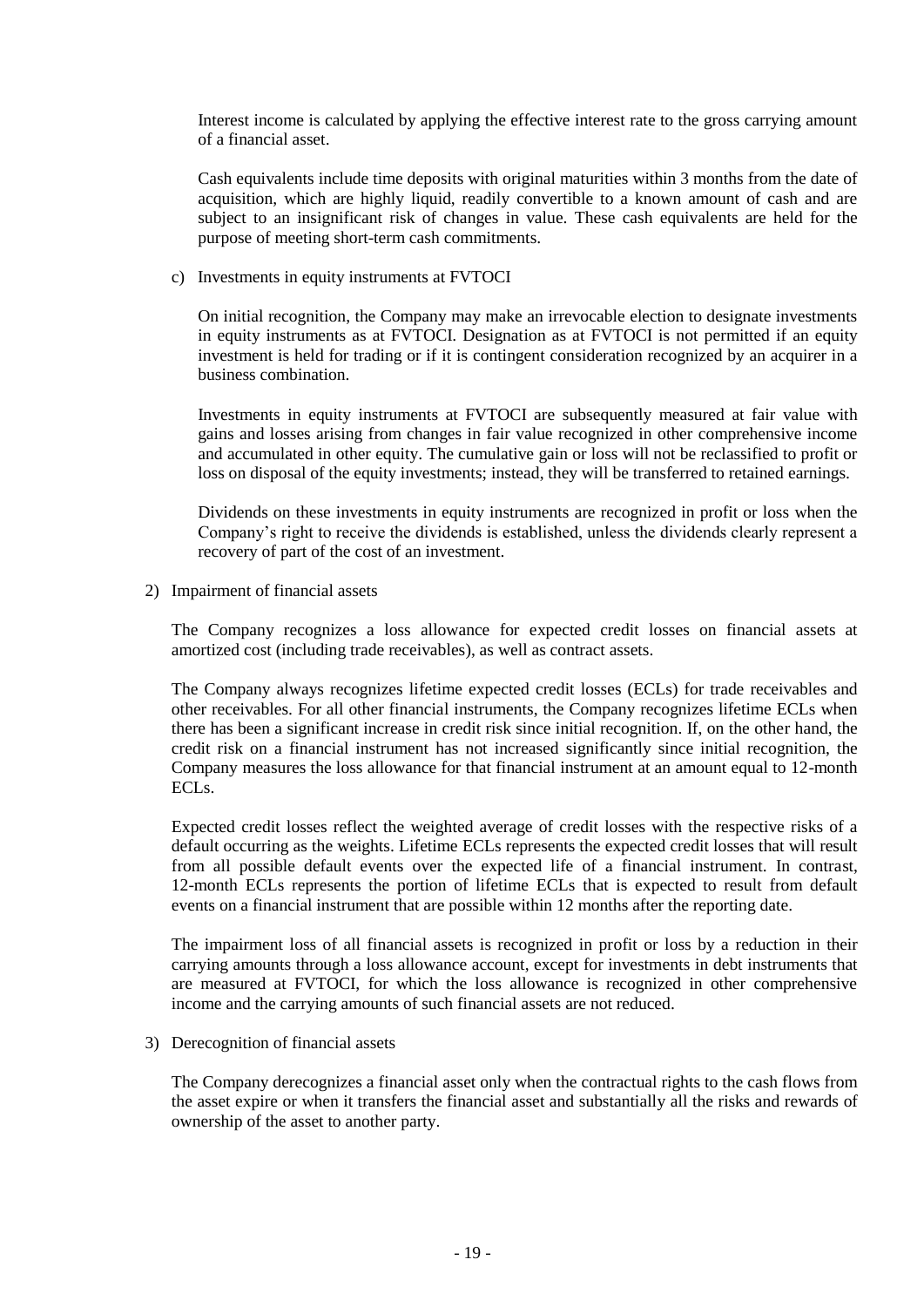Interest income is calculated by applying the effective interest rate to the gross carrying amount of a financial asset.

Cash equivalents include time deposits with original maturities within 3 months from the date of acquisition, which are highly liquid, readily convertible to a known amount of cash and are subject to an insignificant risk of changes in value. These cash equivalents are held for the purpose of meeting short-term cash commitments.

c) Investments in equity instruments at FVTOCI

On initial recognition, the Company may make an irrevocable election to designate investments in equity instruments as at FVTOCI. Designation as at FVTOCI is not permitted if an equity investment is held for trading or if it is contingent consideration recognized by an acquirer in a business combination.

Investments in equity instruments at FVTOCI are subsequently measured at fair value with gains and losses arising from changes in fair value recognized in other comprehensive income and accumulated in other equity. The cumulative gain or loss will not be reclassified to profit or loss on disposal of the equity investments; instead, they will be transferred to retained earnings.

Dividends on these investments in equity instruments are recognized in profit or loss when the Company's right to receive the dividends is established, unless the dividends clearly represent a recovery of part of the cost of an investment.

2) Impairment of financial assets

The Company recognizes a loss allowance for expected credit losses on financial assets at amortized cost (including trade receivables), as well as contract assets.

The Company always recognizes lifetime expected credit losses (ECLs) for trade receivables and other receivables. For all other financial instruments, the Company recognizes lifetime ECLs when there has been a significant increase in credit risk since initial recognition. If, on the other hand, the credit risk on a financial instrument has not increased significantly since initial recognition, the Company measures the loss allowance for that financial instrument at an amount equal to 12-month ECLs.

Expected credit losses reflect the weighted average of credit losses with the respective risks of a default occurring as the weights. Lifetime ECLs represents the expected credit losses that will result from all possible default events over the expected life of a financial instrument. In contrast, 12-month ECLs represents the portion of lifetime ECLs that is expected to result from default events on a financial instrument that are possible within 12 months after the reporting date.

The impairment loss of all financial assets is recognized in profit or loss by a reduction in their carrying amounts through a loss allowance account, except for investments in debt instruments that are measured at FVTOCI, for which the loss allowance is recognized in other comprehensive income and the carrying amounts of such financial assets are not reduced.

3) Derecognition of financial assets

The Company derecognizes a financial asset only when the contractual rights to the cash flows from the asset expire or when it transfers the financial asset and substantially all the risks and rewards of ownership of the asset to another party.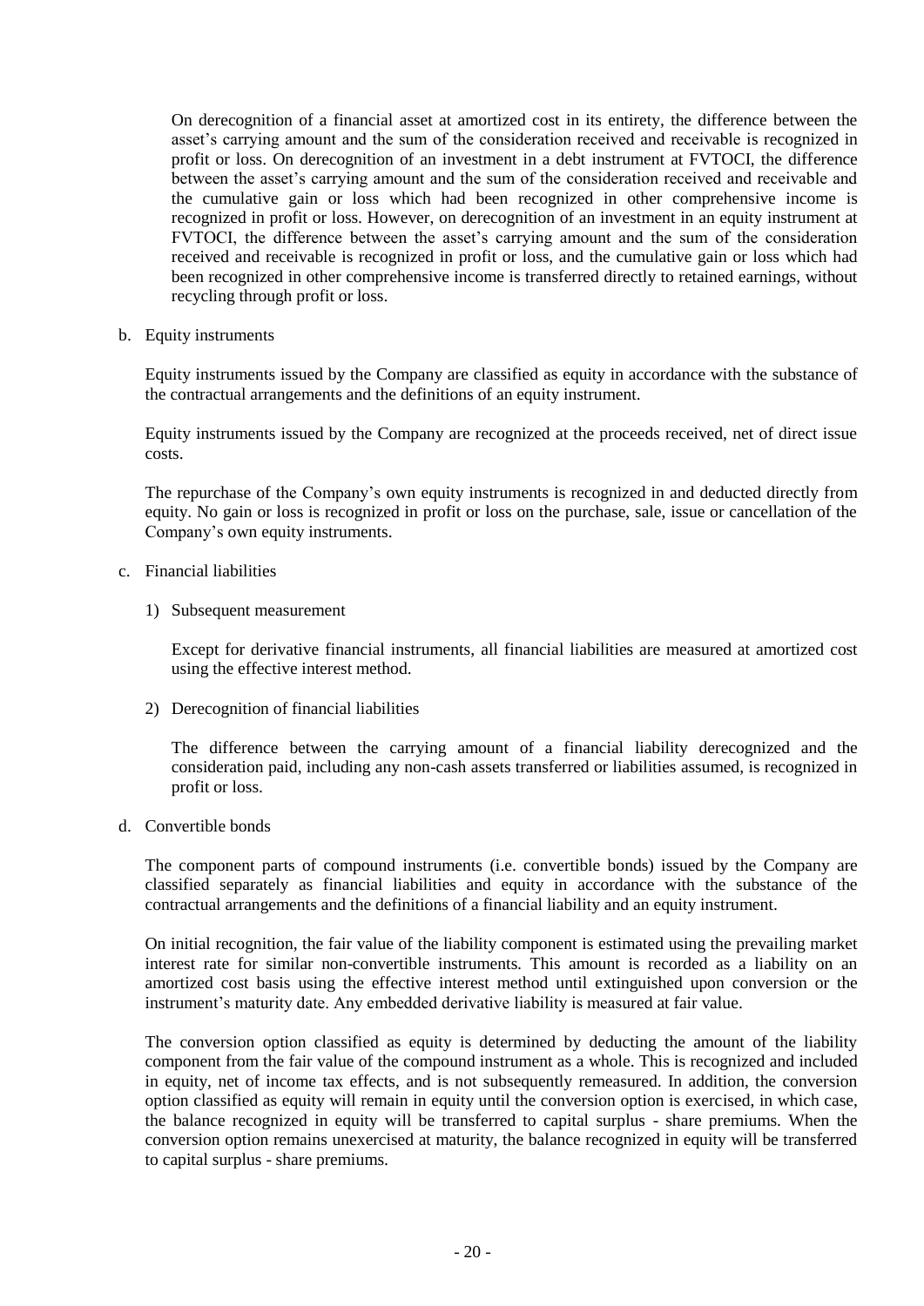On derecognition of a financial asset at amortized cost in its entirety, the difference between the asset's carrying amount and the sum of the consideration received and receivable is recognized in profit or loss. On derecognition of an investment in a debt instrument at FVTOCI, the difference between the asset's carrying amount and the sum of the consideration received and receivable and the cumulative gain or loss which had been recognized in other comprehensive income is recognized in profit or loss. However, on derecognition of an investment in an equity instrument at FVTOCI, the difference between the asset's carrying amount and the sum of the consideration received and receivable is recognized in profit or loss, and the cumulative gain or loss which had been recognized in other comprehensive income is transferred directly to retained earnings, without recycling through profit or loss.

b. Equity instruments

Equity instruments issued by the Company are classified as equity in accordance with the substance of the contractual arrangements and the definitions of an equity instrument.

Equity instruments issued by the Company are recognized at the proceeds received, net of direct issue costs.

The repurchase of the Company's own equity instruments is recognized in and deducted directly from equity. No gain or loss is recognized in profit or loss on the purchase, sale, issue or cancellation of the Company's own equity instruments.

c. Financial liabilities

1) Subsequent measurement

Except for derivative financial instruments, all financial liabilities are measured at amortized cost using the effective interest method.

2) Derecognition of financial liabilities

The difference between the carrying amount of a financial liability derecognized and the consideration paid, including any non-cash assets transferred or liabilities assumed, is recognized in profit or loss.

d. Convertible bonds

The component parts of compound instruments (i.e. convertible bonds) issued by the Company are classified separately as financial liabilities and equity in accordance with the substance of the contractual arrangements and the definitions of a financial liability and an equity instrument.

On initial recognition, the fair value of the liability component is estimated using the prevailing market interest rate for similar non-convertible instruments. This amount is recorded as a liability on an amortized cost basis using the effective interest method until extinguished upon conversion or the instrument's maturity date. Any embedded derivative liability is measured at fair value.

The conversion option classified as equity is determined by deducting the amount of the liability component from the fair value of the compound instrument as a whole. This is recognized and included in equity, net of income tax effects, and is not subsequently remeasured. In addition, the conversion option classified as equity will remain in equity until the conversion option is exercised, in which case, the balance recognized in equity will be transferred to capital surplus - share premiums. When the conversion option remains unexercised at maturity, the balance recognized in equity will be transferred to capital surplus - share premiums.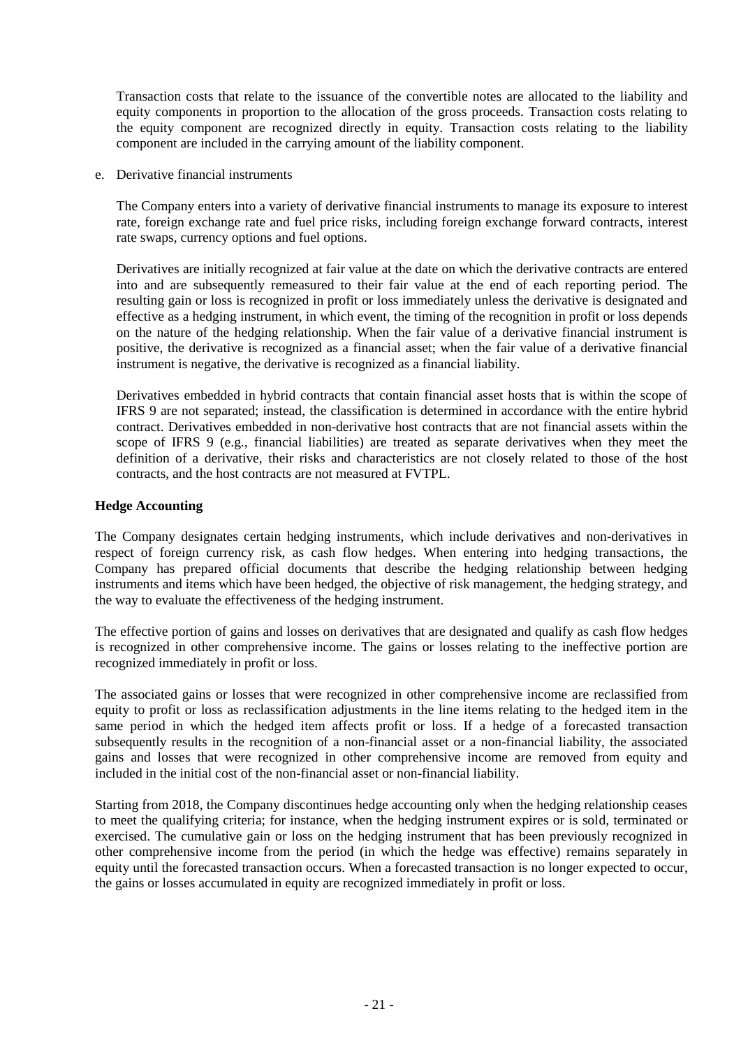Transaction costs that relate to the issuance of the convertible notes are allocated to the liability and equity components in proportion to the allocation of the gross proceeds. Transaction costs relating to the equity component are recognized directly in equity. Transaction costs relating to the liability component are included in the carrying amount of the liability component.

e. Derivative financial instruments

The Company enters into a variety of derivative financial instruments to manage its exposure to interest rate, foreign exchange rate and fuel price risks, including foreign exchange forward contracts, interest rate swaps, currency options and fuel options.

Derivatives are initially recognized at fair value at the date on which the derivative contracts are entered into and are subsequently remeasured to their fair value at the end of each reporting period. The resulting gain or loss is recognized in profit or loss immediately unless the derivative is designated and effective as a hedging instrument, in which event, the timing of the recognition in profit or loss depends on the nature of the hedging relationship. When the fair value of a derivative financial instrument is positive, the derivative is recognized as a financial asset; when the fair value of a derivative financial instrument is negative, the derivative is recognized as a financial liability.

Derivatives embedded in hybrid contracts that contain financial asset hosts that is within the scope of IFRS 9 are not separated; instead, the classification is determined in accordance with the entire hybrid contract. Derivatives embedded in non-derivative host contracts that are not financial assets within the scope of IFRS 9 (e.g., financial liabilities) are treated as separate derivatives when they meet the definition of a derivative, their risks and characteristics are not closely related to those of the host contracts, and the host contracts are not measured at FVTPL.

**Hedge Accounting**

The Company designates certain hedging instruments, which include derivatives and non-derivatives in respect of foreign currency risk, as cash flow hedges. When entering into hedging transactions, the Company has prepared official documents that describe the hedging relationship between hedging instruments and items which have been hedged, the objective of risk management, the hedging strategy, and the way to evaluate the effectiveness of the hedging instrument.

The effective portion of gains and losses on derivatives that are designated and qualify as cash flow hedges is recognized in other comprehensive income. The gains or losses relating to the ineffective portion are recognized immediately in profit or loss.

The associated gains or losses that were recognized in other comprehensive income are reclassified from equity to profit or loss as reclassification adjustments in the line items relating to the hedged item in the same period in which the hedged item affects profit or loss. If a hedge of a forecasted transaction subsequently results in the recognition of a non-financial asset or a non-financial liability, the associated gains and losses that were recognized in other comprehensive income are removed from equity and included in the initial cost of the non-financial asset or non-financial liability.

Starting from 2018, the Company discontinues hedge accounting only when the hedging relationship ceases to meet the qualifying criteria; for instance, when the hedging instrument expires or is sold, terminated or exercised. The cumulative gain or loss on the hedging instrument that has been previously recognized in other comprehensive income from the period (in which the hedge was effective) remains separately in equity until the forecasted transaction occurs. When a forecasted transaction is no longer expected to occur, the gains or losses accumulated in equity are recognized immediately in profit or loss.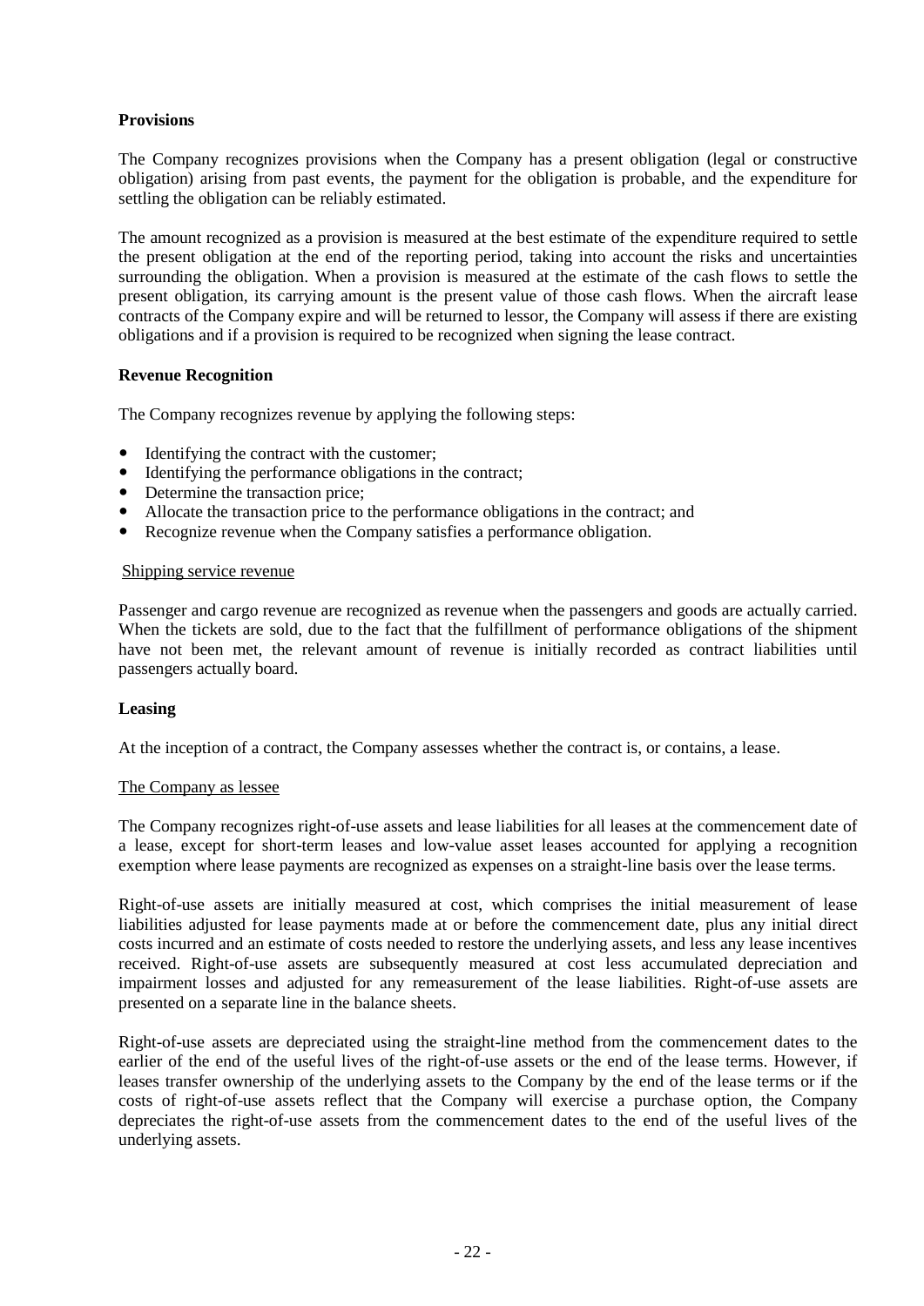**Provisions**

The Company recognizes provisions when the Company has a present obligation (legal or constructive obligation) arising from past events, the payment for the obligation is probable, and the expenditure for settling the obligation can be reliably estimated.

The amount recognized as a provision is measured at the best estimate of the expenditure required to settle the present obligation at the end of the reporting period, taking into account the risks and uncertainties surrounding the obligation. When a provision is measured at the estimate of the cash flows to settle the present obligation, its carrying amount is the present value of those cash flows. When the aircraft lease contracts of the Company expire and will be returned to lessor, the Company will assess if there are existing obligations and if a provision is required to be recognized when signing the lease contract.

**Revenue Recognition**

The Company recognizes revenue by applying the following steps:

- Identifying the contract with the customer;
- Identifying the performance obligations in the contract;
- Determine the transaction price;
- Allocate the transaction price to the performance obligations in the contract; and
- Recognize revenue when the Company satisfies a performance obligation.

Shipping service revenue

Passenger and cargo revenue are recognized as revenue when the passengers and goods are actually carried. When the tickets are sold, due to the fact that the fulfillment of performance obligations of the shipment have not been met, the relevant amount of revenue is initially recorded as contract liabilities until passengers actually board.

**Leasing**

At the inception of a contract, the Company assesses whether the contract is, or contains, a lease.

The Company as lessee

The Company recognizes right-of-use assets and lease liabilities for all leases at the commencement date of a lease, except for short-term leases and low-value asset leases accounted for applying a recognition exemption where lease payments are recognized as expenses on a straight-line basis over the lease terms.

Right-of-use assets are initially measured at cost, which comprises the initial measurement of lease liabilities adjusted for lease payments made at or before the commencement date, plus any initial direct costs incurred and an estimate of costs needed to restore the underlying assets, and less any lease incentives received. Right-of-use assets are subsequently measured at cost less accumulated depreciation and impairment losses and adjusted for any remeasurement of the lease liabilities. Right-of-use assets are presented on a separate line in the balance sheets.

Right-of-use assets are depreciated using the straight-line method from the commencement dates to the earlier of the end of the useful lives of the right-of-use assets or the end of the lease terms. However, if leases transfer ownership of the underlying assets to the Company by the end of the lease terms or if the costs of right-of-use assets reflect that the Company will exercise a purchase option, the Company depreciates the right-of-use assets from the commencement dates to the end of the useful lives of the underlying assets.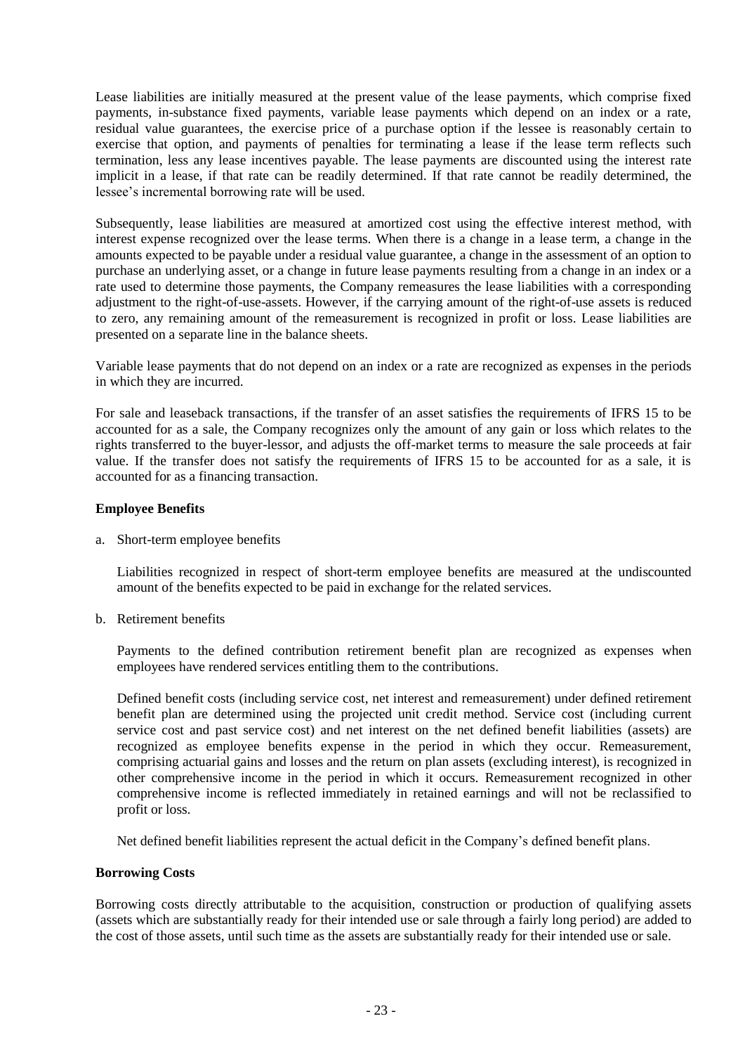Lease liabilities are initially measured at the present value of the lease payments, which comprise fixed payments, in-substance fixed payments, variable lease payments which depend on an index or a rate, residual value guarantees, the exercise price of a purchase option if the lessee is reasonably certain to exercise that option, and payments of penalties for terminating a lease if the lease term reflects such termination, less any lease incentives payable. The lease payments are discounted using the interest rate implicit in a lease, if that rate can be readily determined. If that rate cannot be readily determined, the lessee's incremental borrowing rate will be used.

Subsequently, lease liabilities are measured at amortized cost using the effective interest method, with interest expense recognized over the lease terms. When there is a change in a lease term, a change in the amounts expected to be payable under a residual value guarantee, a change in the assessment of an option to purchase an underlying asset, or a change in future lease payments resulting from a change in an index or a rate used to determine those payments, the Company remeasures the lease liabilities with a corresponding adjustment to the right-of-use-assets. However, if the carrying amount of the right-of-use assets is reduced to zero, any remaining amount of the remeasurement is recognized in profit or loss. Lease liabilities are presented on a separate line in the balance sheets.

Variable lease payments that do not depend on an index or a rate are recognized as expenses in the periods in which they are incurred.

For sale and leaseback transactions, if the transfer of an asset satisfies the requirements of IFRS 15 to be accounted for as a sale, the Company recognizes only the amount of any gain or loss which relates to the rights transferred to the buyer-lessor, and adjusts the off-market terms to measure the sale proceeds at fair value. If the transfer does not satisfy the requirements of IFRS 15 to be accounted for as a sale, it is accounted for as a financing transaction.

**Employee Benefits**

a. Short-term employee benefits

   Liabilities recognized in respect of short-term employee benefits are measured at the undiscounted amount of the benefits expected to be paid in exchange for the related services.

b. Retirement benefits

   Payments to the defined contribution retirement benefit plan are recognized as expenses when employees have rendered services entitling them to the contributions.

   Defined benefit costs (including service cost, net interest and remeasurement) under defined retirement benefit plan are determined using the projected unit credit method. Service cost (including current service cost and past service cost) and net interest on the net defined benefit liabilities (assets) are recognized as employee benefits expense in the period in which they occur. Remeasurement, comprising actuarial gains and losses and the return on plan assets (excluding interest), is recognized in other comprehensive income in the period in which it occurs. Remeasurement recognized in other comprehensive income is reflected immediately in retained earnings and will not be reclassified to profit or loss.

   Net defined benefit liabilities represent the actual deficit in the Company's defined benefit plans.

**Borrowing Costs**

Borrowing costs directly attributable to the acquisition, construction or production of qualifying assets (assets which are substantially ready for their intended use or sale through a fairly long period) are added to the cost of those assets, until such time as the assets are substantially ready for their intended use or sale.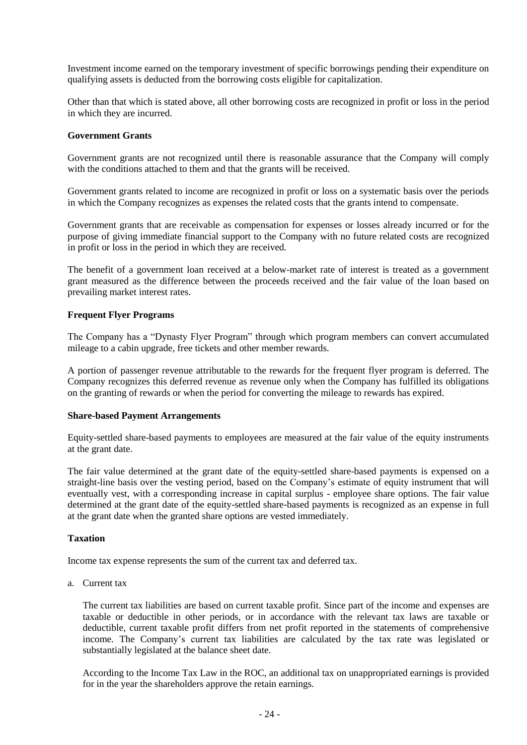Investment income earned on the temporary investment of specific borrowings pending their expenditure on qualifying assets is deducted from the borrowing costs eligible for capitalization.

Other than that which is stated above, all other borrowing costs are recognized in profit or loss in the period in which they are incurred.

**Government Grants**

Government grants are not recognized until there is reasonable assurance that the Company will comply with the conditions attached to them and that the grants will be received.

Government grants related to income are recognized in profit or loss on a systematic basis over the periods in which the Company recognizes as expenses the related costs that the grants intend to compensate.

Government grants that are receivable as compensation for expenses or losses already incurred or for the purpose of giving immediate financial support to the Company with no future related costs are recognized in profit or loss in the period in which they are received.

The benefit of a government loan received at a below-market rate of interest is treated as a government grant measured as the difference between the proceeds received and the fair value of the loan based on prevailing market interest rates.

**Frequent Flyer Programs**

The Company has a "Dynasty Flyer Program" through which program members can convert accumulated mileage to a cabin upgrade, free tickets and other member rewards.

A portion of passenger revenue attributable to the rewards for the frequent flyer program is deferred. The Company recognizes this deferred revenue as revenue only when the Company has fulfilled its obligations on the granting of rewards or when the period for converting the mileage to rewards has expired.

**Share-based Payment Arrangements**

Equity-settled share-based payments to employees are measured at the fair value of the equity instruments at the grant date.

The fair value determined at the grant date of the equity-settled share-based payments is expensed on a straight-line basis over the vesting period, based on the Company's estimate of equity instrument that will eventually vest, with a corresponding increase in capital surplus - employee share options. The fair value determined at the grant date of the equity-settled share-based payments is recognized as an expense in full at the grant date when the granted share options are vested immediately.

**Taxation**

Income tax expense represents the sum of the current tax and deferred tax.

a. Current tax

   The current tax liabilities are based on current taxable profit. Since part of the income and expenses are taxable or deductible in other periods, or in accordance with the relevant tax laws are taxable or deductible, current taxable profit differs from net profit reported in the statements of comprehensive income. The Company's current tax liabilities are calculated by the tax rate was legislated or substantially legislated at the balance sheet date.

   According to the Income Tax Law in the ROC, an additional tax on unappropriated earnings is provided for in the year the shareholders approve the retain earnings.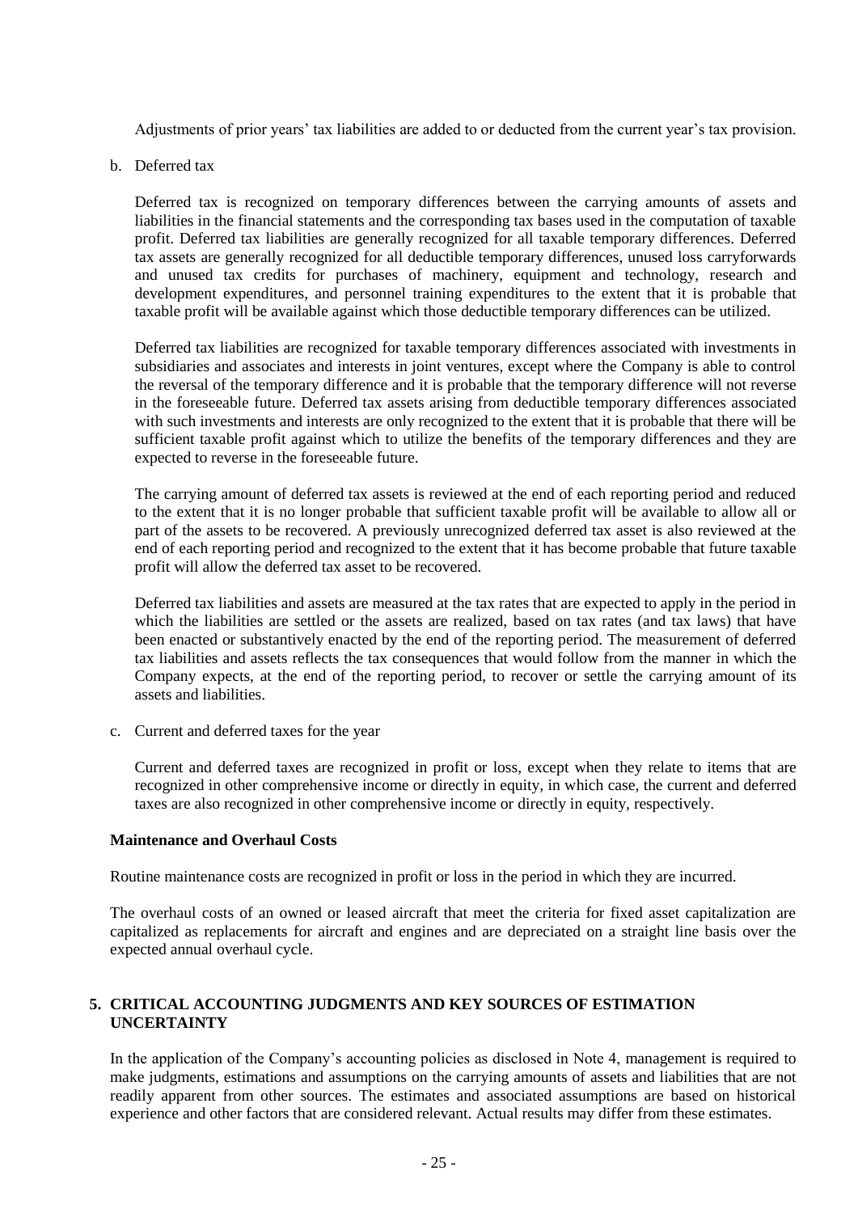Adjustments of prior years' tax liabilities are added to or deducted from the current year's tax provision.

b. Deferred tax

Deferred tax is recognized on temporary differences between the carrying amounts of assets and liabilities in the financial statements and the corresponding tax bases used in the computation of taxable profit. Deferred tax liabilities are generally recognized for all taxable temporary differences. Deferred tax assets are generally recognized for all deductible temporary differences, unused loss carryforwards and unused tax credits for purchases of machinery, equipment and technology, research and development expenditures, and personnel training expenditures to the extent that it is probable that taxable profit will be available against which those deductible temporary differences can be utilized.

Deferred tax liabilities are recognized for taxable temporary differences associated with investments in subsidiaries and associates and interests in joint ventures, except where the Company is able to control the reversal of the temporary difference and it is probable that the temporary difference will not reverse in the foreseeable future. Deferred tax assets arising from deductible temporary differences associated with such investments and interests are only recognized to the extent that it is probable that there will be sufficient taxable profit against which to utilize the benefits of the temporary differences and they are expected to reverse in the foreseeable future.

The carrying amount of deferred tax assets is reviewed at the end of each reporting period and reduced to the extent that it is no longer probable that sufficient taxable profit will be available to allow all or part of the assets to be recovered. A previously unrecognized deferred tax asset is also reviewed at the end of each reporting period and recognized to the extent that it has become probable that future taxable profit will allow the deferred tax asset to be recovered.

Deferred tax liabilities and assets are measured at the tax rates that are expected to apply in the period in which the liabilities are settled or the assets are realized, based on tax rates (and tax laws) that have been enacted or substantively enacted by the end of the reporting period. The measurement of deferred tax liabilities and assets reflects the tax consequences that would follow from the manner in which the Company expects, at the end of the reporting period, to recover or settle the carrying amount of its assets and liabilities.

c. Current and deferred taxes for the year

Current and deferred taxes are recognized in profit or loss, except when they relate to items that are recognized in other comprehensive income or directly in equity, in which case, the current and deferred taxes are also recognized in other comprehensive income or directly in equity, respectively.

**Maintenance and Overhaul Costs**

Routine maintenance costs are recognized in profit or loss in the period in which they are incurred.

The overhaul costs of an owned or leased aircraft that meet the criteria for fixed asset capitalization are capitalized as replacements for aircraft and engines and are depreciated on a straight line basis over the expected annual overhaul cycle.

## 5. CRITICAL ACCOUNTING JUDGMENTS AND KEY SOURCES OF ESTIMATION UNCERTAINTY

In the application of the Company's accounting policies as disclosed in Note 4, management is required to make judgments, estimations and assumptions on the carrying amounts of assets and liabilities that are not readily apparent from other sources. The estimates and associated assumptions are based on historical experience and other factors that are considered relevant. Actual results may differ from these estimates.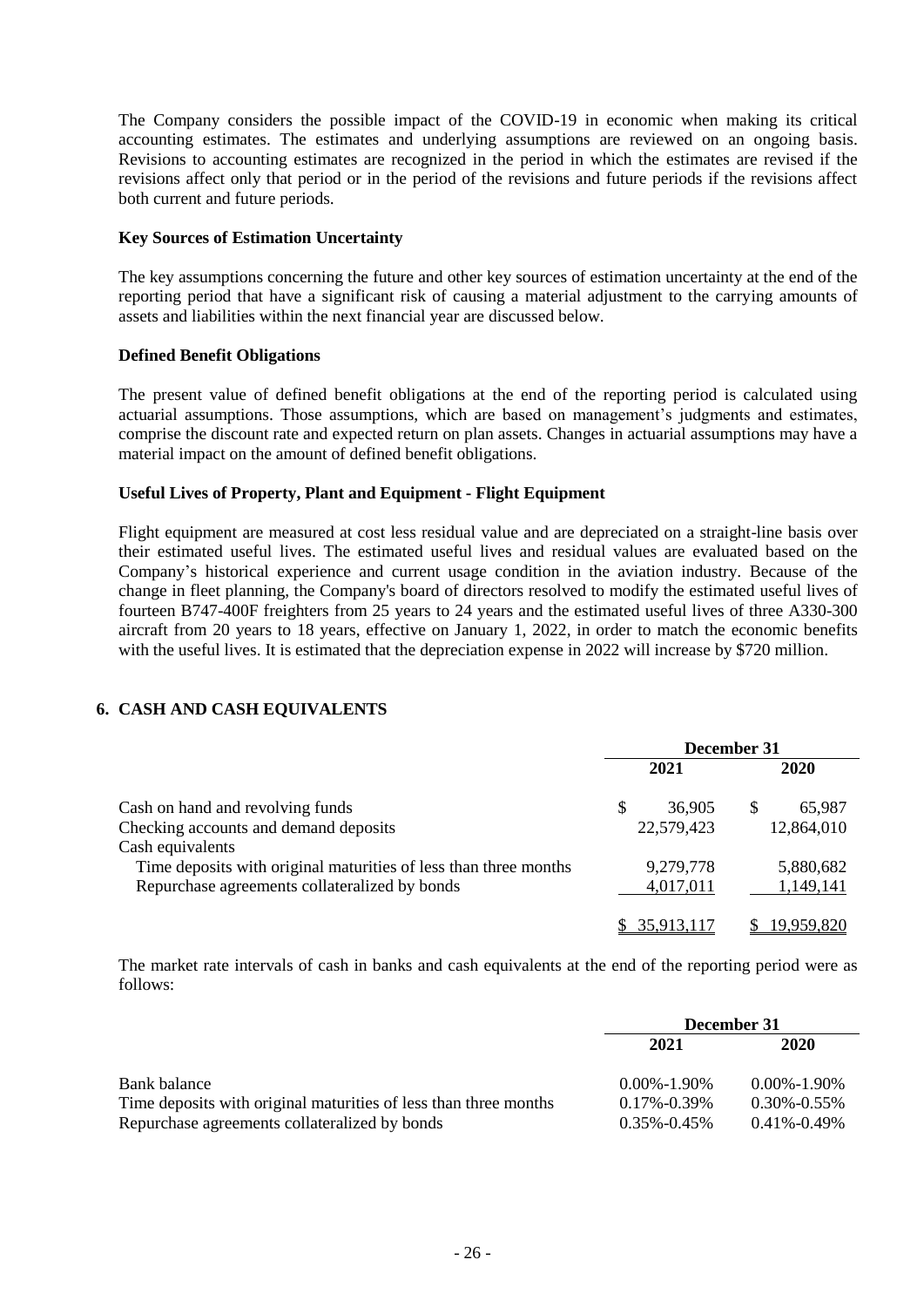The Company considers the possible impact of the COVID-19 in economic when making its critical accounting estimates. The estimates and underlying assumptions are reviewed on an ongoing basis. Revisions to accounting estimates are recognized in the period in which the estimates are revised if the revisions affect only that period or in the period of the revisions and future periods if the revisions affect both current and future periods.

**Key Sources of Estimation Uncertainty**

The key assumptions concerning the future and other key sources of estimation uncertainty at the end of the reporting period that have a significant risk of causing a material adjustment to the carrying amounts of assets and liabilities within the next financial year are discussed below.

**Defined Benefit Obligations**

The present value of defined benefit obligations at the end of the reporting period is calculated using actuarial assumptions. Those assumptions, which are based on management's judgments and estimates, comprise the discount rate and expected return on plan assets. Changes in actuarial assumptions may have a material impact on the amount of defined benefit obligations.

**Useful Lives of Property, Plant and Equipment - Flight Equipment**

Flight equipment are measured at cost less residual value and are depreciated on a straight-line basis over their estimated useful lives. The estimated useful lives and residual values are evaluated based on the Company's historical experience and current usage condition in the aviation industry. Because of the change in fleet planning, the Company's board of directors resolved to modify the estimated useful lives of fourteen B747-400F freighters from 25 years to 24 years and the estimated useful lives of three A330-300 aircraft from 20 years to 18 years, effective on January 1, 2022, in order to match the economic benefits with the useful lives. It is estimated that the depreciation expense in 2022 will increase by $720 million.

## 6. CASH AND CASH EQUIVALENTS

| | December 31 | |
|---|---|---|
| | 2021 | 2020 |
| Cash on hand and revolving funds | $ 36,905 | $ 65,987 |
| Checking accounts and demand deposits | 22,579,423 | 12,864,010 |
| Cash equivalents | | |
| Time deposits with original maturities of less than three months | 9,279,778 | 5,880,682 |
| Repurchase agreements collateralized by bonds | 4,017,011 | 1,149,141 |
| | $ 35,913,117 | $ 19,959,820 |

The market rate intervals of cash in banks and cash equivalents at the end of the reporting period were as follows:

| | December 31 | |
|---|---|---|
| | 2021 | 2020 |
| Bank balance | 0.00%-1.90% | 0.00%-1.90% |
| Time deposits with original maturities of less than three months | 0.17%-0.39% | 0.30%-0.55% |
| Repurchase agreements collateralized by bonds | 0.35%-0.45% | 0.41%-0.49% |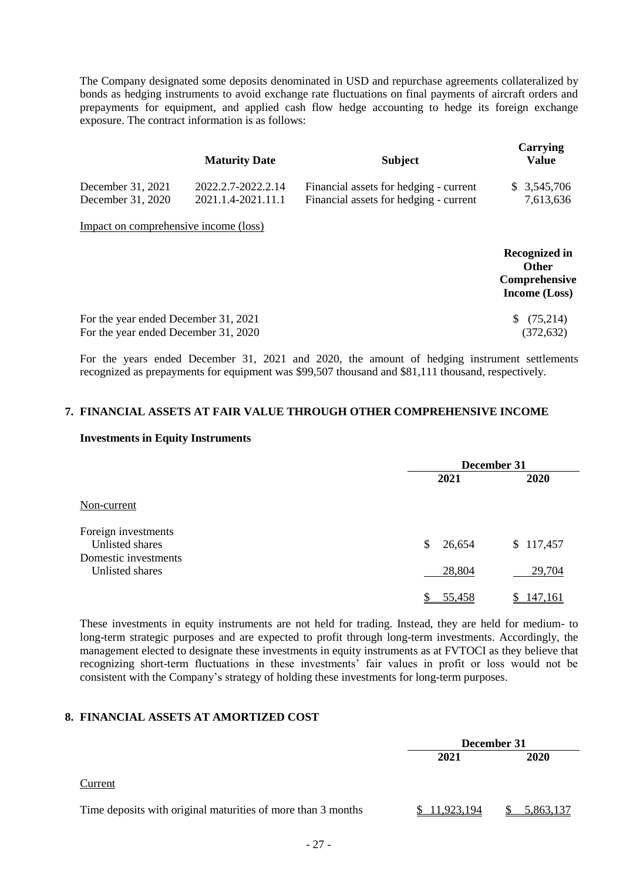The Company designated some deposits denominated in USD and repurchase agreements collateralized by bonds as hedging instruments to avoid exchange rate fluctuations on final payments of aircraft orders and prepayments for equipment, and applied cash flow hedge accounting to hedge its foreign exchange exposure. The contract information is as follows:

| | Maturity Date | Subject | Carrying Value |
|---|---|---|---|
| December 31, 2021 | 2022.2.7-2022.2.14 | Financial assets for hedging - current | $ 3,545,706 |
| December 31, 2020 | 2021.1.4-2021.11.1 | Financial assets for hedging - current | 7,613,636 |

Impact on comprehensive income (loss)

| | Recognized in Other Comprehensive Income (Loss) |
|---|---|
| For the year ended December 31, 2021 | $ (75,214) |
| For the year ended December 31, 2020 | (372,632) |

For the years ended December 31, 2021 and 2020, the amount of hedging instrument settlements recognized as prepayments for equipment was $99,507 thousand and $81,111 thousand, respectively.

## 7. FINANCIAL ASSETS AT FAIR VALUE THROUGH OTHER COMPREHENSIVE INCOME

**Investments in Equity Instruments**

| | December 31 | |
|---|---|---|
| | 2021 | 2020 |
| Non-current | | |
| Foreign investments | | |
| Unlisted shares | $ 26,654 | $ 117,457 |
| Domestic investments | | |
| Unlisted shares | 28,804 | 29,704 |
| | $ 55,458 | $ 147,161 |

These investments in equity instruments are not held for trading. Instead, they are held for medium- to long-term strategic purposes and are expected to profit through long-term investments. Accordingly, the management elected to designate these investments in equity instruments as at FVTOCI as they believe that recognizing short-term fluctuations in these investments' fair values in profit or loss would not be consistent with the Company's strategy of holding these investments for long-term purposes.

## 8. FINANCIAL ASSETS AT AMORTIZED COST

| | December 31 | |
|---|---|---|
| | 2021 | 2020 |
| Current | | |
| Time deposits with original maturities of more than 3 months | $ 11,923,194 | $ 5,863,137 |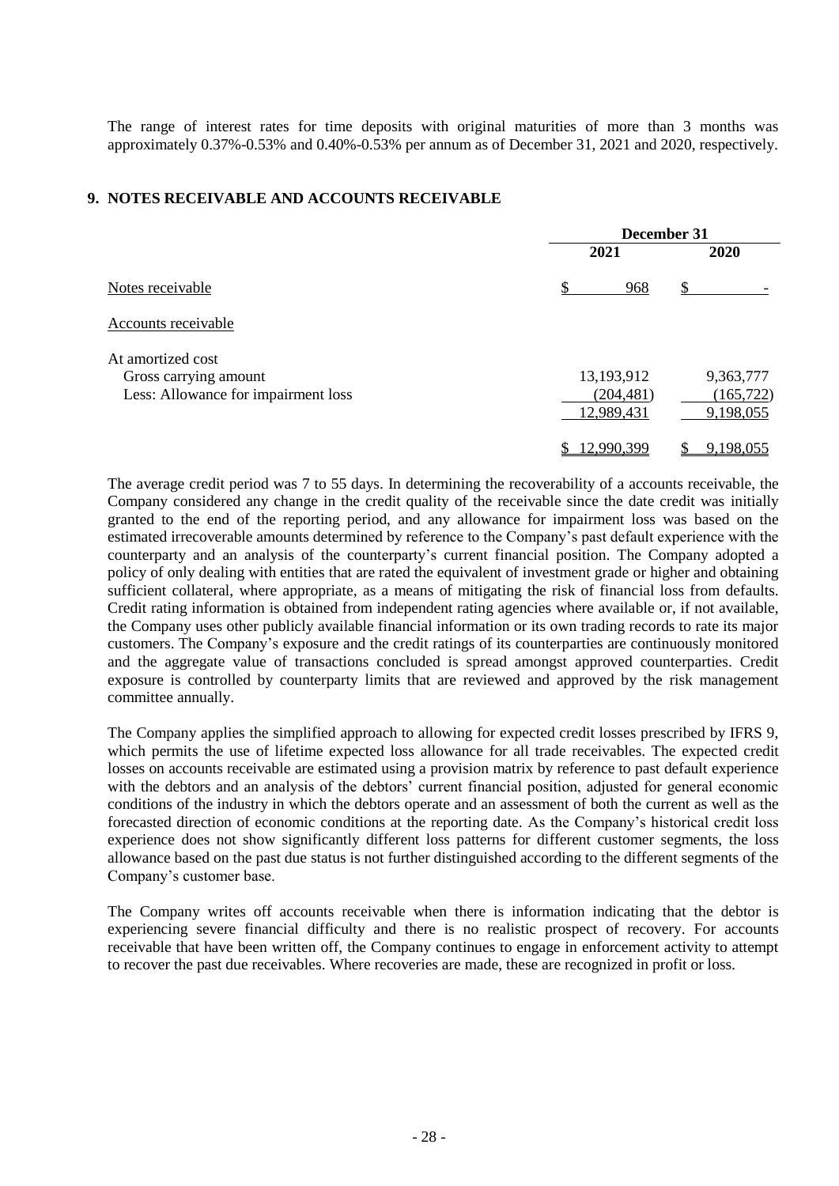The range of interest rates for time deposits with original maturities of more than 3 months was approximately 0.37%-0.53% and 0.40%-0.53% per annum as of December 31, 2021 and 2020, respectively.

## 9. NOTES RECEIVABLE AND ACCOUNTS RECEIVABLE

| | December 31 | |
|---|---|---|
| | 2021 | 2020 |
| Notes receivable | $ 968 | $ - |
| Accounts receivable | | |
| At amortized cost | | |
| Gross carrying amount | 13,193,912 | 9,363,777 |
| Less: Allowance for impairment loss | (204,481) | (165,722) |
| | 12,989,431 | 9,198,055 |
| | $ 12,990,399 | $ 9,198,055 |

The average credit period was 7 to 55 days. In determining the recoverability of a accounts receivable, the Company considered any change in the credit quality of the receivable since the date credit was initially granted to the end of the reporting period, and any allowance for impairment loss was based on the estimated irrecoverable amounts determined by reference to the Company's past default experience with the counterparty and an analysis of the counterparty's current financial position. The Company adopted a policy of only dealing with entities that are rated the equivalent of investment grade or higher and obtaining sufficient collateral, where appropriate, as a means of mitigating the risk of financial loss from defaults. Credit rating information is obtained from independent rating agencies where available or, if not available, the Company uses other publicly available financial information or its own trading records to rate its major customers. The Company's exposure and the credit ratings of its counterparties are continuously monitored and the aggregate value of transactions concluded is spread amongst approved counterparties. Credit exposure is controlled by counterparty limits that are reviewed and approved by the risk management committee annually.

The Company applies the simplified approach to allowing for expected credit losses prescribed by IFRS 9, which permits the use of lifetime expected loss allowance for all trade receivables. The expected credit losses on accounts receivable are estimated using a provision matrix by reference to past default experience with the debtors and an analysis of the debtors' current financial position, adjusted for general economic conditions of the industry in which the debtors operate and an assessment of both the current as well as the forecasted direction of economic conditions at the reporting date. As the Company's historical credit loss experience does not show significantly different loss patterns for different customer segments, the loss allowance based on the past due status is not further distinguished according to the different segments of the Company's customer base.

The Company writes off accounts receivable when there is information indicating that the debtor is experiencing severe financial difficulty and there is no realistic prospect of recovery. For accounts receivable that have been written off, the Company continues to engage in enforcement activity to attempt to recover the past due receivables. Where recoveries are made, these are recognized in profit or loss.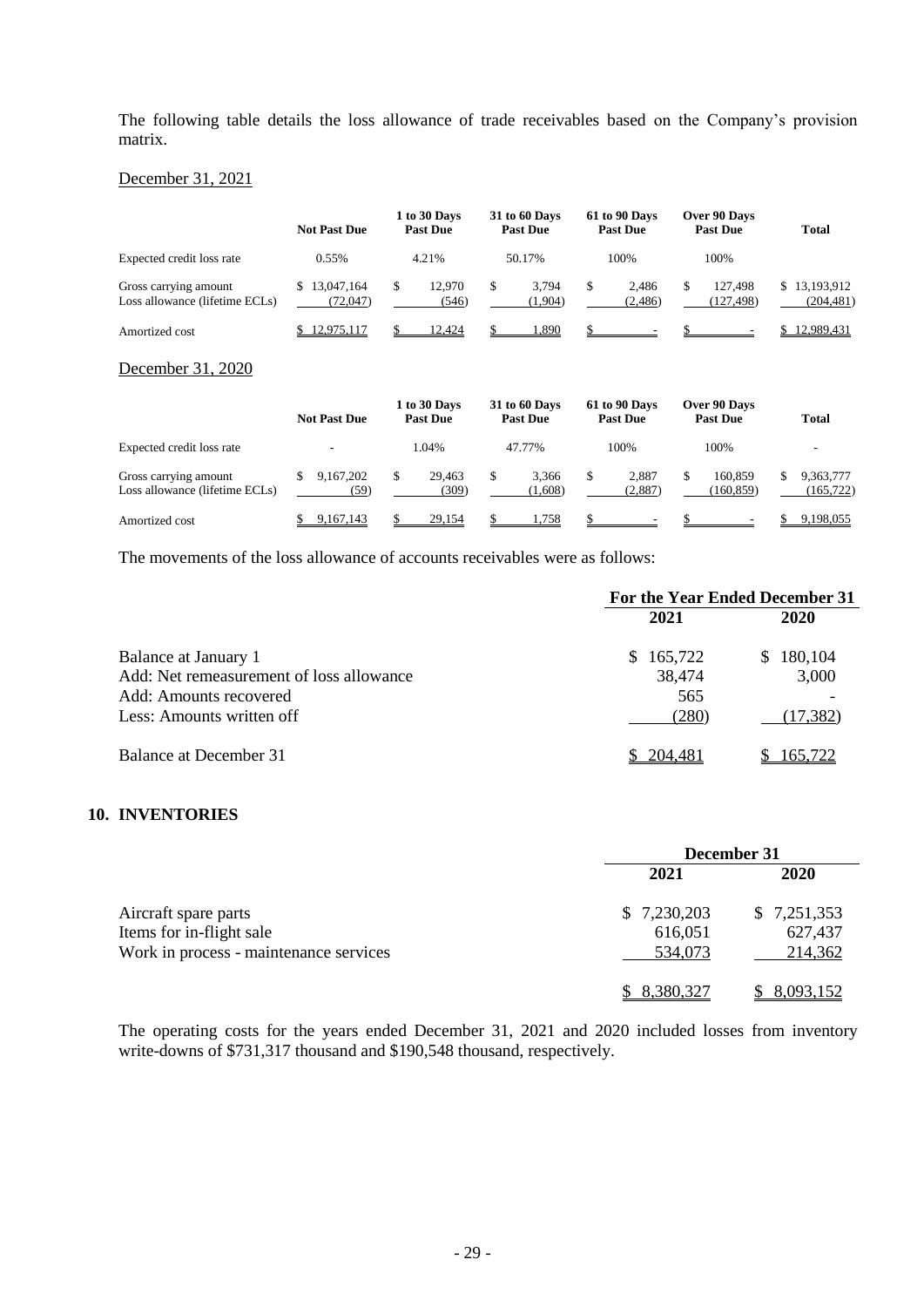The following table details the loss allowance of trade receivables based on the Company's provision matrix.

December 31, 2021

| | Not Past Due | 1 to 30 Days Past Due | 31 to 60 Days Past Due | 61 to 90 Days Past Due | Over 90 Days Past Due | Total |
|---|---|---|---|---|---|---|
| Expected credit loss rate | 0.55% | 4.21% | 50.17% | 100% | 100% | |
| Gross carrying amount | $ 13,047,164 | $ 12,970 | $ 3,794 | $ 2,486 | $ 127,498 | $ 13,193,912 |
| Loss allowance (lifetime ECLs) | (72,047) | (546) | (1,904) | (2,486) | (127,498) | (204,481) |
| Amortized cost | $ 12,975,117 | $ 12,424 | $ 1,890 | $ - | $ - | $ 12,989,431 |

December 31, 2020

| | Not Past Due | 1 to 30 Days Past Due | 31 to 60 Days Past Due | 61 to 90 Days Past Due | Over 90 Days Past Due | Total |
|---|---|---|---|---|---|---|
| Expected credit loss rate | - | 1.04% | 47.77% | 100% | 100% | - |
| Gross carrying amount | $ 9,167,202 | $ 29,463 | $ 3,366 | $ 2,887 | $ 160,859 | $ 9,363,777 |
| Loss allowance (lifetime ECLs) | (59) | (309) | (1,608) | (2,887) | (160,859) | (165,722) |
| Amortized cost | $ 9,167,143 | $ 29,154 | $ 1,758 | $ - | $ - | $ 9,198,055 |

The movements of the loss allowance of accounts receivables were as follows:

| | For the Year Ended December 31 | |
|---|---|---|
| | 2021 | 2020 |
| Balance at January 1 | $ 165,722 | $ 180,104 |
| Add: Net remeasurement of loss allowance | 38,474 | 3,000 |
| Add: Amounts recovered | 565 | - |
| Less: Amounts written off | (280) | (17,382) |
| Balance at December 31 | $ 204,481 | $ 165,722 |

## 10. INVENTORIES

| | December 31 | |
|---|---|---|
| | 2021 | 2020 |
| Aircraft spare parts | $ 7,230,203 | $ 7,251,353 |
| Items for in-flight sale | 616,051 | 627,437 |
| Work in process - maintenance services | 534,073 | 214,362 |
| | $ 8,380,327 | $ 8,093,152 |

The operating costs for the years ended December 31, 2021 and 2020 included losses from inventory write-downs of $731,317 thousand and $190,548 thousand, respectively.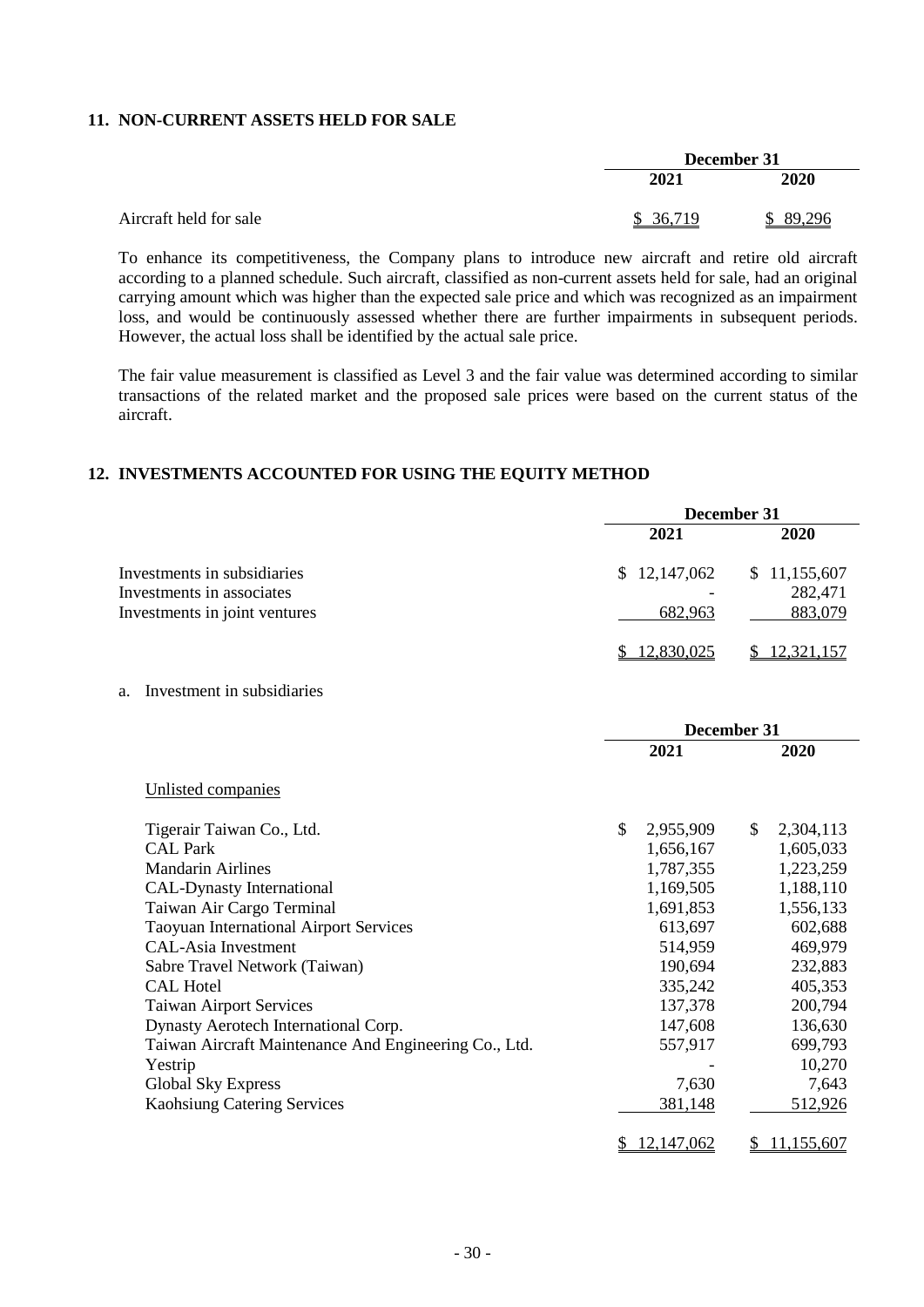## 11. NON-CURRENT ASSETS HELD FOR SALE

| | December 31 | |
|---|---|---|
| | 2021 | 2020 |
| Aircraft held for sale | $ 36,719 | $ 89,296 |

To enhance its competitiveness, the Company plans to introduce new aircraft and retire old aircraft according to a planned schedule. Such aircraft, classified as non-current assets held for sale, had an original carrying amount which was higher than the expected sale price and which was recognized as an impairment loss, and would be continuously assessed whether there are further impairments in subsequent periods. However, the actual loss shall be identified by the actual sale price.

The fair value measurement is classified as Level 3 and the fair value was determined according to similar transactions of the related market and the proposed sale prices were based on the current status of the aircraft.

## 12. INVESTMENTS ACCOUNTED FOR USING THE EQUITY METHOD

| | December 31 | |
|---|---|---|
| | 2021 | 2020 |
| Investments in subsidiaries | $ 12,147,062 | $ 11,155,607 |
| Investments in associates | - | 282,471 |
| Investments in joint ventures | 682,963 | 883,079 |
| | $ 12,830,025 | $ 12,321,157 |

a. Investment in subsidiaries

| | December 31 | |
|---|---|---|
| | 2021 | 2020 |
| Unlisted companies | | |
| Tigerair Taiwan Co., Ltd. | $ 2,955,909 | $ 2,304,113 |
| CAL Park | 1,656,167 | 1,605,033 |
| Mandarin Airlines | 1,787,355 | 1,223,259 |
| CAL-Dynasty International | 1,169,505 | 1,188,110 |
| Taiwan Air Cargo Terminal | 1,691,853 | 1,556,133 |
| Taoyuan International Airport Services | 613,697 | 602,688 |
| CAL-Asia Investment | 514,959 | 469,979 |
| Sabre Travel Network (Taiwan) | 190,694 | 232,883 |
| CAL Hotel | 335,242 | 405,353 |
| Taiwan Airport Services | 137,378 | 200,794 |
| Dynasty Aerotech International Corp. | 147,608 | 136,630 |
| Taiwan Aircraft Maintenance And Engineering Co., Ltd. | 557,917 | 699,793 |
| Yestrip | - | 10,270 |
| Global Sky Express | 7,630 | 7,643 |
| Kaohsiung Catering Services | 381,148 | 512,926 |
| | $ 12,147,062 | $ 11,155,607 |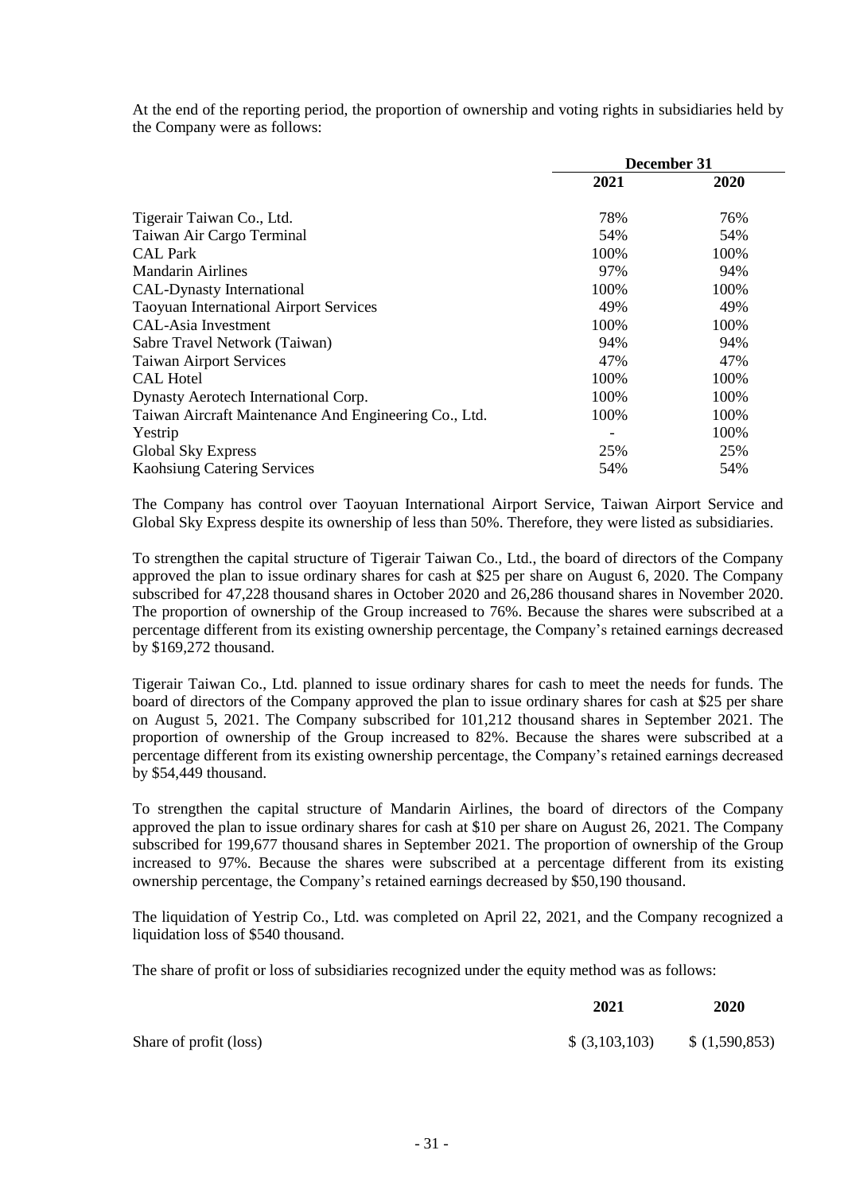At the end of the reporting period, the proportion of ownership and voting rights in subsidiaries held by the Company were as follows:

| | December 31 | |
|---|---|---|
| | **2021** | **2020** |
| Tigerair Taiwan Co., Ltd. | 78% | 76% |
| Taiwan Air Cargo Terminal | 54% | 54% |
| CAL Park | 100% | 100% |
| Mandarin Airlines | 97% | 94% |
| CAL-Dynasty International | 100% | 100% |
| Taoyuan International Airport Services | 49% | 49% |
| CAL-Asia Investment | 100% | 100% |
| Sabre Travel Network (Taiwan) | 94% | 94% |
| Taiwan Airport Services | 47% | 47% |
| CAL Hotel | 100% | 100% |
| Dynasty Aerotech International Corp. | 100% | 100% |
| Taiwan Aircraft Maintenance And Engineering Co., Ltd. | 100% | 100% |
| Yestrip | - | 100% |
| Global Sky Express | 25% | 25% |
| Kaohsiung Catering Services | 54% | 54% |

The Company has control over Taoyuan International Airport Service, Taiwan Airport Service and Global Sky Express despite its ownership of less than 50%. Therefore, they were listed as subsidiaries.

To strengthen the capital structure of Tigerair Taiwan Co., Ltd., the board of directors of the Company approved the plan to issue ordinary shares for cash at $25 per share on August 6, 2020. The Company subscribed for 47,228 thousand shares in October 2020 and 26,286 thousand shares in November 2020. The proportion of ownership of the Group increased to 76%. Because the shares were subscribed at a percentage different from its existing ownership percentage, the Company's retained earnings decreased by $169,272 thousand.

Tigerair Taiwan Co., Ltd. planned to issue ordinary shares for cash to meet the needs for funds. The board of directors of the Company approved the plan to issue ordinary shares for cash at $25 per share on August 5, 2021. The Company subscribed for 101,212 thousand shares in September 2021. The proportion of ownership of the Group increased to 82%. Because the shares were subscribed at a percentage different from its existing ownership percentage, the Company's retained earnings decreased by $54,449 thousand.

To strengthen the capital structure of Mandarin Airlines, the board of directors of the Company approved the plan to issue ordinary shares for cash at $10 per share on August 26, 2021. The Company subscribed for 199,677 thousand shares in September 2021. The proportion of ownership of the Group increased to 97%. Because the shares were subscribed at a percentage different from its existing ownership percentage, the Company's retained earnings decreased by $50,190 thousand.

The liquidation of Yestrip Co., Ltd. was completed on April 22, 2021, and the Company recognized a liquidation loss of $540 thousand.

The share of profit or loss of subsidiaries recognized under the equity method was as follows:

| | **2021** | **2020** |
|---|---|---|
| Share of profit (loss) | $ (3,103,103) | $ (1,590,853) |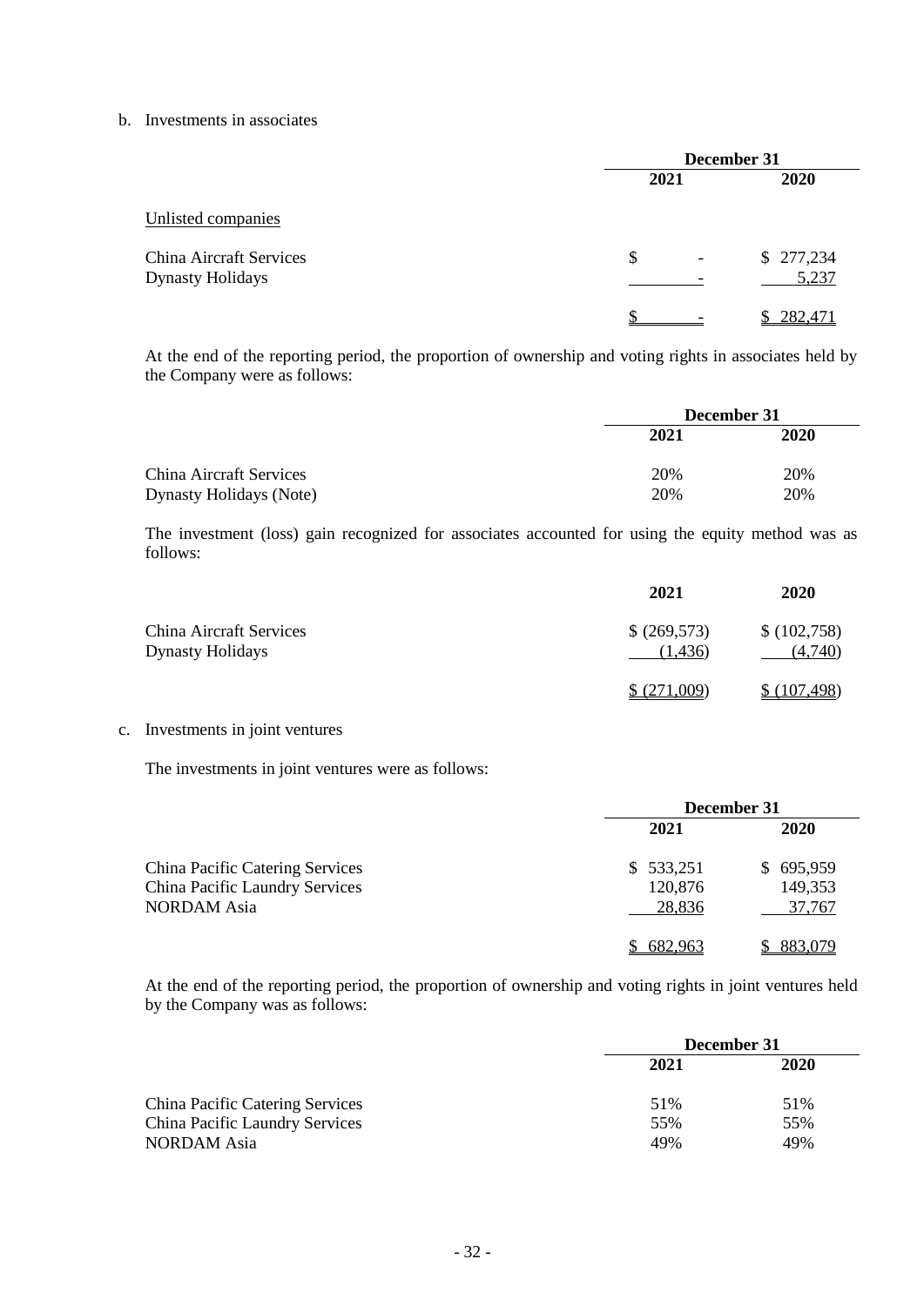b. Investments in associates

| | December 31 | |
|---|---|---|
| | 2021 | 2020 |
| Unlisted companies | | |
| China Aircraft Services | $ - | $ 277,234 |
| Dynasty Holidays | - | 5,237 |
| | $ - | $ 282,471 |

At the end of the reporting period, the proportion of ownership and voting rights in associates held by the Company were as follows:

| | December 31 | |
|---|---|---|
| | 2021 | 2020 |
| China Aircraft Services | 20% | 20% |
| Dynasty Holidays (Note) | 20% | 20% |

The investment (loss) gain recognized for associates accounted for using the equity method was as follows:

| | 2021 | 2020 |
|---|---|---|
| China Aircraft Services | $ (269,573) | $ (102,758) |
| Dynasty Holidays | (1,436) | (4,740) |
| | $ (271,009) | $ (107,498) |

c. Investments in joint ventures

The investments in joint ventures were as follows:

| | December 31 | |
|---|---|---|
| | 2021 | 2020 |
| China Pacific Catering Services | $ 533,251 | $ 695,959 |
| China Pacific Laundry Services | 120,876 | 149,353 |
| NORDAM Asia | 28,836 | 37,767 |
| | $ 682,963 | $ 883,079 |

At the end of the reporting period, the proportion of ownership and voting rights in joint ventures held by the Company was as follows:

| | December 31 | |
|---|---|---|
| | 2021 | 2020 |
| China Pacific Catering Services | 51% | 51% |
| China Pacific Laundry Services | 55% | 55% |
| NORDAM Asia | 49% | 49% |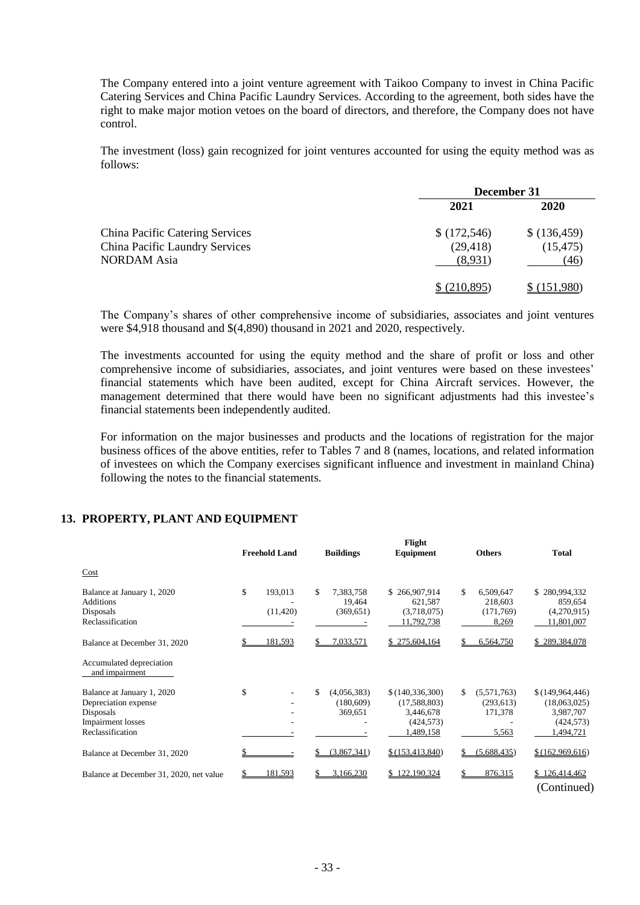The Company entered into a joint venture agreement with Taikoo Company to invest in China Pacific Catering Services and China Pacific Laundry Services. According to the agreement, both sides have the right to make major motion vetoes on the board of directors, and therefore, the Company does not have control.

The investment (loss) gain recognized for joint ventures accounted for using the equity method was as follows:

| | December 31 | |
|---|---|---|
| | **2021** | **2020** |
| China Pacific Catering Services | $ (172,546) | $ (136,459) |
| China Pacific Laundry Services | (29,418) | (15,475) |
| NORDAM Asia | (8,931) | (46) |
| | $ (210,895) | $ (151,980) |

The Company's shares of other comprehensive income of subsidiaries, associates and joint ventures were $4,918 thousand and $(4,890) thousand in 2021 and 2020, respectively.

The investments accounted for using the equity method and the share of profit or loss and other comprehensive income of subsidiaries, associates, and joint ventures were based on these investees' financial statements which have been audited, except for China Aircraft services. However, the management determined that there would have been no significant adjustments had this investee's financial statements been independently audited.

For information on the major businesses and products and the locations of registration for the major business offices of the above entities, refer to Tables 7 and 8 (names, locations, and related information of investees on which the Company exercises significant influence and investment in mainland China) following the notes to the financial statements.

## 13. PROPERTY, PLANT AND EQUIPMENT

| | Freehold Land | Buildings | Flight Equipment | Others | Total |
|---|---|---|---|---|---|
| Cost | | | | | |
| Balance at January 1, 2020 | $ 193,013 | $ 7,383,758 | $ 266,907,914 | $ 6,509,647 | $ 280,994,332 |
| Additions | - | 19,464 | 621,587 | 218,603 | 859,654 |
| Disposals | (11,420) | (369,651) | (3,718,075) | (171,769) | (4,270,915) |
| Reclassification | - | - | 11,792,738 | 8,269 | 11,801,007 |
| Balance at December 31, 2020 | $ 181,593 | $ 7,033,571 | $ 275,604,164 | $ 6,564,750 | $ 289,384,078 |
| Accumulated depreciation and impairment | | | | | |
| Balance at January 1, 2020 | $ - | $ (4,056,383) | $ (140,336,300) | $ (5,571,763) | $ (149,964,446) |
| Depreciation expense | - | (180,609) | (17,588,803) | (293,613) | (18,063,025) |
| Disposals | - | 369,651 | 3,446,678 | 171,378 | 3,987,707 |
| Impairment losses | - | - | (424,573) | - | (424,573) |
| Reclassification | - | - | 1,489,158 | 5,563 | 1,494,721 |
| Balance at December 31, 2020 | $ - | $ (3,867,341) | $ (153,413,840) | $ (5,688,435) | $ (162,969,616) |
| Balance at December 31, 2020, net value | $ 181,593 | $ 3,166,230 | $ 122,190,324 | $ 876,315 | $ 126,414,462 |

(Continued)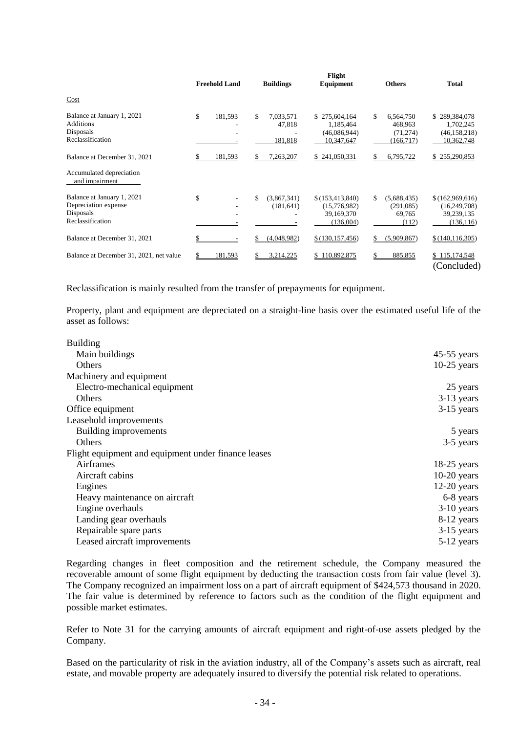| | Freehold Land | Buildings | Flight Equipment | Others | Total |
|---|---|---|---|---|---|
| Cost | | | | | |
| Balance at January 1, 2021 | $ 181,593 | $ 7,033,571 | $ 275,604,164 | $ 6,564,750 | $ 289,384,078 |
| Additions | - | 47,818 | 1,185,464 | 468,963 | 1,702,245 |
| Disposals | - | - | (46,086,944) | (71,274) | (46,158,218) |
| Reclassification | - | 181,818 | 10,347,647 | (166,717) | 10,362,748 |
| Balance at December 31, 2021 | $ 181,593 | $ 7,263,207 | $ 241,050,331 | $ 6,795,722 | $ 255,290,853 |
| Accumulated depreciation and impairment | | | | | |
| Balance at January 1, 2021 | $ - | $ (3,867,341) | $ (153,413,840) | $ (5,688,435) | $ (162,969,616) |
| Depreciation expense | - | (181,641) | (15,776,982) | (291,085) | (16,249,708) |
| Disposals | - | - | 39,169,370 | 69,765 | 39,239,135 |
| Reclassification | - | - | (136,004) | (112) | (136,116) |
| Balance at December 31, 2021 | $ - | $ (4,048,982) | $ (130,157,456) | $ (5,909,867) | $ (140,116,305) |
| Balance at December 31, 2021, net value | $ 181,593 | $ 3,214,225 | $ 110,892,875 | $ 885,855 | $ 115,174,548 |

(Concluded)

Reclassification is mainly resulted from the transfer of prepayments for equipment.

Property, plant and equipment are depreciated on a straight-line basis over the estimated useful life of the asset as follows:

| | |
|---|---|
| Building | |
| Main buildings | 45-55 years |
| Others | 10-25 years |
| Machinery and equipment | |
| Electro-mechanical equipment | 25 years |
| Others | 3-13 years |
| Office equipment | 3-15 years |
| Leasehold improvements | |
| Building improvements | 5 years |
| Others | 3-5 years |
| Flight equipment and equipment under finance leases | |
| Airframes | 18-25 years |
| Aircraft cabins | 10-20 years |
| Engines | 12-20 years |
| Heavy maintenance on aircraft | 6-8 years |
| Engine overhauls | 3-10 years |
| Landing gear overhauls | 8-12 years |
| Repairable spare parts | 3-15 years |
| Leased aircraft improvements | 5-12 years |

Regarding changes in fleet composition and the retirement schedule, the Company measured the recoverable amount of some flight equipment by deducting the transaction costs from fair value (level 3). The Company recognized an impairment loss on a part of aircraft equipment of $424,573 thousand in 2020. The fair value is determined by reference to factors such as the condition of the flight equipment and possible market estimates.

Refer to Note 31 for the carrying amounts of aircraft equipment and right-of-use assets pledged by the Company.

Based on the particularity of risk in the aviation industry, all of the Company's assets such as aircraft, real estate, and movable property are adequately insured to diversify the potential risk related to operations.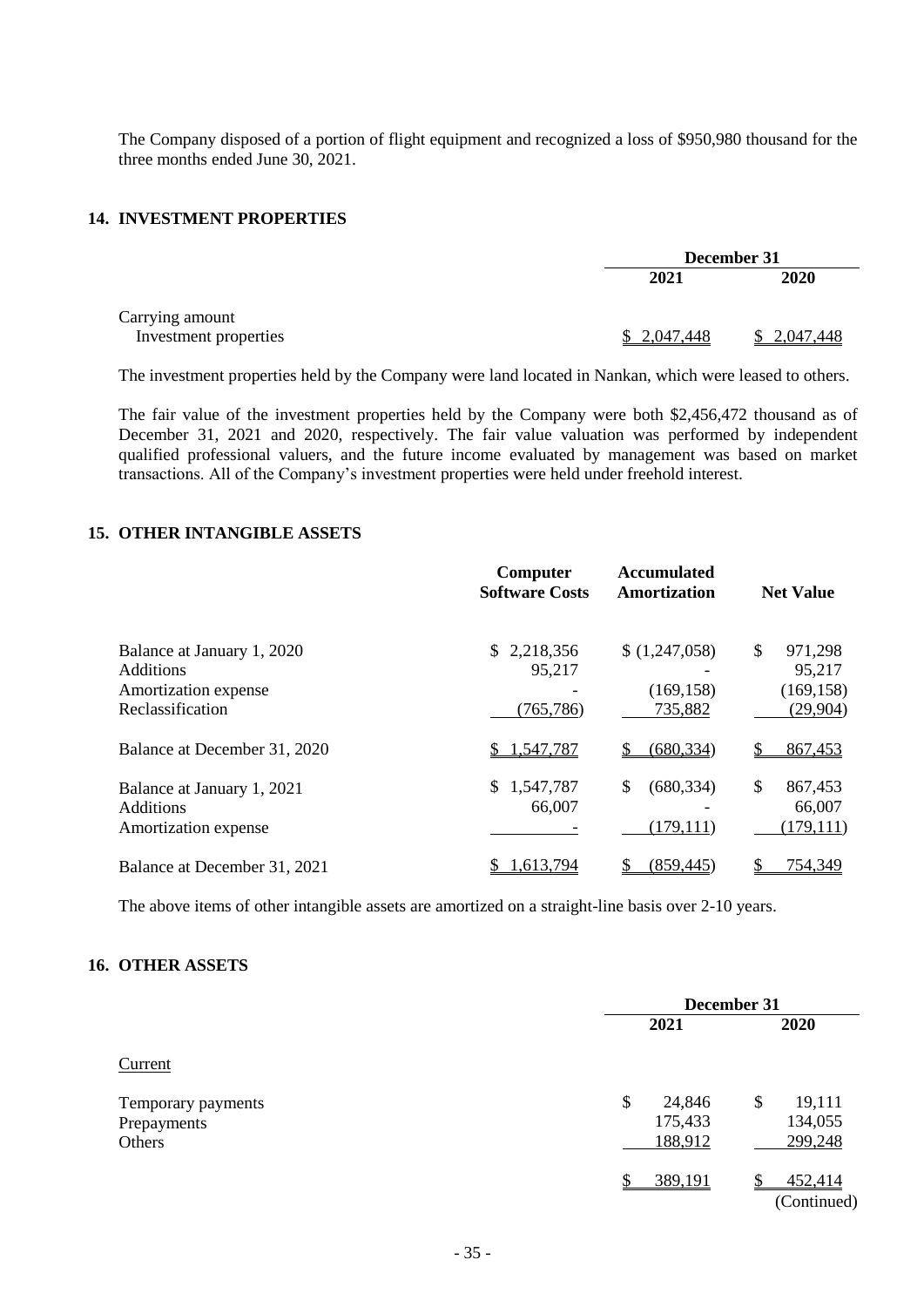The Company disposed of a portion of flight equipment and recognized a loss of $950,980 thousand for the three months ended June 30, 2021.

## 14. INVESTMENT PROPERTIES

| | December 31 | |
|---|---|---|
| | 2021 | 2020 |
| Carrying amount | | |
| Investment properties | $ 2,047,448 | $ 2,047,448 |

The investment properties held by the Company were land located in Nankan, which were leased to others.

The fair value of the investment properties held by the Company were both $2,456,472 thousand as of December 31, 2021 and 2020, respectively. The fair value valuation was performed by independent qualified professional valuers, and the future income evaluated by management was based on market transactions. All of the Company's investment properties were held under freehold interest.

## 15. OTHER INTANGIBLE ASSETS

| | Computer Software Costs | Accumulated Amortization | Net Value |
|---|---|---|---|
| Balance at January 1, 2020 | $ 2,218,356 | $ (1,247,058) | $ 971,298 |
| Additions | 95,217 | - | 95,217 |
| Amortization expense | - | (169,158) | (169,158) |
| Reclassification | (765,786) | 735,882 | (29,904) |
| Balance at December 31, 2020 | $ 1,547,787 | $ (680,334) | $ 867,453 |
| Balance at January 1, 2021 | $ 1,547,787 | $ (680,334) | $ 867,453 |
| Additions | 66,007 | - | 66,007 |
| Amortization expense | - | (179,111) | (179,111) |
| Balance at December 31, 2021 | $ 1,613,794 | $ (859,445) | $ 754,349 |

The above items of other intangible assets are amortized on a straight-line basis over 2-10 years.

## 16. OTHER ASSETS

| | December 31 | |
|---|---|---|
| | 2021 | 2020 |
| Current | | |
| Temporary payments | $ 24,846 | $ 19,111 |
| Prepayments | 175,433 | 134,055 |
| Others | 188,912 | 299,248 |
| | $ 389,191 | $ 452,414 |

(Continued)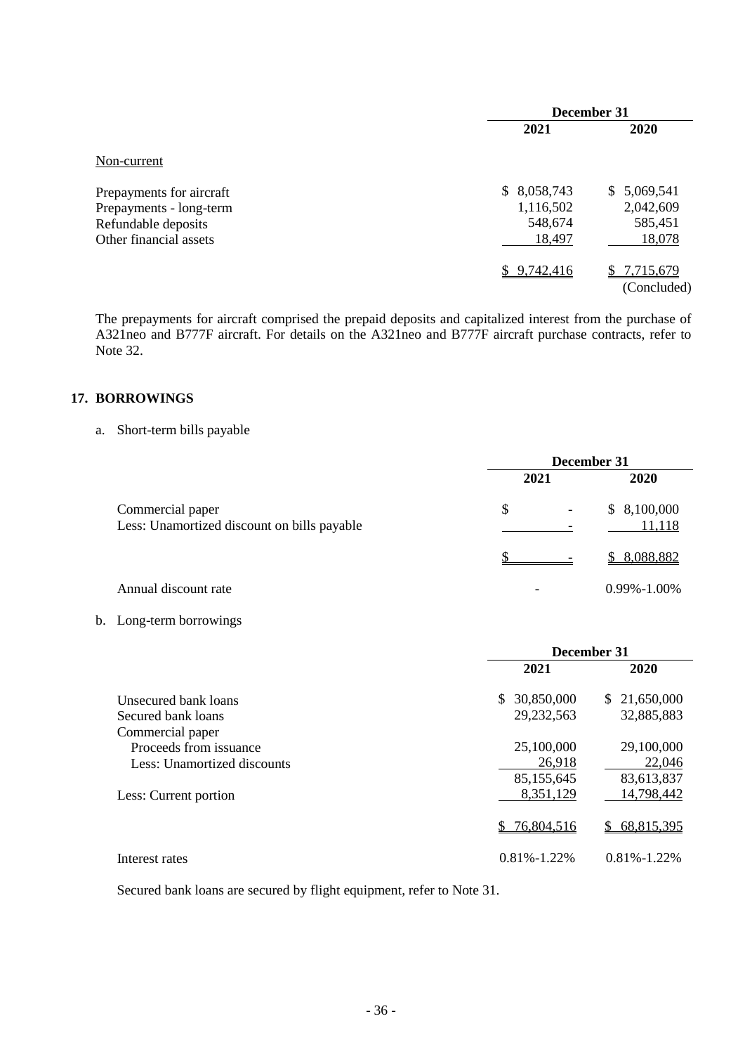| | December 31 | |
|---|---|---|
| | 2021 | 2020 |
| Non-current | | |
| Prepayments for aircraft | $ 8,058,743 | $ 5,069,541 |
| Prepayments - long-term | 1,116,502 | 2,042,609 |
| Refundable deposits | 548,674 | 585,451 |
| Other financial assets | 18,497 | 18,078 |
| | $ 9,742,416 | $ 7,715,679 |
| | | (Concluded) |

The prepayments for aircraft comprised the prepaid deposits and capitalized interest from the purchase of A321neo and B777F aircraft. For details on the A321neo and B777F aircraft purchase contracts, refer to Note 32.

## 17. BORROWINGS

a. Short-term bills payable

| | December 31 | |
|---|---|---|
| | 2021 | 2020 |
| Commercial paper | $ - | $ 8,100,000 |
| Less: Unamortized discount on bills payable | - | 11,118 |
| | $ - | $ 8,088,882 |
| Annual discount rate | - | 0.99%-1.00% |

b. Long-term borrowings

| | December 31 | |
|---|---|---|
| | 2021 | 2020 |
| Unsecured bank loans | $ 30,850,000 | $ 21,650,000 |
| Secured bank loans | 29,232,563 | 32,885,883 |
| Commercial paper | | |
| Proceeds from issuance | 25,100,000 | 29,100,000 |
| Less: Unamortized discounts | 26,918 | 22,046 |
| | 85,155,645 | 83,613,837 |
| Less: Current portion | 8,351,129 | 14,798,442 |
| | $ 76,804,516 | $ 68,815,395 |
| Interest rates | 0.81%-1.22% | 0.81%-1.22% |

Secured bank loans are secured by flight equipment, refer to Note 31.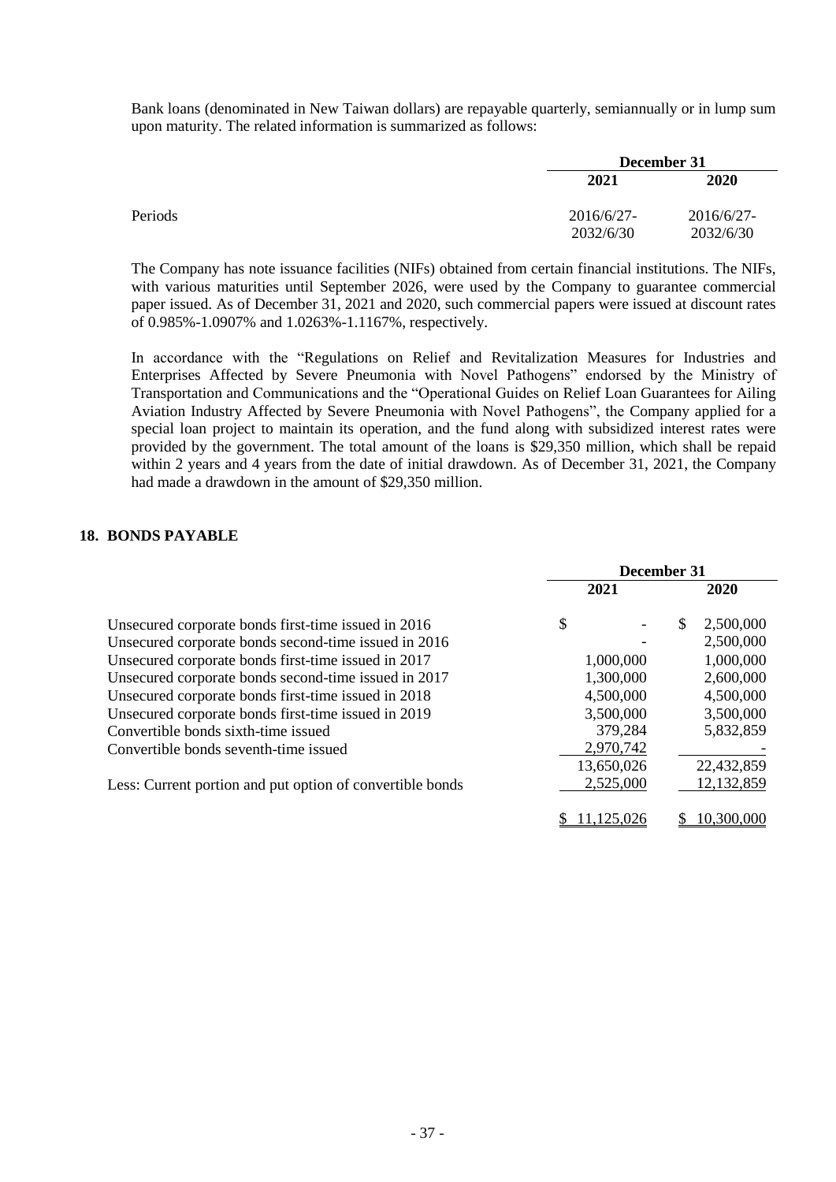Bank loans (denominated in New Taiwan dollars) are repayable quarterly, semiannually or in lump sum upon maturity. The related information is summarized as follows:

| | December 31 | |
|---|---|---|
| | 2021 | 2020 |
| Periods | 2016/6/27-2032/6/30 | 2016/6/27-2032/6/30 |

The Company has note issuance facilities (NIFs) obtained from certain financial institutions. The NIFs, with various maturities until September 2026, were used by the Company to guarantee commercial paper issued. As of December 31, 2021 and 2020, such commercial papers were issued at discount rates of 0.985%-1.0907% and 1.0263%-1.1167%, respectively.

In accordance with the "Regulations on Relief and Revitalization Measures for Industries and Enterprises Affected by Severe Pneumonia with Novel Pathogens" endorsed by the Ministry of Transportation and Communications and the "Operational Guides on Relief Loan Guarantees for Ailing Aviation Industry Affected by Severe Pneumonia with Novel Pathogens", the Company applied for a special loan project to maintain its operation, and the fund along with subsidized interest rates were provided by the government. The total amount of the loans is $29,350 million, which shall be repaid within 2 years and 4 years from the date of initial drawdown. As of December 31, 2021, the Company had made a drawdown in the amount of $29,350 million.

## 18. BONDS PAYABLE

| | December 31 | |
|---|---|---|
| | 2021 | 2020 |
| Unsecured corporate bonds first-time issued in 2016 | $ - | $ 2,500,000 |
| Unsecured corporate bonds second-time issued in 2016 | - | 2,500,000 |
| Unsecured corporate bonds first-time issued in 2017 | 1,000,000 | 1,000,000 |
| Unsecured corporate bonds second-time issued in 2017 | 1,300,000 | 2,600,000 |
| Unsecured corporate bonds first-time issued in 2018 | 4,500,000 | 4,500,000 |
| Unsecured corporate bonds first-time issued in 2019 | 3,500,000 | 3,500,000 |
| Convertible bonds sixth-time issued | 379,284 | 5,832,859 |
| Convertible bonds seventh-time issued | 2,970,742 | - |
| | 13,650,026 | 22,432,859 |
| Less: Current portion and put option of convertible bonds | 2,525,000 | 12,132,859 |
| | $ 11,125,026 | $ 10,300,000 |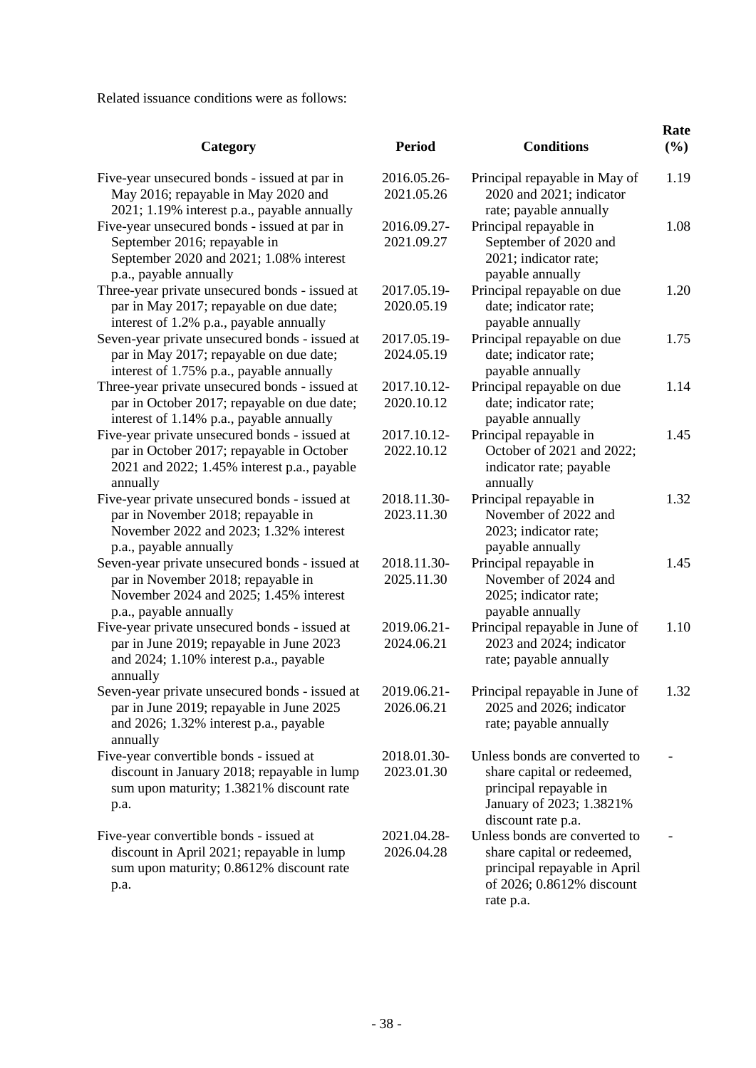Related issuance conditions were as follows:

| Category | Period | Conditions | Rate (%) |
|---|---|---|---|
| Five-year unsecured bonds - issued at par in May 2016; repayable in May 2020 and 2021; 1.19% interest p.a., payable annually | 2016.05.26-2021.05.26 | Principal repayable in May of 2020 and 2021; indicator rate; payable annually | 1.19 |
| Five-year unsecured bonds - issued at par in September 2016; repayable in September 2020 and 2021; 1.08% interest p.a., payable annually | 2016.09.27-2021.09.27 | Principal repayable in September of 2020 and 2021; indicator rate; payable annually | 1.08 |
| Three-year private unsecured bonds - issued at par in May 2017; repayable on due date; interest of 1.2% p.a., payable annually | 2017.05.19-2020.05.19 | Principal repayable on due date; indicator rate; payable annually | 1.20 |
| Seven-year private unsecured bonds - issued at par in May 2017; repayable on due date; interest of 1.75% p.a., payable annually | 2017.05.19-2024.05.19 | Principal repayable on due date; indicator rate; payable annually | 1.75 |
| Three-year private unsecured bonds - issued at par in October 2017; repayable on due date; interest of 1.14% p.a., payable annually | 2017.10.12-2020.10.12 | Principal repayable on due date; indicator rate; payable annually | 1.14 |
| Five-year private unsecured bonds - issued at par in October 2017; repayable in October 2021 and 2022; 1.45% interest p.a., payable annually | 2017.10.12-2022.10.12 | Principal repayable in October of 2021 and 2022; indicator rate; payable annually | 1.45 |
| Five-year private unsecured bonds - issued at par in November 2018; repayable in November 2022 and 2023; 1.32% interest p.a., payable annually | 2018.11.30-2023.11.30 | Principal repayable in November of 2022 and 2023; indicator rate; payable annually | 1.32 |
| Seven-year private unsecured bonds - issued at par in November 2018; repayable in November 2024 and 2025; 1.45% interest p.a., payable annually | 2018.11.30-2025.11.30 | Principal repayable in November of 2024 and 2025; indicator rate; payable annually | 1.45 |
| Five-year private unsecured bonds - issued at par in June 2019; repayable in June 2023 and 2024; 1.10% interest p.a., payable annually | 2019.06.21-2024.06.21 | Principal repayable in June of 2023 and 2024; indicator rate; payable annually | 1.10 |
| Seven-year private unsecured bonds - issued at par in June 2019; repayable in June 2025 and 2026; 1.32% interest p.a., payable annually | 2019.06.21-2026.06.21 | Principal repayable in June of 2025 and 2026; indicator rate; payable annually | 1.32 |
| Five-year convertible bonds - issued at discount in January 2018; repayable in lump sum upon maturity; 1.3821% discount rate p.a. | 2018.01.30-2023.01.30 | Unless bonds are converted to share capital or redeemed, principal repayable in January of 2023; 1.3821% discount rate p.a. | - |
| Five-year convertible bonds - issued at discount in April 2021; repayable in lump sum upon maturity; 0.8612% discount rate p.a. | 2021.04.28-2026.04.28 | Unless bonds are converted to share capital or redeemed, principal repayable in April of 2026; 0.8612% discount rate p.a. | - |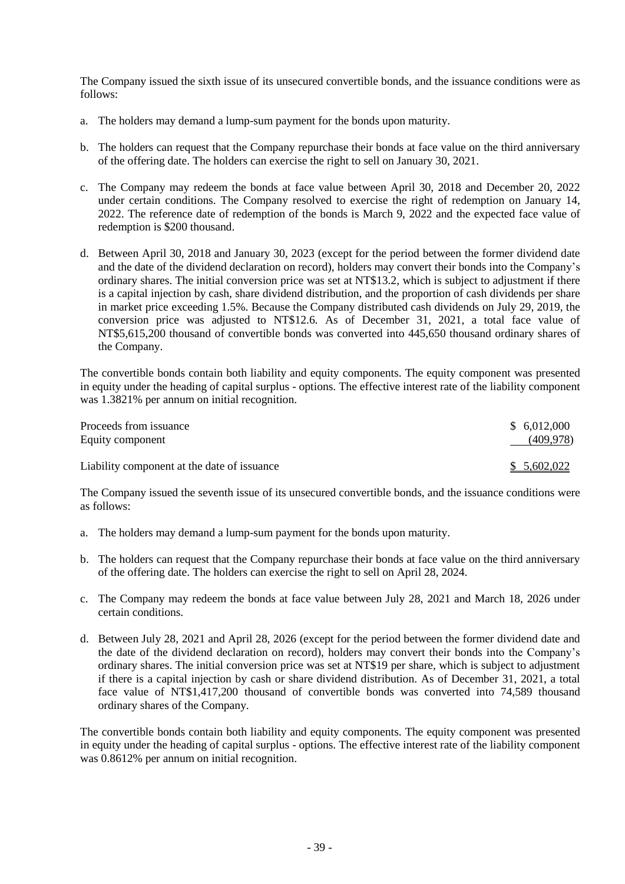The Company issued the sixth issue of its unsecured convertible bonds, and the issuance conditions were as follows:

a. The holders may demand a lump-sum payment for the bonds upon maturity.

b. The holders can request that the Company repurchase their bonds at face value on the third anniversary of the offering date. The holders can exercise the right to sell on January 30, 2021.

c. The Company may redeem the bonds at face value between April 30, 2018 and December 20, 2022 under certain conditions. The Company resolved to exercise the right of redemption on January 14, 2022. The reference date of redemption of the bonds is March 9, 2022 and the expected face value of redemption is $200 thousand.

d. Between April 30, 2018 and January 30, 2023 (except for the period between the former dividend date and the date of the dividend declaration on record), holders may convert their bonds into the Company's ordinary shares. The initial conversion price was set at NT$13.2, which is subject to adjustment if there is a capital injection by cash, share dividend distribution, and the proportion of cash dividends per share in market price exceeding 1.5%. Because the Company distributed cash dividends on July 29, 2019, the conversion price was adjusted to NT$12.6. As of December 31, 2021, a total face value of NT$5,615,200 thousand of convertible bonds was converted into 445,650 thousand ordinary shares of the Company.

The convertible bonds contain both liability and equity components. The equity component was presented in equity under the heading of capital surplus - options. The effective interest rate of the liability component was 1.3821% per annum on initial recognition.

| | |
|---|---|
| Proceeds from issuance | $ 6,012,000 |
| Equity component | (409,978) |
| Liability component at the date of issuance | $ 5,602,022 |

The Company issued the seventh issue of its unsecured convertible bonds, and the issuance conditions were as follows:

a. The holders may demand a lump-sum payment for the bonds upon maturity.

b. The holders can request that the Company repurchase their bonds at face value on the third anniversary of the offering date. The holders can exercise the right to sell on April 28, 2024.

c. The Company may redeem the bonds at face value between July 28, 2021 and March 18, 2026 under certain conditions.

d. Between July 28, 2021 and April 28, 2026 (except for the period between the former dividend date and the date of the dividend declaration on record), holders may convert their bonds into the Company's ordinary shares. The initial conversion price was set at NT$19 per share, which is subject to adjustment if there is a capital injection by cash or share dividend distribution. As of December 31, 2021, a total face value of NT$1,417,200 thousand of convertible bonds was converted into 74,589 thousand ordinary shares of the Company.

The convertible bonds contain both liability and equity components. The equity component was presented in equity under the heading of capital surplus - options. The effective interest rate of the liability component was 0.8612% per annum on initial recognition.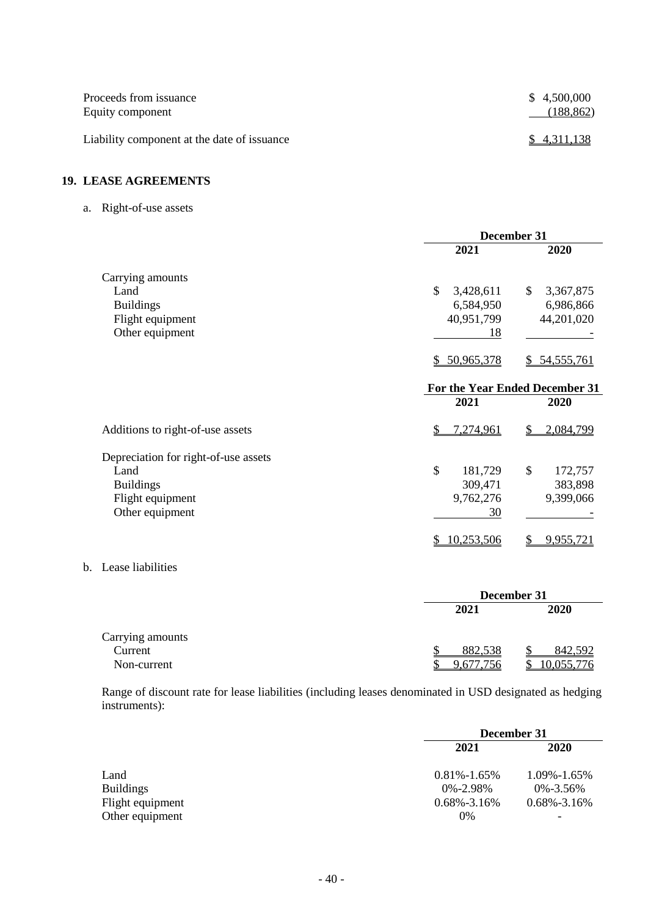| | |
|---|---|
| Proceeds from issuance | $ 4,500,000 |
| Equity component | (188,862) |
| Liability component at the date of issuance | $ 4,311,138 |

## 19. LEASE AGREEMENTS

a. Right-of-use assets

| | December 31 | |
|---|---|---|
| | 2021 | 2020 |
| Carrying amounts | | |
| Land | $ 3,428,611 | $ 3,367,875 |
| Buildings | 6,584,950 | 6,986,866 |
| Flight equipment | 40,951,799 | 44,201,020 |
| Other equipment | 18 | - |
| | $ 50,965,378 | $ 54,555,761 |

| | For the Year Ended December 31 | |
|---|---|---|
| | 2021 | 2020 |
| Additions to right-of-use assets | $ 7,274,961 | $ 2,084,799 |
| Depreciation for right-of-use assets | | |
| Land | $ 181,729 | $ 172,757 |
| Buildings | 309,471 | 383,898 |
| Flight equipment | 9,762,276 | 9,399,066 |
| Other equipment | 30 | - |
| | $ 10,253,506 | $ 9,955,721 |

b. Lease liabilities

| | December 31 | |
|---|---|---|
| | 2021 | 2020 |
| Carrying amounts | | |
| Current | $ 882,538 | $ 842,592 |
| Non-current | $ 9,677,756 | $ 10,055,776 |

Range of discount rate for lease liabilities (including leases denominated in USD designated as hedging instruments):

| | December 31 | |
|---|---|---|
| | 2021 | 2020 |
| Land | 0.81%-1.65% | 1.09%-1.65% |
| Buildings | 0%-2.98% | 0%-3.56% |
| Flight equipment | 0.68%-3.16% | 0.68%-3.16% |
| Other equipment | 0% | - |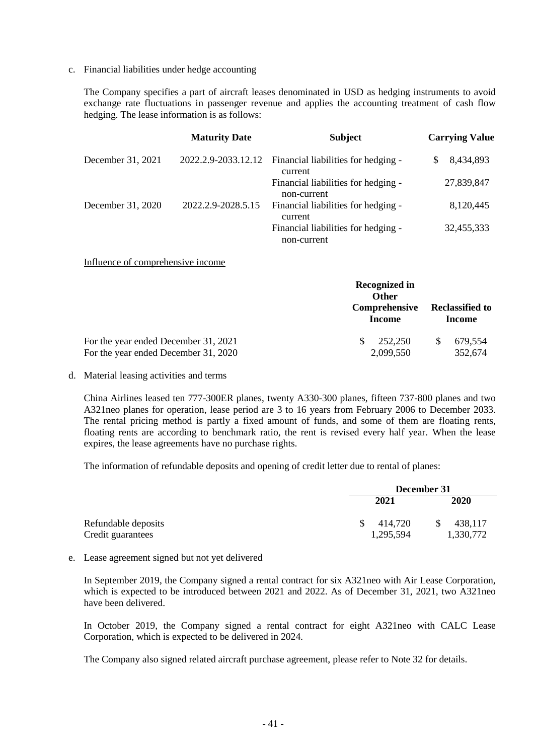c. Financial liabilities under hedge accounting

The Company specifies a part of aircraft leases denominated in USD as hedging instruments to avoid exchange rate fluctuations in passenger revenue and applies the accounting treatment of cash flow hedging. The lease information is as follows:

| | Maturity Date | Subject | Carrying Value |
|---|---|---|---|
| December 31, 2021 | 2022.2.9-2033.12.12 | Financial liabilities for hedging - current | $ 8,434,893 |
| | | Financial liabilities for hedging - non-current | 27,839,847 |
| December 31, 2020 | 2022.2.9-2028.5.15 | Financial liabilities for hedging - current | 8,120,445 |
| | | Financial liabilities for hedging - non-current | 32,455,333 |

Influence of comprehensive income

| | Recognized in Other Comprehensive Income | Reclassified to Income |
|---|---|---|
| For the year ended December 31, 2021 | $ 252,250 | $ 679,554 |
| For the year ended December 31, 2020 | 2,099,550 | 352,674 |

d. Material leasing activities and terms

China Airlines leased ten 777-300ER planes, twenty A330-300 planes, fifteen 737-800 planes and two A321neo planes for operation, lease period are 3 to 16 years from February 2006 to December 2033. The rental pricing method is partly a fixed amount of funds, and some of them are floating rents, floating rents are according to benchmark ratio, the rent is revised every half year. When the lease expires, the lease agreements have no purchase rights.

The information of refundable deposits and opening of credit letter due to rental of planes:

| | December 31 | |
|---|---|---|
| | 2021 | 2020 |
| Refundable deposits | $ 414,720 | $ 438,117 |
| Credit guarantees | 1,295,594 | 1,330,772 |

e. Lease agreement signed but not yet delivered

In September 2019, the Company signed a rental contract for six A321neo with Air Lease Corporation, which is expected to be introduced between 2021 and 2022. As of December 31, 2021, two A321neo have been delivered.

In October 2019, the Company signed a rental contract for eight A321neo with CALC Lease Corporation, which is expected to be delivered in 2024.

The Company also signed related aircraft purchase agreement, please refer to Note 32 for details.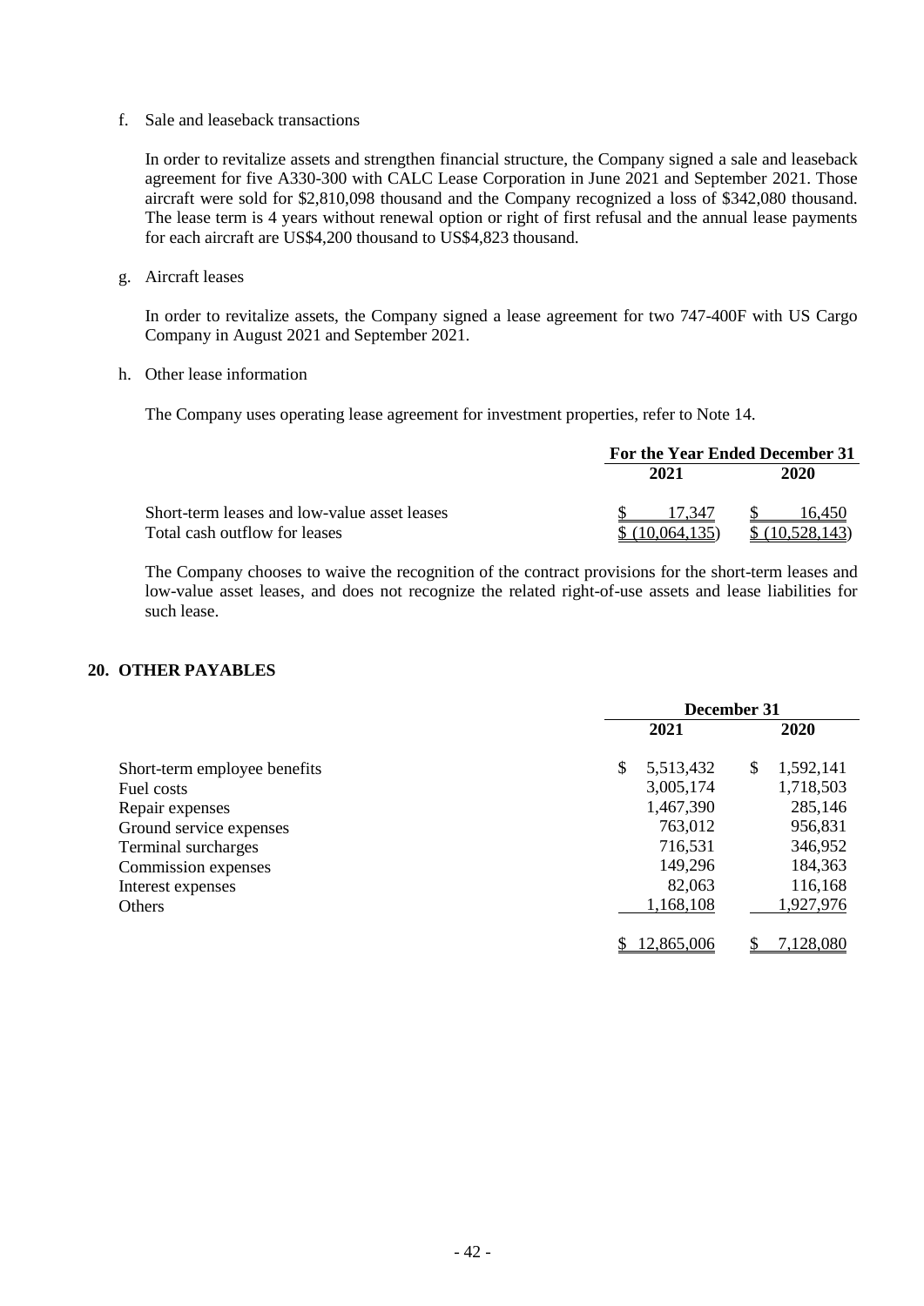f. Sale and leaseback transactions

In order to revitalize assets and strengthen financial structure, the Company signed a sale and leaseback agreement for five A330-300 with CALC Lease Corporation in June 2021 and September 2021. Those aircraft were sold for $2,810,098 thousand and the Company recognized a loss of $342,080 thousand. The lease term is 4 years without renewal option or right of first refusal and the annual lease payments for each aircraft are US$4,200 thousand to US$4,823 thousand.

g. Aircraft leases

In order to revitalize assets, the Company signed a lease agreement for two 747-400F with US Cargo Company in August 2021 and September 2021.

h. Other lease information

The Company uses operating lease agreement for investment properties, refer to Note 14.

| | For the Year Ended December 31 | |
|---|---|---|
| | 2021 | 2020 |
| Short-term leases and low-value asset leases | $ 17,347 | $ 16,450 |
| Total cash outflow for leases | $ (10,064,135) | $ (10,528,143) |

The Company chooses to waive the recognition of the contract provisions for the short-term leases and low-value asset leases, and does not recognize the related right-of-use assets and lease liabilities for such lease.

## 20. OTHER PAYABLES

| | December 31 | |
|---|---|---|
| | 2021 | 2020 |
| Short-term employee benefits | $ 5,513,432 | $ 1,592,141 |
| Fuel costs | 3,005,174 | 1,718,503 |
| Repair expenses | 1,467,390 | 285,146 |
| Ground service expenses | 763,012 | 956,831 |
| Terminal surcharges | 716,531 | 346,952 |
| Commission expenses | 149,296 | 184,363 |
| Interest expenses | 82,063 | 116,168 |
| Others | 1,168,108 | 1,927,976 |
| | $ 12,865,006 | $ 7,128,080 |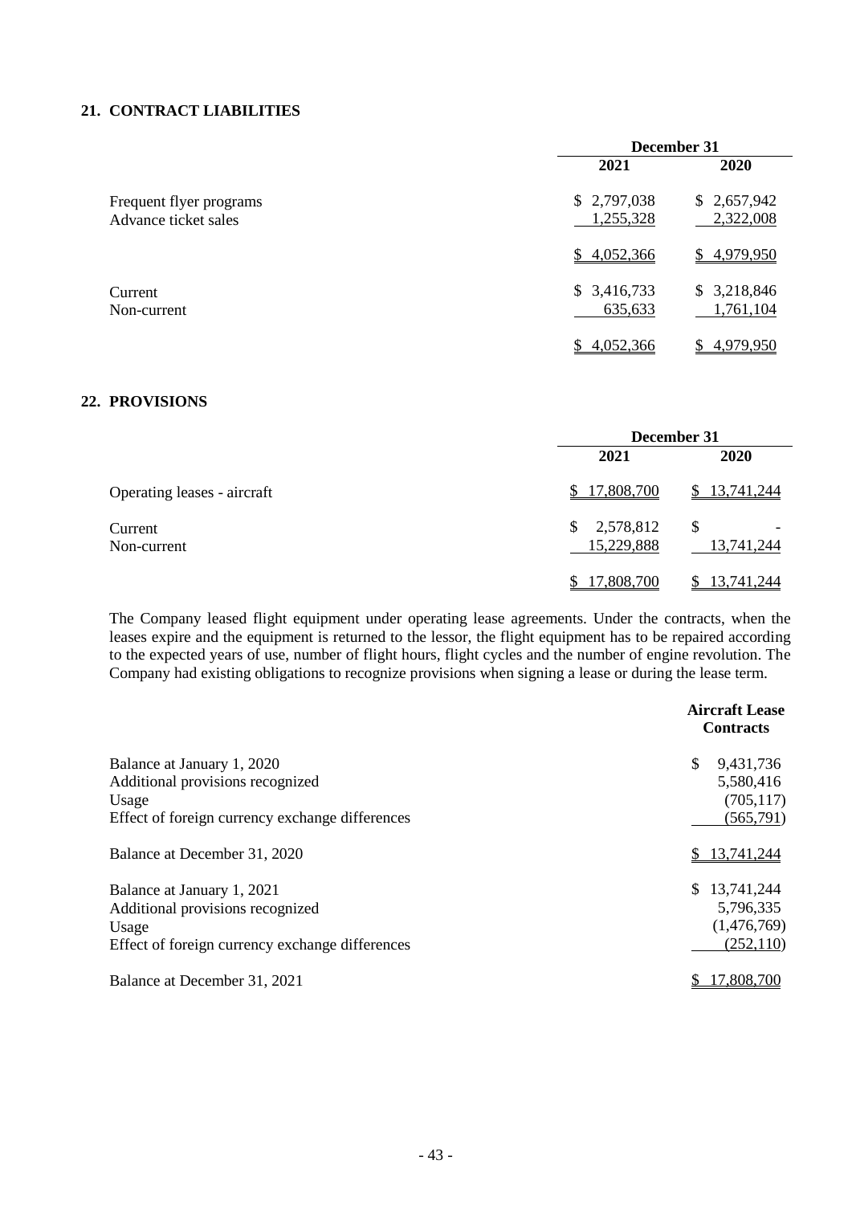## 21. CONTRACT LIABILITIES

| | December 31 | |
|---|---|---|
| | 2021 | 2020 |
| Frequent flyer programs | $ 2,797,038 | $ 2,657,942 |
| Advance ticket sales | 1,255,328 | 2,322,008 |
| | $ 4,052,366 | $ 4,979,950 |
| Current | $ 3,416,733 | $ 3,218,846 |
| Non-current | 635,633 | 1,761,104 |
| | $ 4,052,366 | $ 4,979,950 |

## 22. PROVISIONS

| | December 31 | |
|---|---|---|
| | 2021 | 2020 |
| Operating leases - aircraft | $ 17,808,700 | $ 13,741,244 |
| Current | $ 2,578,812 | $ - |
| Non-current | 15,229,888 | 13,741,244 |
| | $ 17,808,700 | $ 13,741,244 |

The Company leased flight equipment under operating lease agreements. Under the contracts, when the leases expire and the equipment is returned to the lessor, the flight equipment has to be repaired according to the expected years of use, number of flight hours, flight cycles and the number of engine revolution. The Company had existing obligations to recognize provisions when signing a lease or during the lease term.

| | Aircraft Lease Contracts |
|---|---|
| Balance at January 1, 2020 | $ 9,431,736 |
| Additional provisions recognized | 5,580,416 |
| Usage | (705,117) |
| Effect of foreign currency exchange differences | (565,791) |
| Balance at December 31, 2020 | $ 13,741,244 |
| Balance at January 1, 2021 | $ 13,741,244 |
| Additional provisions recognized | 5,796,335 |
| Usage | (1,476,769) |
| Effect of foreign currency exchange differences | (252,110) |
| Balance at December 31, 2021 | $ 17,808,700 |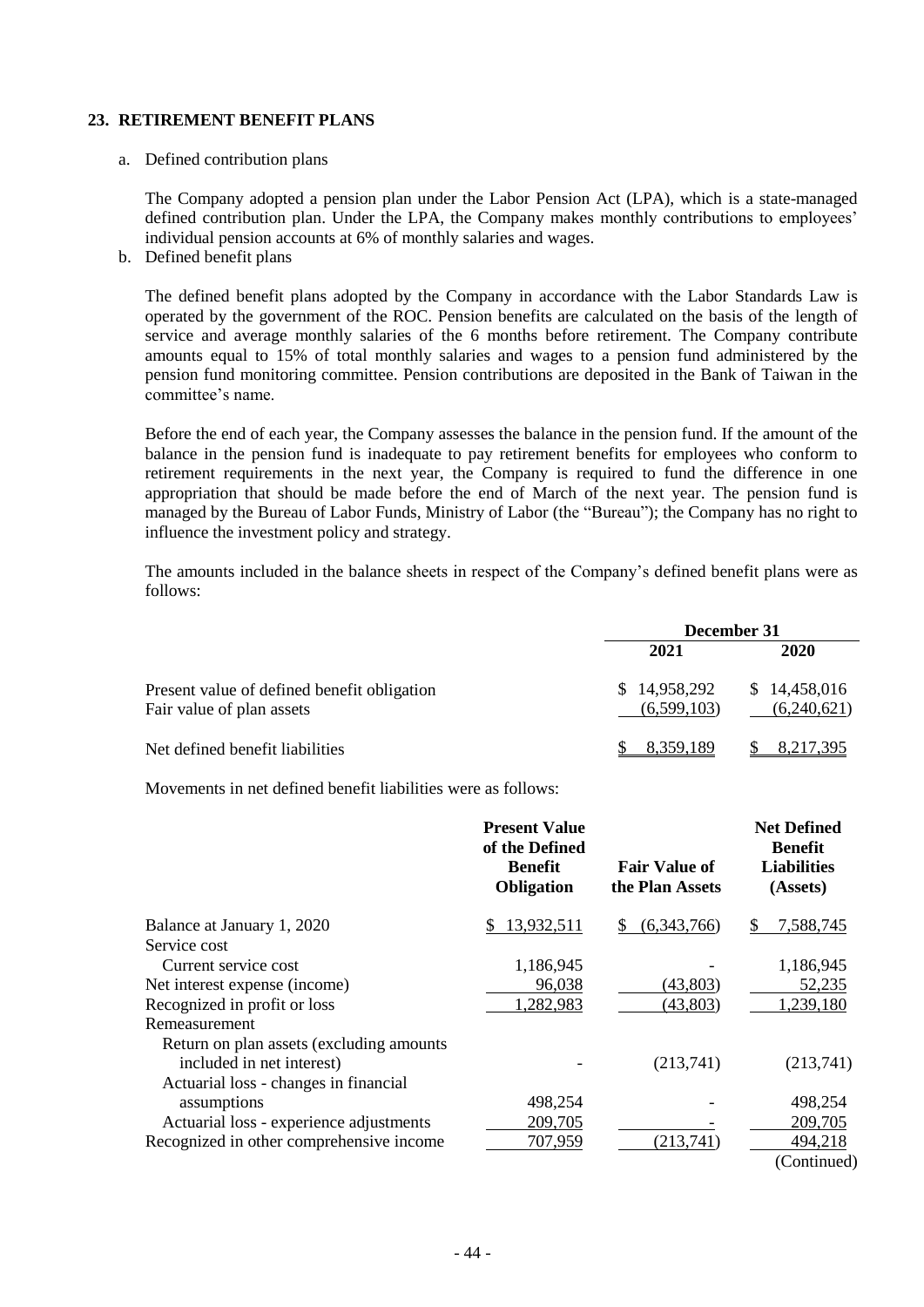## 23. RETIREMENT BENEFIT PLANS

a. Defined contribution plans

The Company adopted a pension plan under the Labor Pension Act (LPA), which is a state-managed defined contribution plan. Under the LPA, the Company makes monthly contributions to employees' individual pension accounts at 6% of monthly salaries and wages.

b. Defined benefit plans

The defined benefit plans adopted by the Company in accordance with the Labor Standards Law is operated by the government of the ROC. Pension benefits are calculated on the basis of the length of service and average monthly salaries of the 6 months before retirement. The Company contribute amounts equal to 15% of total monthly salaries and wages to a pension fund administered by the pension fund monitoring committee. Pension contributions are deposited in the Bank of Taiwan in the committee's name.

Before the end of each year, the Company assesses the balance in the pension fund. If the amount of the balance in the pension fund is inadequate to pay retirement benefits for employees who conform to retirement requirements in the next year, the Company is required to fund the difference in one appropriation that should be made before the end of March of the next year. The pension fund is managed by the Bureau of Labor Funds, Ministry of Labor (the "Bureau"); the Company has no right to influence the investment policy and strategy.

The amounts included in the balance sheets in respect of the Company's defined benefit plans were as follows:

| | December 31 | |
|---|---|---|
| | 2021 | 2020 |
| Present value of defined benefit obligation | $ 14,958,292 | $ 14,458,016 |
| Fair value of plan assets | (6,599,103) | (6,240,621) |
| Net defined benefit liabilities | $ 8,359,189 | $ 8,217,395 |

Movements in net defined benefit liabilities were as follows:

| | Present Value of the Defined Benefit Obligation | Fair Value of the Plan Assets | Net Defined Benefit Liabilities (Assets) |
|---|---|---|---|
| Balance at January 1, 2020 | $ 13,932,511 | $ (6,343,766) | $ 7,588,745 |
| Service cost | | | |
| Current service cost | 1,186,945 | - | 1,186,945 |
| Net interest expense (income) | 96,038 | (43,803) | 52,235 |
| Recognized in profit or loss | 1,282,983 | (43,803) | 1,239,180 |
| Remeasurement | | | |
| Return on plan assets (excluding amounts included in net interest) | - | (213,741) | (213,741) |
| Actuarial loss - changes in financial assumptions | 498,254 | - | 498,254 |
| Actuarial loss - experience adjustments | 209,705 | - | 209,705 |
| Recognized in other comprehensive income | 707,959 | (213,741) | 494,218 |

(Continued)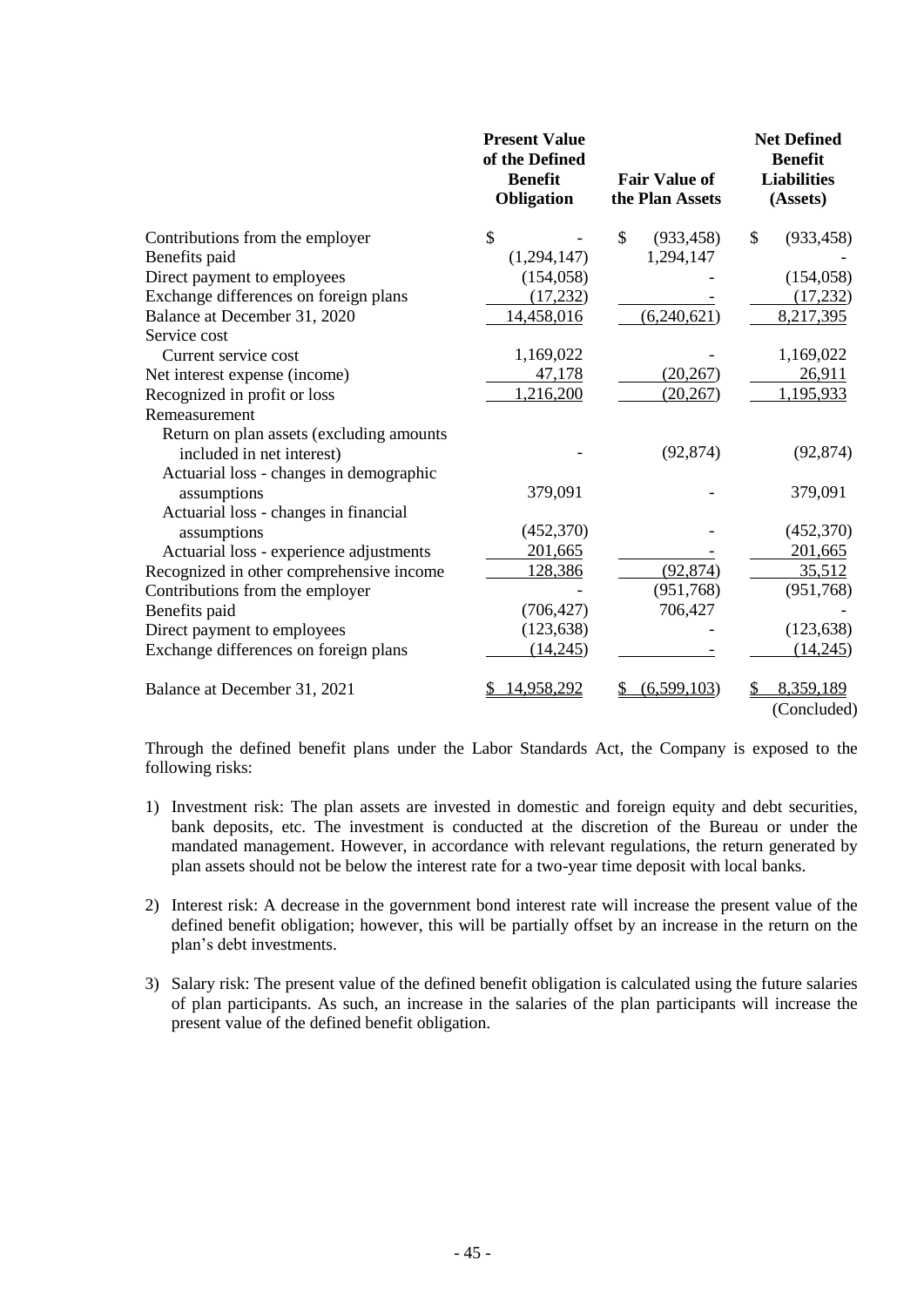| | Present Value of the Defined Benefit Obligation | Fair Value of the Plan Assets | Net Defined Benefit Liabilities (Assets) |
|---|---|---|---|
| Contributions from the employer | $ - | $ (933,458) | $ (933,458) |
| Benefits paid | (1,294,147) | 1,294,147 | - |
| Direct payment to employees | (154,058) | - | (154,058) |
| Exchange differences on foreign plans | (17,232) | - | (17,232) |
| Balance at December 31, 2020 | 14,458,016 | (6,240,621) | 8,217,395 |
| Service cost | | | |
| Current service cost | 1,169,022 | - | 1,169,022 |
| Net interest expense (income) | 47,178 | (20,267) | 26,911 |
| Recognized in profit or loss | 1,216,200 | (20,267) | 1,195,933 |
| Remeasurement | | | |
| Return on plan assets (excluding amounts included in net interest) | - | (92,874) | (92,874) |
| Actuarial loss - changes in demographic assumptions | 379,091 | - | 379,091 |
| Actuarial loss - changes in financial assumptions | (452,370) | - | (452,370) |
| Actuarial loss - experience adjustments | 201,665 | - | 201,665 |
| Recognized in other comprehensive income | 128,386 | (92,874) | 35,512 |
| Contributions from the employer | - | (951,768) | (951,768) |
| Benefits paid | (706,427) | 706,427 | - |
| Direct payment to employees | (123,638) | - | (123,638) |
| Exchange differences on foreign plans | (14,245) | - | (14,245) |
| Balance at December 31, 2021 | $ 14,958,292 | $ (6,599,103) | $ 8,359,189 |

(Concluded)

Through the defined benefit plans under the Labor Standards Act, the Company is exposed to the following risks:

1) Investment risk: The plan assets are invested in domestic and foreign equity and debt securities, bank deposits, etc. The investment is conducted at the discretion of the Bureau or under the mandated management. However, in accordance with relevant regulations, the return generated by plan assets should not be below the interest rate for a two-year time deposit with local banks.

2) Interest risk: A decrease in the government bond interest rate will increase the present value of the defined benefit obligation; however, this will be partially offset by an increase in the return on the plan's debt investments.

3) Salary risk: The present value of the defined benefit obligation is calculated using the future salaries of plan participants. As such, an increase in the salaries of the plan participants will increase the present value of the defined benefit obligation.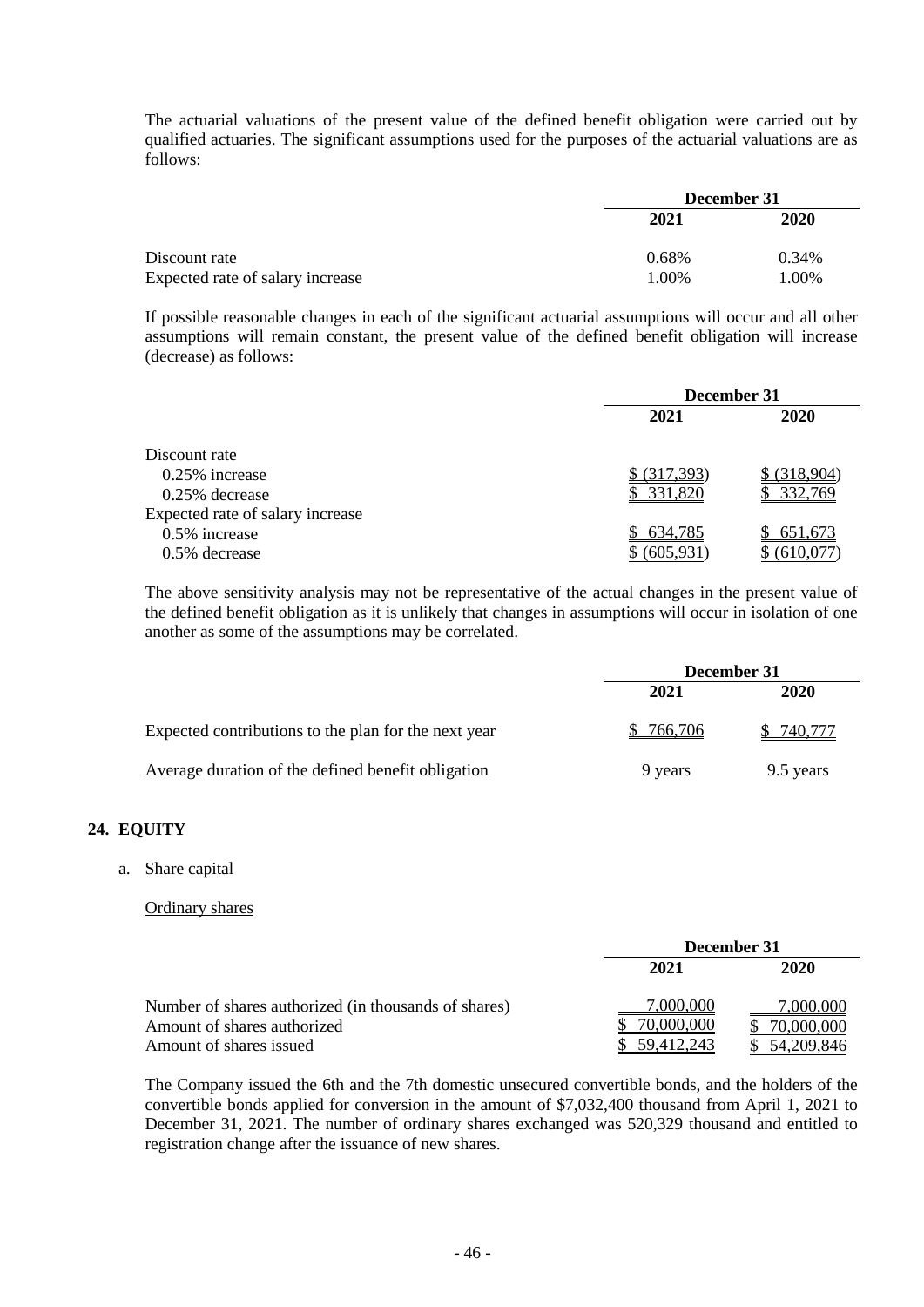The actuarial valuations of the present value of the defined benefit obligation were carried out by qualified actuaries. The significant assumptions used for the purposes of the actuarial valuations are as follows:

| | December 31 | |
|---|---|---|
| | 2021 | 2020 |
| Discount rate | 0.68% | 0.34% |
| Expected rate of salary increase | 1.00% | 1.00% |

If possible reasonable changes in each of the significant actuarial assumptions will occur and all other assumptions will remain constant, the present value of the defined benefit obligation will increase (decrease) as follows:

| | December 31 | |
|---|---|---|
| | 2021 | 2020 |
| Discount rate | | |
| 0.25% increase | $ (317,393) | $ (318,904) |
| 0.25% decrease | $ 331,820 | $ 332,769 |
| Expected rate of salary increase | | |
| 0.5% increase | $ 634,785 | $ 651,673 |
| 0.5% decrease | $ (605,931) | $ (610,077) |

The above sensitivity analysis may not be representative of the actual changes in the present value of the defined benefit obligation as it is unlikely that changes in assumptions will occur in isolation of one another as some of the assumptions may be correlated.

| | December 31 | |
|---|---|---|
| | 2021 | 2020 |
| Expected contributions to the plan for the next year | $ 766,706 | $ 740,777 |
| Average duration of the defined benefit obligation | 9 years | 9.5 years |

## 24. EQUITY

a. Share capital

Ordinary shares

| | December 31 | |
|---|---|---|
| | 2021 | 2020 |
| Number of shares authorized (in thousands of shares) | 7,000,000 | 7,000,000 |
| Amount of shares authorized | $ 70,000,000 | $ 70,000,000 |
| Amount of shares issued | $ 59,412,243 | $ 54,209,846 |

The Company issued the 6th and the 7th domestic unsecured convertible bonds, and the holders of the convertible bonds applied for conversion in the amount of $7,032,400 thousand from April 1, 2021 to December 31, 2021. The number of ordinary shares exchanged was 520,329 thousand and entitled to registration change after the issuance of new shares.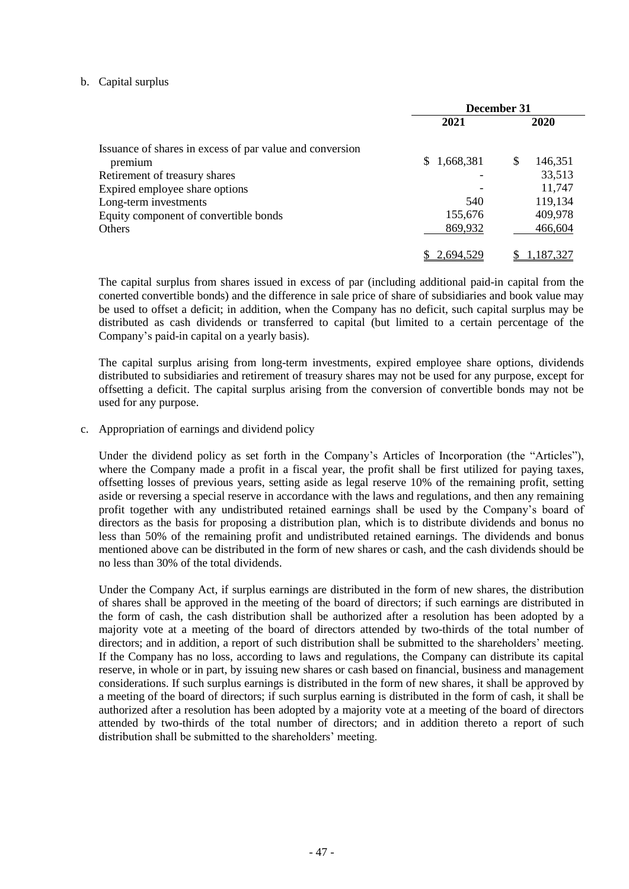b. Capital surplus

| | December 31 | |
|---|---|---|
| | 2021 | 2020 |
| Issuance of shares in excess of par value and conversion premium | $ 1,668,381 | $ 146,351 |
| Retirement of treasury shares | - | 33,513 |
| Expired employee share options | - | 11,747 |
| Long-term investments | 540 | 119,134 |
| Equity component of convertible bonds | 155,676 | 409,978 |
| Others | 869,932 | 466,604 |
| | $ 2,694,529 | $ 1,187,327 |

The capital surplus from shares issued in excess of par (including additional paid-in capital from the conerted convertible bonds) and the difference in sale price of share of subsidiaries and book value may be used to offset a deficit; in addition, when the Company has no deficit, such capital surplus may be distributed as cash dividends or transferred to capital (but limited to a certain percentage of the Company's paid-in capital on a yearly basis).

The capital surplus arising from long-term investments, expired employee share options, dividends distributed to subsidiaries and retirement of treasury shares may not be used for any purpose, except for offsetting a deficit. The capital surplus arising from the conversion of convertible bonds may not be used for any purpose.

c. Appropriation of earnings and dividend policy

Under the dividend policy as set forth in the Company's Articles of Incorporation (the "Articles"), where the Company made a profit in a fiscal year, the profit shall be first utilized for paying taxes, offsetting losses of previous years, setting aside as legal reserve 10% of the remaining profit, setting aside or reversing a special reserve in accordance with the laws and regulations, and then any remaining profit together with any undistributed retained earnings shall be used by the Company's board of directors as the basis for proposing a distribution plan, which is to distribute dividends and bonus no less than 50% of the remaining profit and undistributed retained earnings. The dividends and bonus mentioned above can be distributed in the form of new shares or cash, and the cash dividends should be no less than 30% of the total dividends.

Under the Company Act, if surplus earnings are distributed in the form of new shares, the distribution of shares shall be approved in the meeting of the board of directors; if such earnings are distributed in the form of cash, the cash distribution shall be authorized after a resolution has been adopted by a majority vote at a meeting of the board of directors attended by two-thirds of the total number of directors; and in addition, a report of such distribution shall be submitted to the shareholders' meeting. If the Company has no loss, according to laws and regulations, the Company can distribute its capital reserve, in whole or in part, by issuing new shares or cash based on financial, business and management considerations. If such surplus earnings is distributed in the form of new shares, it shall be approved by a meeting of the board of directors; if such surplus earning is distributed in the form of cash, it shall be authorized after a resolution has been adopted by a majority vote at a meeting of the board of directors attended by two-thirds of the total number of directors; and in addition thereto a report of such distribution shall be submitted to the shareholders' meeting.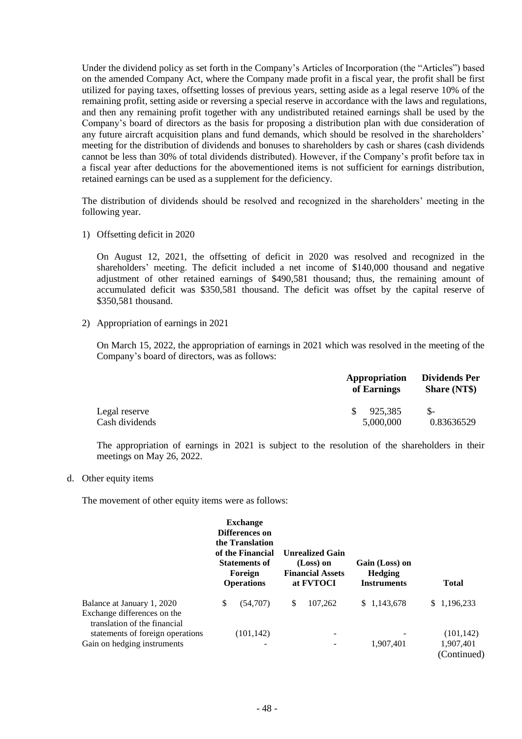Under the dividend policy as set forth in the Company's Articles of Incorporation (the "Articles") based on the amended Company Act, where the Company made profit in a fiscal year, the profit shall be first utilized for paying taxes, offsetting losses of previous years, setting aside as a legal reserve 10% of the remaining profit, setting aside or reversing a special reserve in accordance with the laws and regulations, and then any remaining profit together with any undistributed retained earnings shall be used by the Company's board of directors as the basis for proposing a distribution plan with due consideration of any future aircraft acquisition plans and fund demands, which should be resolved in the shareholders' meeting for the distribution of dividends and bonuses to shareholders by cash or shares (cash dividends cannot be less than 30% of total dividends distributed). However, if the Company's profit before tax in a fiscal year after deductions for the abovementioned items is not sufficient for earnings distribution, retained earnings can be used as a supplement for the deficiency.

The distribution of dividends should be resolved and recognized in the shareholders' meeting in the following year.

1) Offsetting deficit in 2020

On August 12, 2021, the offsetting of deficit in 2020 was resolved and recognized in the shareholders' meeting. The deficit included a net income of $140,000 thousand and negative adjustment of other retained earnings of $490,581 thousand; thus, the remaining amount of accumulated deficit was $350,581 thousand. The deficit was offset by the capital reserve of $350,581 thousand.

2) Appropriation of earnings in 2021

On March 15, 2022, the appropriation of earnings in 2021 which was resolved in the meeting of the Company's board of directors, was as follows:

| | Appropriation of Earnings | Dividends Per Share (NT$) |
|---|---|---|
| Legal reserve | $ 925,385 | $- |
| Cash dividends | 5,000,000 | 0.83636529 |

The appropriation of earnings in 2021 is subject to the resolution of the shareholders in their meetings on May 26, 2022.

d. Other equity items

The movement of other equity items were as follows:

| | Exchange Differences on the Translation of the Financial Statements of Foreign Operations | Unrealized Gain (Loss) on Financial Assets at FVTOCI | Gain (Loss) on Hedging Instruments | Total |
|---|---|---|---|---|
| Balance at January 1, 2020 | $ (54,707) | $ 107,262 | $ 1,143,678 | $ 1,196,233 |
| Exchange differences on the translation of the financial statements of foreign operations | (101,142) | - | - | (101,142) |
| Gain on hedging instruments | - | - | 1,907,401 | 1,907,401 |

(Continued)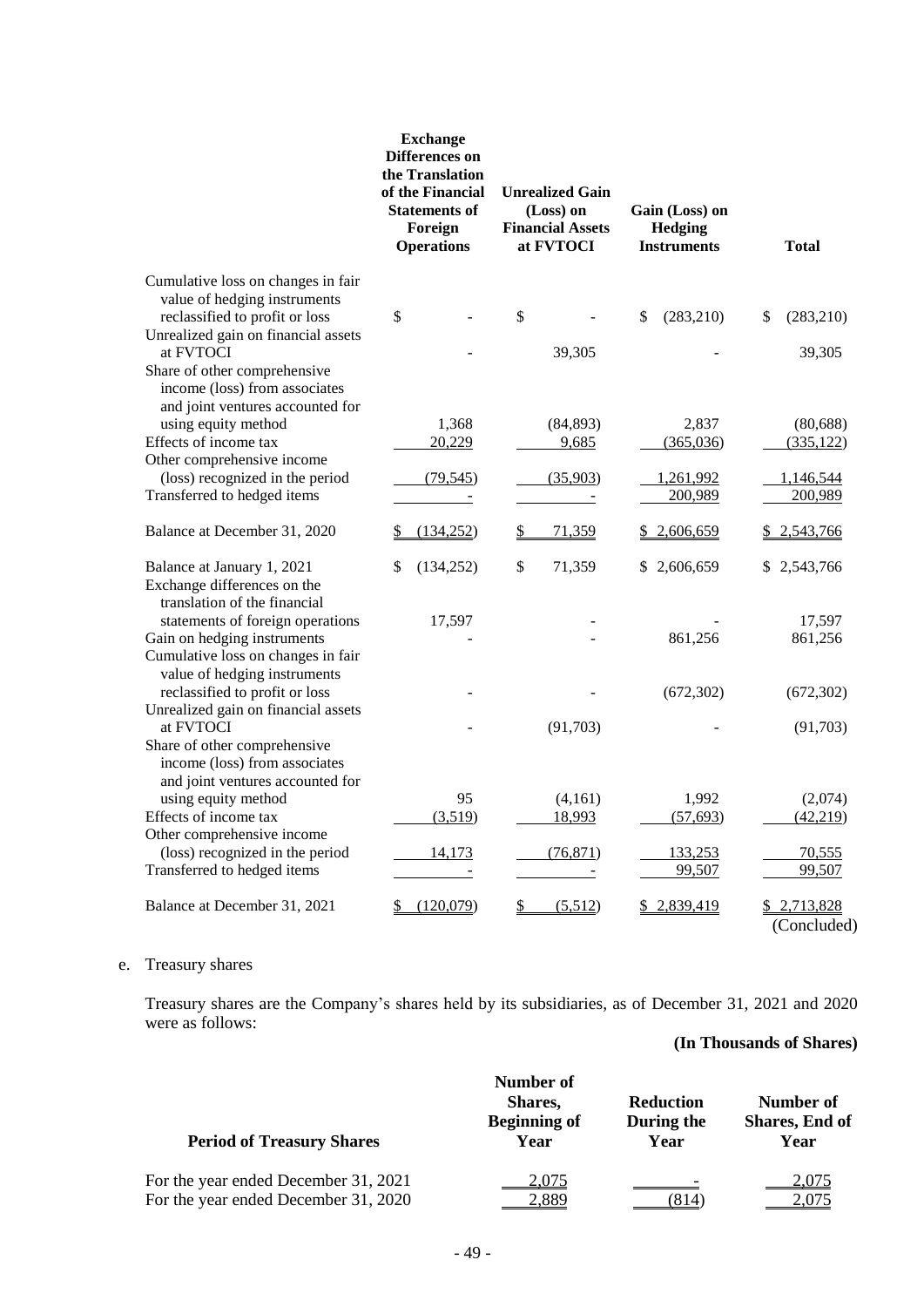| | Exchange Differences on the Translation of the Financial Statements of Foreign Operations | Unrealized Gain (Loss) on Financial Assets at FVTOCI | Gain (Loss) on Hedging Instruments | Total |
|---|---|---|---|---|
| Cumulative loss on changes in fair value of hedging instruments reclassified to profit or loss | $ - | $ - | $ (283,210) | $ (283,210) |
| Unrealized gain on financial assets at FVTOCI | - | 39,305 | - | 39,305 |
| Share of other comprehensive income (loss) from associates and joint ventures accounted for using equity method | 1,368 | (84,893) | 2,837 | (80,688) |
| Effects of income tax | 20,229 | 9,685 | (365,036) | (335,122) |
| Other comprehensive income (loss) recognized in the period | (79,545) | (35,903) | 1,261,992 | 1,146,544 |
| Transferred to hedged items | - | - | 200,989 | 200,989 |
| Balance at December 31, 2020 | $ (134,252) | $ 71,359 | $ 2,606,659 | $ 2,543,766 |
| Balance at January 1, 2021 | $ (134,252) | $ 71,359 | $ 2,606,659 | $ 2,543,766 |
| Exchange differences on the translation of the financial statements of foreign operations | 17,597 | - | - | 17,597 |
| Gain on hedging instruments | - | - | 861,256 | 861,256 |
| Cumulative loss on changes in fair value of hedging instruments reclassified to profit or loss | - | - | (672,302) | (672,302) |
| Unrealized gain on financial assets at FVTOCI | - | (91,703) | - | (91,703) |
| Share of other comprehensive income (loss) from associates and joint ventures accounted for using equity method | 95 | (4,161) | 1,992 | (2,074) |
| Effects of income tax | (3,519) | 18,993 | (57,693) | (42,219) |
| Other comprehensive income (loss) recognized in the period | 14,173 | (76,871) | 133,253 | 70,555 |
| Transferred to hedged items | - | - | 99,507 | 99,507 |
| Balance at December 31, 2021 | $ (120,079) | $ (5,512) | $ 2,839,419 | $ 2,713,828 |

(Concluded)

e. Treasury shares

Treasury shares are the Company's shares held by its subsidiaries, as of December 31, 2021 and 2020 were as follows:

**(In Thousands of Shares)**

| Period of Treasury Shares | Number of Shares, Beginning of Year | Reduction During the Year | Number of Shares, End of Year |
|---|---|---|---|
| For the year ended December 31, 2021 | 2,075 | - | 2,075 |
| For the year ended December 31, 2020 | 2,889 | (814) | 2,075 |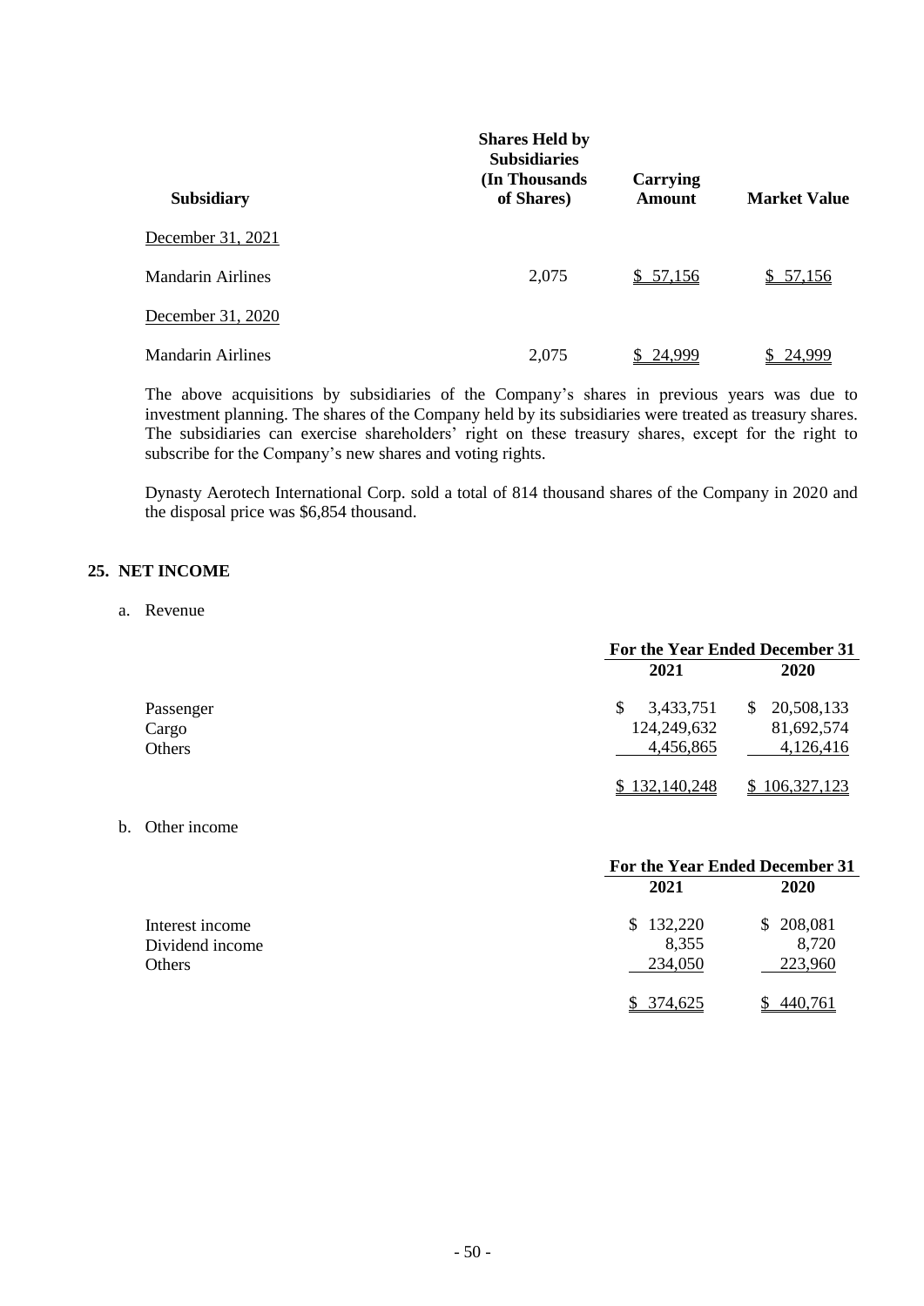| Subsidiary | Shares Held by Subsidiaries (In Thousands of Shares) | Carrying Amount | Market Value |
|---|---|---|---|
| December 31, 2021 | | | |
| Mandarin Airlines | 2,075 | $ 57,156 | $ 57,156 |
| December 31, 2020 | | | |
| Mandarin Airlines | 2,075 | $ 24,999 | $ 24,999 |

The above acquisitions by subsidiaries of the Company's shares in previous years was due to investment planning. The shares of the Company held by its subsidiaries were treated as treasury shares. The subsidiaries can exercise shareholders' right on these treasury shares, except for the right to subscribe for the Company's new shares and voting rights.

Dynasty Aerotech International Corp. sold a total of 814 thousand shares of the Company in 2020 and the disposal price was $6,854 thousand.

## 25. NET INCOME

a. Revenue

| | For the Year Ended December 31 | |
|---|---|---|
| | 2021 | 2020 |
| Passenger | $ 3,433,751 | $ 20,508,133 |
| Cargo | 124,249,632 | 81,692,574 |
| Others | 4,456,865 | 4,126,416 |
| | $ 132,140,248 | $ 106,327,123 |

b. Other income

| | For the Year Ended December 31 | |
|---|---|---|
| | 2021 | 2020 |
| Interest income | $ 132,220 | $ 208,081 |
| Dividend income | 8,355 | 8,720 |
| Others | 234,050 | 223,960 |
| | $ 374,625 | $ 440,761 |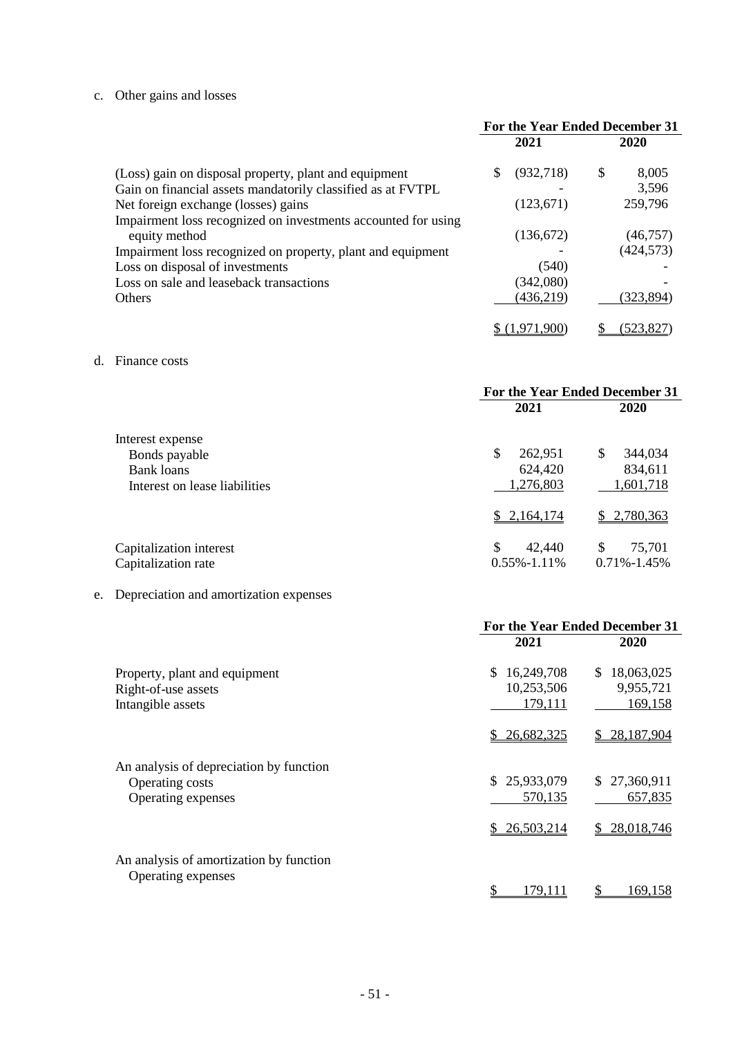c. Other gains and losses

| | For the Year Ended December 31 | |
|---|---|---|
| | 2021 | 2020 |
| (Loss) gain on disposal property, plant and equipment | $ (932,718) | $ 8,005 |
| Gain on financial assets mandatorily classified as at FVTPL | - | 3,596 |
| Net foreign exchange (losses) gains | (123,671) | 259,796 |
| Impairment loss recognized on investments accounted for using equity method | (136,672) | (46,757) |
| Impairment loss recognized on property, plant and equipment | - | (424,573) |
| Loss on disposal of investments | (540) | - |
| Loss on sale and leaseback transactions | (342,080) | - |
| Others | (436,219) | (323,894) |
| | $ (1,971,900) | $ (523,827) |

d. Finance costs

| | For the Year Ended December 31 | |
|---|---|---|
| | 2021 | 2020 |
| Interest expense | | |
| Bonds payable | $ 262,951 | $ 344,034 |
| Bank loans | 624,420 | 834,611 |
| Interest on lease liabilities | 1,276,803 | 1,601,718 |
| | $ 2,164,174 | $ 2,780,363 |
| Capitalization interest | $ 42,440 | $ 75,701 |
| Capitalization rate | 0.55%-1.11% | 0.71%-1.45% |

e. Depreciation and amortization expenses

| | For the Year Ended December 31 | |
|---|---|---|
| | 2021 | 2020 |
| Property, plant and equipment | $ 16,249,708 | $ 18,063,025 |
| Right-of-use assets | 10,253,506 | 9,955,721 |
| Intangible assets | 179,111 | 169,158 |
| | $ 26,682,325 | $ 28,187,904 |
| An analysis of depreciation by function | | |
| Operating costs | $ 25,933,079 | $ 27,360,911 |
| Operating expenses | 570,135 | 657,835 |
| | $ 26,503,214 | $ 28,018,746 |
| An analysis of amortization by function | | |
| Operating expenses | $ 179,111 | $ 169,158 |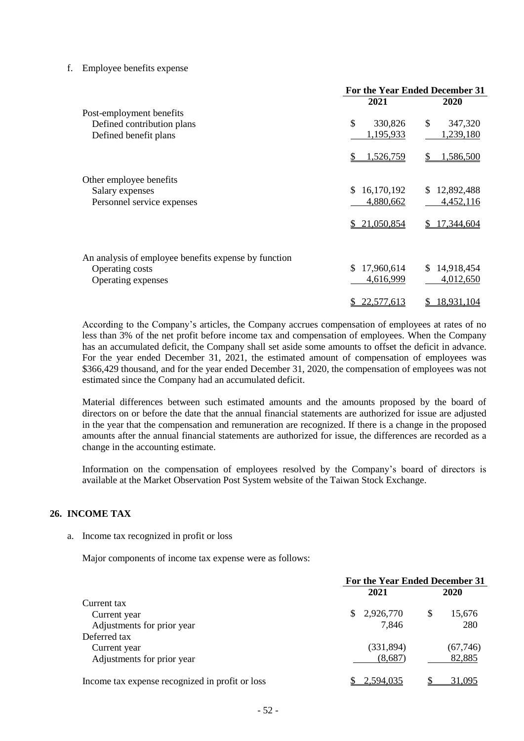f. Employee benefits expense

| | For the Year Ended December 31 | |
|---|---|---|
| | 2021 | 2020 |
| Post-employment benefits | | |
| Defined contribution plans | $ 330,826 | $ 347,320 |
| Defined benefit plans | 1,195,933 | 1,239,180 |
| | $ 1,526,759 | $ 1,586,500 |
| Other employee benefits | | |
| Salary expenses | $ 16,170,192 | $ 12,892,488 |
| Personnel service expenses | 4,880,662 | 4,452,116 |
| | $ 21,050,854 | $ 17,344,604 |
| An analysis of employee benefits expense by function | | |
| Operating costs | $ 17,960,614 | $ 14,918,454 |
| Operating expenses | 4,616,999 | 4,012,650 |
| | $ 22,577,613 | $ 18,931,104 |

According to the Company's articles, the Company accrues compensation of employees at rates of no less than 3% of the net profit before income tax and compensation of employees. When the Company has an accumulated deficit, the Company shall set aside some amounts to offset the deficit in advance. For the year ended December 31, 2021, the estimated amount of compensation of employees was \$366,429 thousand, and for the year ended December 31, 2020, the compensation of employees was not estimated since the Company had an accumulated deficit.

Material differences between such estimated amounts and the amounts proposed by the board of directors on or before the date that the annual financial statements are authorized for issue are adjusted in the year that the compensation and remuneration are recognized. If there is a change in the proposed amounts after the annual financial statements are authorized for issue, the differences are recorded as a change in the accounting estimate.

Information on the compensation of employees resolved by the Company's board of directors is available at the Market Observation Post System website of the Taiwan Stock Exchange.

## 26. INCOME TAX

a. Income tax recognized in profit or loss

Major components of income tax expense were as follows:

| | For the Year Ended December 31 | |
|---|---|---|
| | 2021 | 2020 |
| Current tax | | |
| Current year | $ 2,926,770 | $ 15,676 |
| Adjustments for prior year | 7,846 | 280 |
| Deferred tax | | |
| Current year | (331,894) | (67,746) |
| Adjustments for prior year | (8,687) | 82,885 |
| Income tax expense recognized in profit or loss | $ 2,594,035 | $ 31,095 |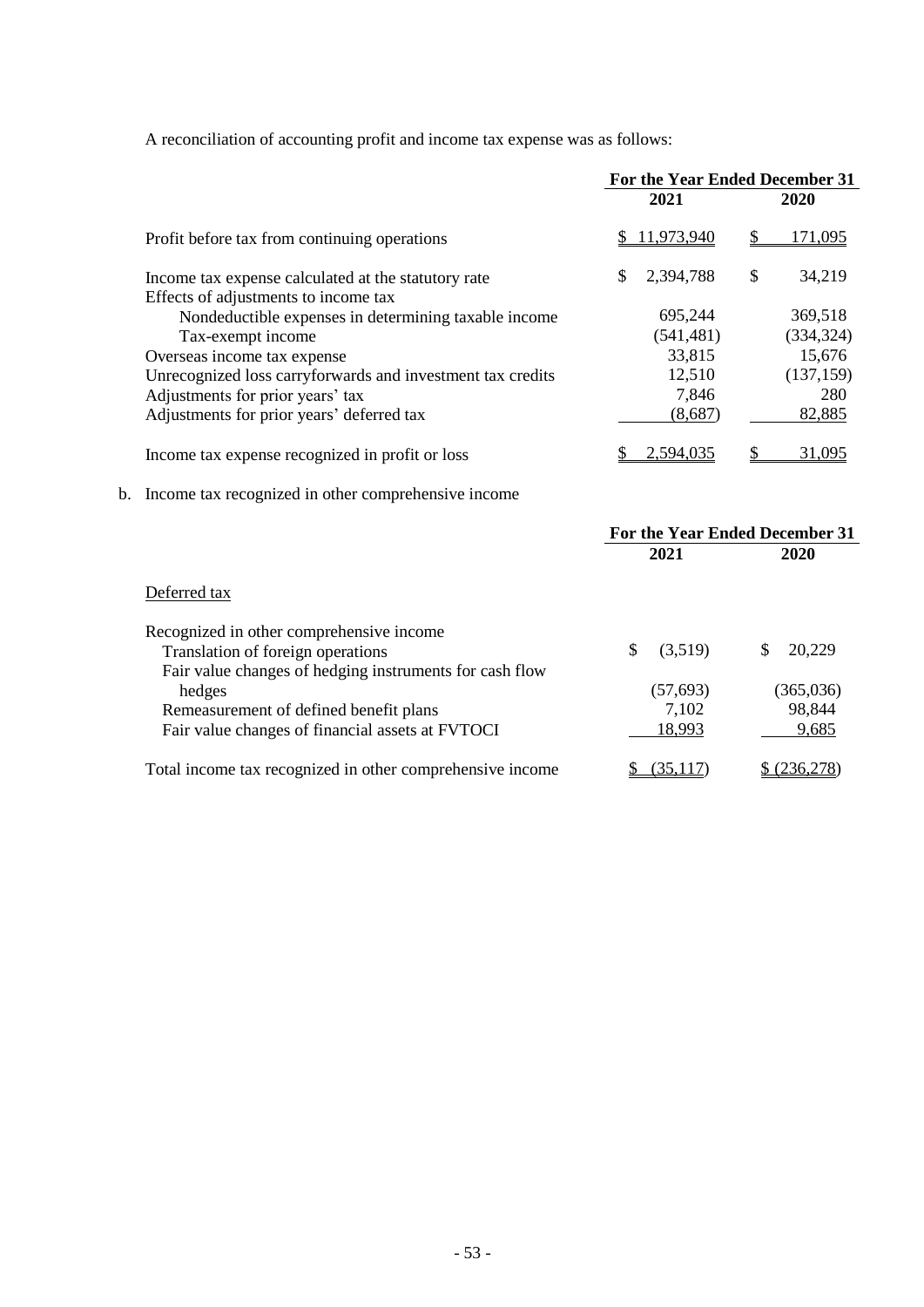A reconciliation of accounting profit and income tax expense was as follows:

| | For the Year Ended December 31 | |
|---|---|---|
| | 2021 | 2020 |
| Profit before tax from continuing operations | $ 11,973,940 | $ 171,095 |
| Income tax expense calculated at the statutory rate | $ 2,394,788 | $ 34,219 |
| Effects of adjustments to income tax | | |
| Nondeductible expenses in determining taxable income | 695,244 | 369,518 |
| Tax-exempt income | (541,481) | (334,324) |
| Overseas income tax expense | 33,815 | 15,676 |
| Unrecognized loss carryforwards and investment tax credits | 12,510 | (137,159) |
| Adjustments for prior years' tax | 7,846 | 280 |
| Adjustments for prior years' deferred tax | (8,687) | 82,885 |
| Income tax expense recognized in profit or loss | $ 2,594,035 | $ 31,095 |

b. Income tax recognized in other comprehensive income

| | For the Year Ended December 31 | |
|---|---|---|
| | 2021 | 2020 |
| Deferred tax | | |
| Recognized in other comprehensive income | | |
| Translation of foreign operations | $ (3,519) | $ 20,229 |
| Fair value changes of hedging instruments for cash flow hedges | (57,693) | (365,036) |
| Remeasurement of defined benefit plans | 7,102 | 98,844 |
| Fair value changes of financial assets at FVTOCI | 18,993 | 9,685 |
| Total income tax recognized in other comprehensive income | $ (35,117) | $ (236,278) |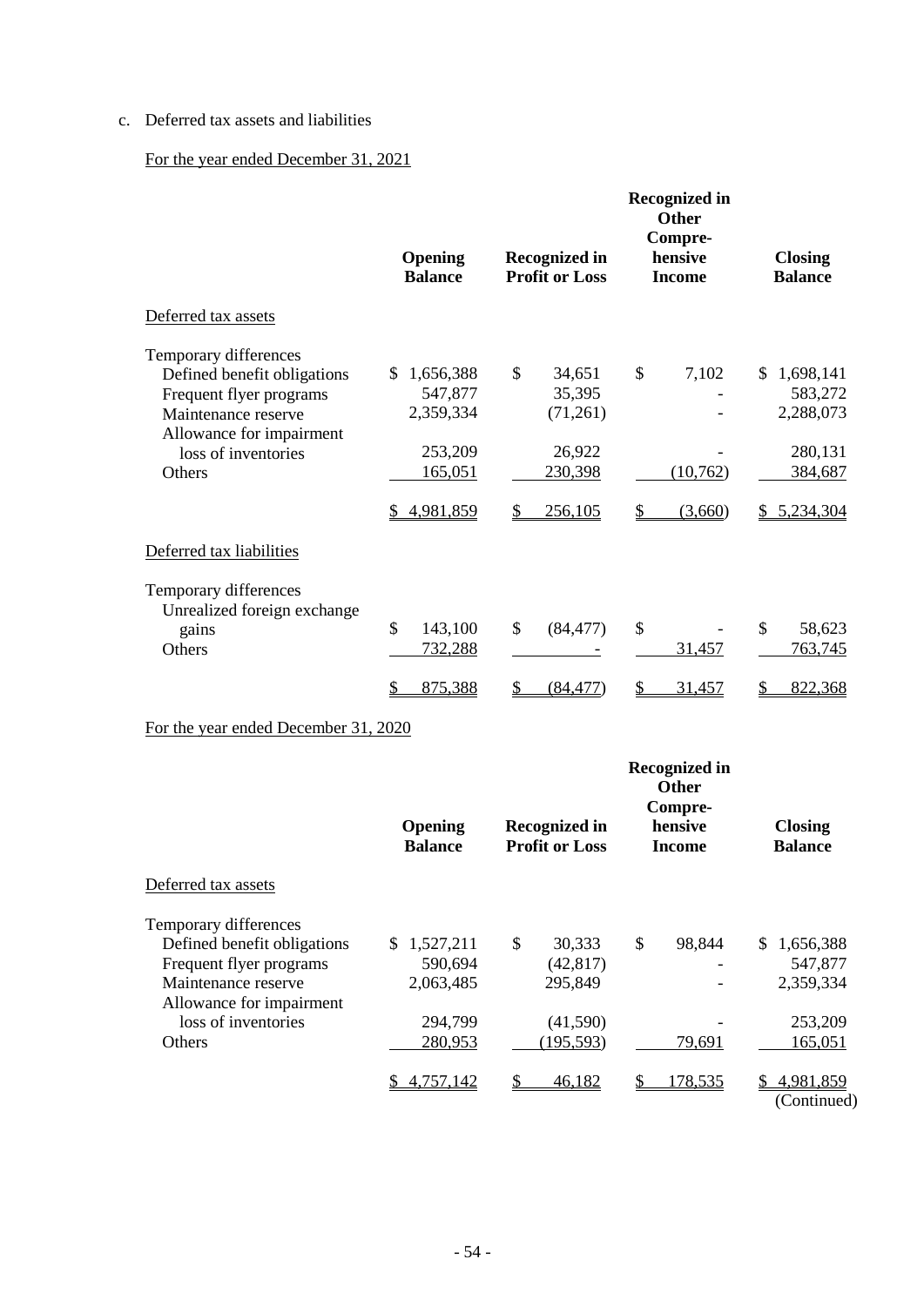c. Deferred tax assets and liabilities

For the year ended December 31, 2021

| | Opening Balance | Recognized in Profit or Loss | Recognized in Other Compre-hensive Income | Closing Balance |
|---|---|---|---|---|
| Deferred tax assets | | | | |
| Temporary differences | | | | |
| Defined benefit obligations | $ 1,656,388 | $ 34,651 | $ 7,102 | $ 1,698,141 |
| Frequent flyer programs | 547,877 | 35,395 | - | 583,272 |
| Maintenance reserve | 2,359,334 | (71,261) | - | 2,288,073 |
| Allowance for impairment loss of inventories | 253,209 | 26,922 | - | 280,131 |
| Others | 165,051 | 230,398 | (10,762) | 384,687 |
| | $ 4,981,859 | $ 256,105 | $ (3,660) | $ 5,234,304 |
| Deferred tax liabilities | | | | |
| Temporary differences | | | | |
| Unrealized foreign exchange gains | $ 143,100 | $ (84,477) | $ - | $ 58,623 |
| Others | 732,288 | - | 31,457 | 763,745 |
| | $ 875,388 | $ (84,477) | $ 31,457 | $ 822,368 |

For the year ended December 31, 2020

| | Opening Balance | Recognized in Profit or Loss | Recognized in Other Compre-hensive Income | Closing Balance |
|---|---|---|---|---|
| Deferred tax assets | | | | |
| Temporary differences | | | | |
| Defined benefit obligations | $ 1,527,211 | $ 30,333 | $ 98,844 | $ 1,656,388 |
| Frequent flyer programs | 590,694 | (42,817) | - | 547,877 |
| Maintenance reserve | 2,063,485 | 295,849 | - | 2,359,334 |
| Allowance for impairment loss of inventories | 294,799 | (41,590) | - | 253,209 |
| Others | 280,953 | (195,593) | 79,691 | 165,051 |
| | $ 4,757,142 | $ 46,182 | $ 178,535 | $ 4,981,859 |

(Continued)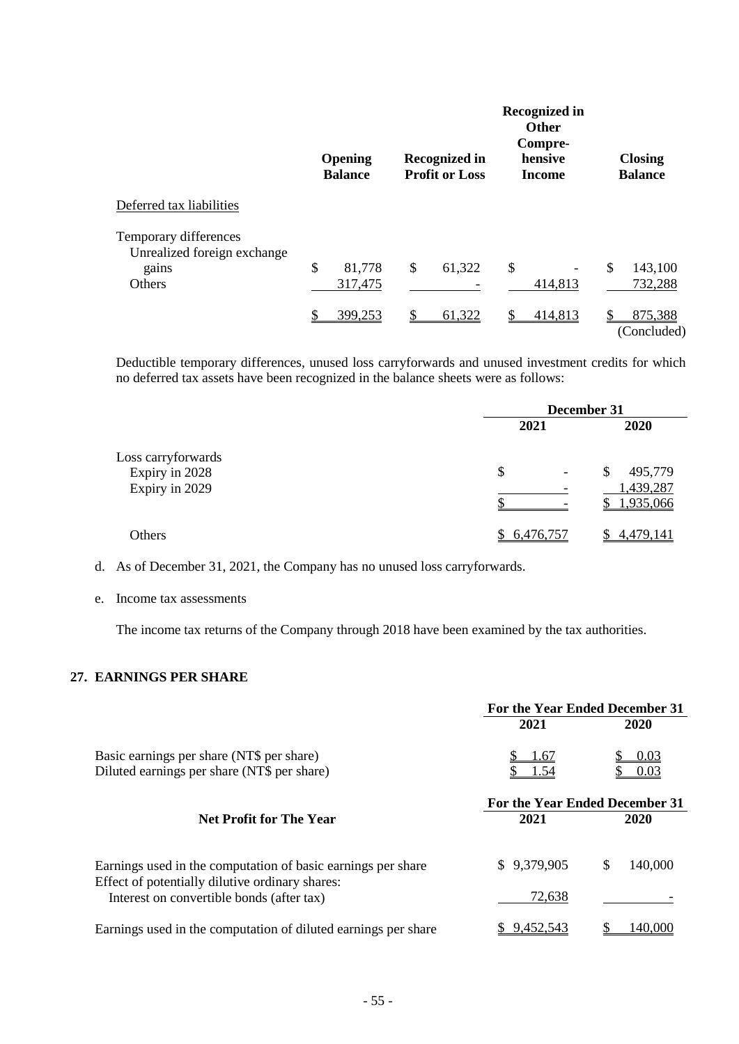| | Opening Balance | Recognized in Profit or Loss | Recognized in Other Compre-hensive Income | Closing Balance |
|---|---|---|---|---|
| Deferred tax liabilities | | | | |
| Temporary differences | | | | |
| Unrealized foreign exchange gains | $ 81,778 | $ 61,322 | $ - | $ 143,100 |
| Others | 317,475 | - | 414,813 | 732,288 |
| | $ 399,253 | $ 61,322 | $ 414,813 | $ 875,388 |

(Concluded)

Deductible temporary differences, unused loss carryforwards and unused investment credits for which no deferred tax assets have been recognized in the balance sheets were as follows:

| | December 31 | |
|---|---|---|
| | 2021 | 2020 |
| Loss carryforwards | | |
| Expiry in 2028 | $ - | $ 495,779 |
| Expiry in 2029 | - | 1,439,287 |
| | $ - | $ 1,935,066 |
| Others | $ 6,476,757 | $ 4,479,141 |

d. As of December 31, 2021, the Company has no unused loss carryforwards.

e. Income tax assessments

The income tax returns of the Company through 2018 have been examined by the tax authorities.

## 27. EARNINGS PER SHARE

| | For the Year Ended December 31 | |
|---|---|---|
| | 2021 | 2020 |
| Basic earnings per share (NT$ per share) | $ 1.67 | $ 0.03 |
| Diluted earnings per share (NT$ per share) | $ 1.54 | $ 0.03 |

| Net Profit for The Year | For the Year Ended December 31 | |
|---|---|---|
| | 2021 | 2020 |
| Earnings used in the computation of basic earnings per share | $ 9,379,905 | $ 140,000 |
| Effect of potentially dilutive ordinary shares: | | |
| Interest on convertible bonds (after tax) | 72,638 | - |
| Earnings used in the computation of diluted earnings per share | $ 9,452,543 | $ 140,000 |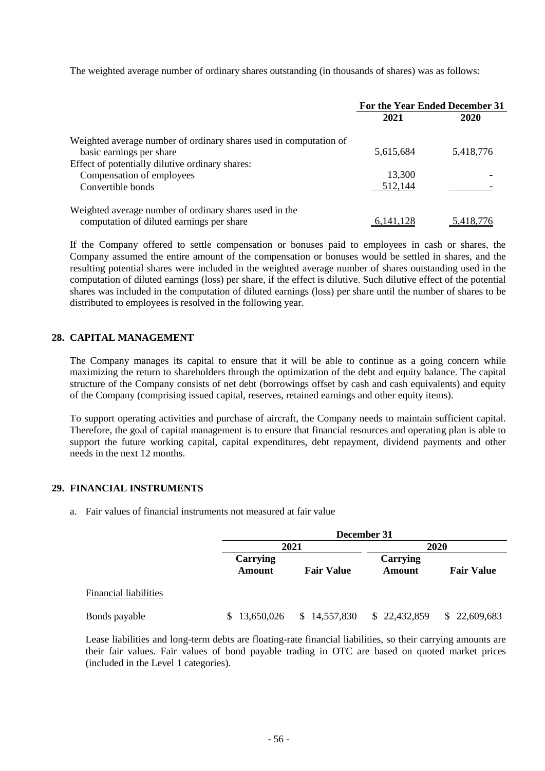The weighted average number of ordinary shares outstanding (in thousands of shares) was as follows:

| | For the Year Ended December 31 | |
|---|---|---|
| | 2021 | 2020 |
| Weighted average number of ordinary shares used in computation of basic earnings per share | 5,615,684 | 5,418,776 |
| Effect of potentially dilutive ordinary shares: | | |
| Compensation of employees | 13,300 | - |
| Convertible bonds | 512,144 | - |
| Weighted average number of ordinary shares used in the computation of diluted earnings per share | 6,141,128 | 5,418,776 |

If the Company offered to settle compensation or bonuses paid to employees in cash or shares, the Company assumed the entire amount of the compensation or bonuses would be settled in shares, and the resulting potential shares were included in the weighted average number of shares outstanding used in the computation of diluted earnings (loss) per share, if the effect is dilutive. Such dilutive effect of the potential shares was included in the computation of diluted earnings (loss) per share until the number of shares to be distributed to employees is resolved in the following year.

## 28. CAPITAL MANAGEMENT

The Company manages its capital to ensure that it will be able to continue as a going concern while maximizing the return to shareholders through the optimization of the debt and equity balance. The capital structure of the Company consists of net debt (borrowings offset by cash and cash equivalents) and equity of the Company (comprising issued capital, reserves, retained earnings and other equity items).

To support operating activities and purchase of aircraft, the Company needs to maintain sufficient capital. Therefore, the goal of capital management is to ensure that financial resources and operating plan is able to support the future working capital, capital expenditures, debt repayment, dividend payments and other needs in the next 12 months.

## 29. FINANCIAL INSTRUMENTS

a. Fair values of financial instruments not measured at fair value

| | December 31 | | | |
|---|---|---|---|---|
| | 2021 | | 2020 | |
| | Carrying Amount | Fair Value | Carrying Amount | Fair Value |
| Financial liabilities | | | | |
| Bonds payable | $ 13,650,026 | $ 14,557,830 | $ 22,432,859 | $ 22,609,683 |

Lease liabilities and long-term debts are floating-rate financial liabilities, so their carrying amounts are their fair values. Fair values of bond payable trading in OTC are based on quoted market prices (included in the Level 1 categories).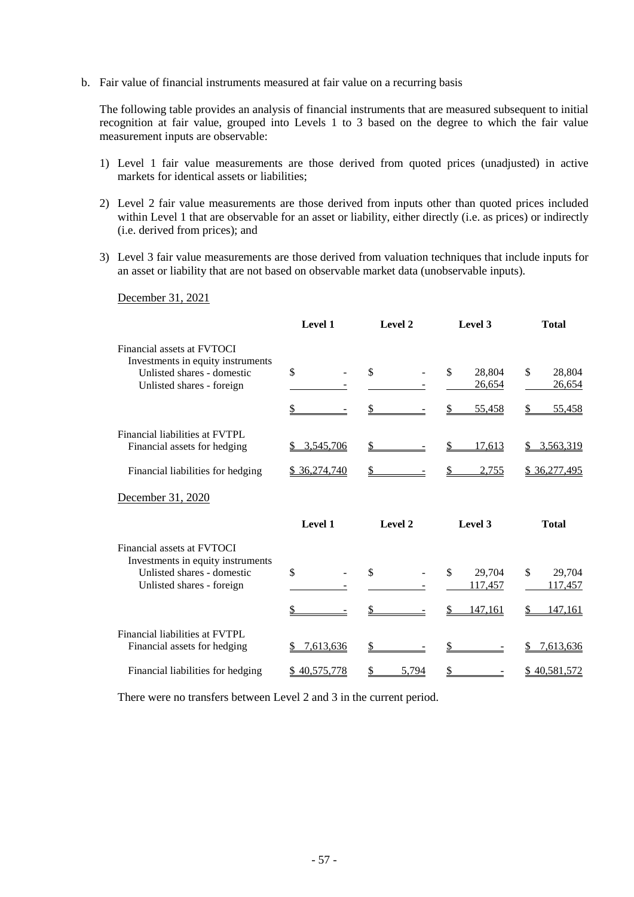b. Fair value of financial instruments measured at fair value on a recurring basis

The following table provides an analysis of financial instruments that are measured subsequent to initial recognition at fair value, grouped into Levels 1 to 3 based on the degree to which the fair value measurement inputs are observable:

1) Level 1 fair value measurements are those derived from quoted prices (unadjusted) in active markets for identical assets or liabilities;

2) Level 2 fair value measurements are those derived from inputs other than quoted prices included within Level 1 that are observable for an asset or liability, either directly (i.e. as prices) or indirectly (i.e. derived from prices); and

3) Level 3 fair value measurements are those derived from valuation techniques that include inputs for an asset or liability that are not based on observable market data (unobservable inputs).

December 31, 2021

| | Level 1 | Level 2 | Level 3 | Total |
|---|---|---|---|---|
| Financial assets at FVTOCI | | | | |
| Investments in equity instruments | | | | |
| Unlisted shares - domestic | $ - | $ - | $ 28,804 | $ 28,804 |
| Unlisted shares - foreign | - | - | 26,654 | 26,654 |
| | $ - | $ - | $ 55,458 | $ 55,458 |
| Financial liabilities at FVTPL | | | | |
| Financial assets for hedging | $ 3,545,706 | $ - | $ 17,613 | $ 3,563,319 |
| Financial liabilities for hedging | $ 36,274,740 | $ - | $ 2,755 | $ 36,277,495 |

December 31, 2020

| | Level 1 | Level 2 | Level 3 | Total |
|---|---|---|---|---|
| Financial assets at FVTOCI | | | | |
| Investments in equity instruments | | | | |
| Unlisted shares - domestic | $ - | $ - | $ 29,704 | $ 29,704 |
| Unlisted shares - foreign | - | - | 117,457 | 117,457 |
| | $ - | $ - | $ 147,161 | $ 147,161 |
| Financial liabilities at FVTPL | | | | |
| Financial assets for hedging | $ 7,613,636 | $ - | $ - | $ 7,613,636 |
| Financial liabilities for hedging | $ 40,575,778 | $ 5,794 | $ - | $ 40,581,572 |

There were no transfers between Level 2 and 3 in the current period.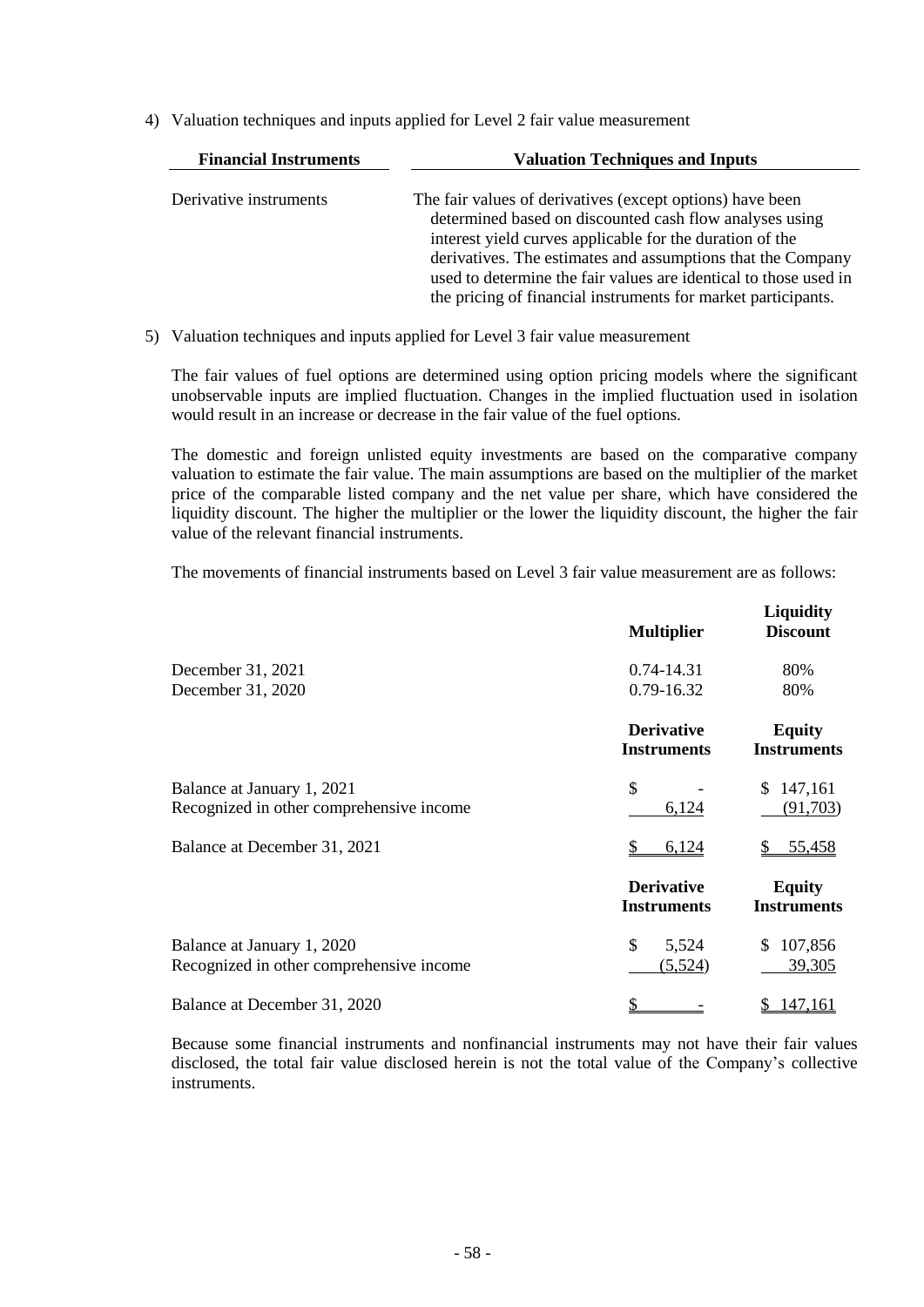4) Valuation techniques and inputs applied for Level 2 fair value measurement

| Financial Instruments | Valuation Techniques and Inputs |
|---|---|
| Derivative instruments | The fair values of derivatives (except options) have been determined based on discounted cash flow analyses using interest yield curves applicable for the duration of the derivatives. The estimates and assumptions that the Company used to determine the fair values are identical to those used in the pricing of financial instruments for market participants. |

5) Valuation techniques and inputs applied for Level 3 fair value measurement

The fair values of fuel options are determined using option pricing models where the significant unobservable inputs are implied fluctuation. Changes in the implied fluctuation used in isolation would result in an increase or decrease in the fair value of the fuel options.

The domestic and foreign unlisted equity investments are based on the comparative company valuation to estimate the fair value. The main assumptions are based on the multiplier of the market price of the comparable listed company and the net value per share, which have considered the liquidity discount. The higher the multiplier or the lower the liquidity discount, the higher the fair value of the relevant financial instruments.

The movements of financial instruments based on Level 3 fair value measurement are as follows:

| | Multiplier | Liquidity Discount |
|---|---|---|
| December 31, 2021 | 0.74-14.31 | 80% |
| December 31, 2020 | 0.79-16.32 | 80% |

| | Derivative Instruments | Equity Instruments |
|---|---|---|
| Balance at January 1, 2021 | $ - | $ 147,161 |
| Recognized in other comprehensive income | 6,124 | (91,703) |
| Balance at December 31, 2021 | $ 6,124 | $ 55,458 |

| | Derivative Instruments | Equity Instruments |
|---|---|---|
| Balance at January 1, 2020 | $ 5,524 | $ 107,856 |
| Recognized in other comprehensive income | (5,524) | 39,305 |
| Balance at December 31, 2020 | $ - | $ 147,161 |

Because some financial instruments and nonfinancial instruments may not have their fair values disclosed, the total fair value disclosed herein is not the total value of the Company's collective instruments.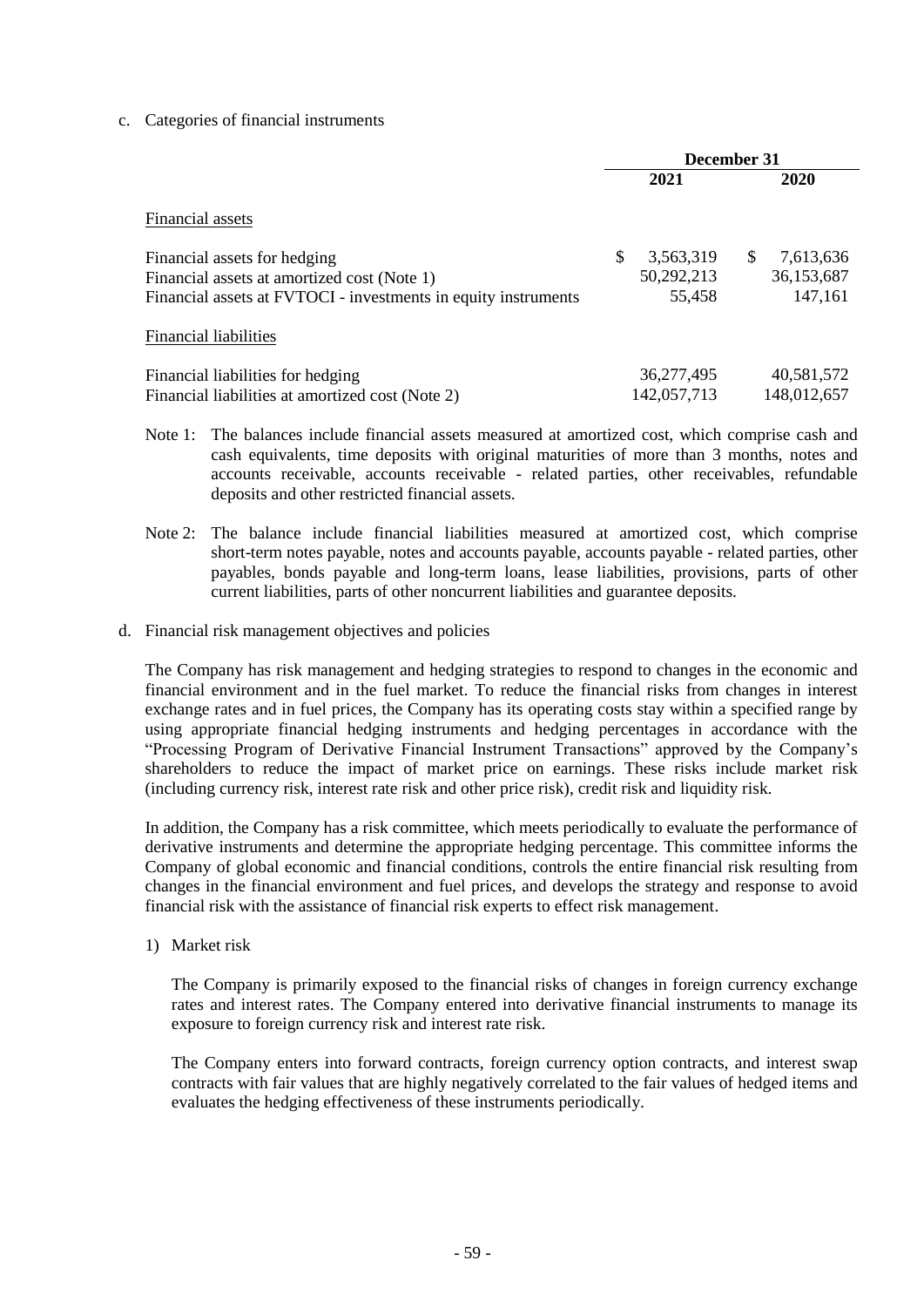c. Categories of financial instruments

| | December 31 | |
|---|---|---|
| | 2021 | 2020 |
| Financial assets | | |
| Financial assets for hedging | $ 3,563,319 | $ 7,613,636 |
| Financial assets at amortized cost (Note 1) | 50,292,213 | 36,153,687 |
| Financial assets at FVTOCI - investments in equity instruments | 55,458 | 147,161 |
| Financial liabilities | | |
| Financial liabilities for hedging | 36,277,495 | 40,581,572 |
| Financial liabilities at amortized cost (Note 2) | 142,057,713 | 148,012,657 |

Note 1: The balances include financial assets measured at amortized cost, which comprise cash and cash equivalents, time deposits with original maturities of more than 3 months, notes and accounts receivable, accounts receivable - related parties, other receivables, refundable deposits and other restricted financial assets.

Note 2: The balance include financial liabilities measured at amortized cost, which comprise short-term notes payable, notes and accounts payable, accounts payable - related parties, other payables, bonds payable and long-term loans, lease liabilities, provisions, parts of other current liabilities, parts of other noncurrent liabilities and guarantee deposits.

d. Financial risk management objectives and policies

The Company has risk management and hedging strategies to respond to changes in the economic and financial environment and in the fuel market. To reduce the financial risks from changes in interest exchange rates and in fuel prices, the Company has its operating costs stay within a specified range by using appropriate financial hedging instruments and hedging percentages in accordance with the "Processing Program of Derivative Financial Instrument Transactions" approved by the Company's shareholders to reduce the impact of market price on earnings. These risks include market risk (including currency risk, interest rate risk and other price risk), credit risk and liquidity risk.

In addition, the Company has a risk committee, which meets periodically to evaluate the performance of derivative instruments and determine the appropriate hedging percentage. This committee informs the Company of global economic and financial conditions, controls the entire financial risk resulting from changes in the financial environment and fuel prices, and develops the strategy and response to avoid financial risk with the assistance of financial risk experts to effect risk management.

1) Market risk

The Company is primarily exposed to the financial risks of changes in foreign currency exchange rates and interest rates. The Company entered into derivative financial instruments to manage its exposure to foreign currency risk and interest rate risk.

The Company enters into forward contracts, foreign currency option contracts, and interest swap contracts with fair values that are highly negatively correlated to the fair values of hedged items and evaluates the hedging effectiveness of these instruments periodically.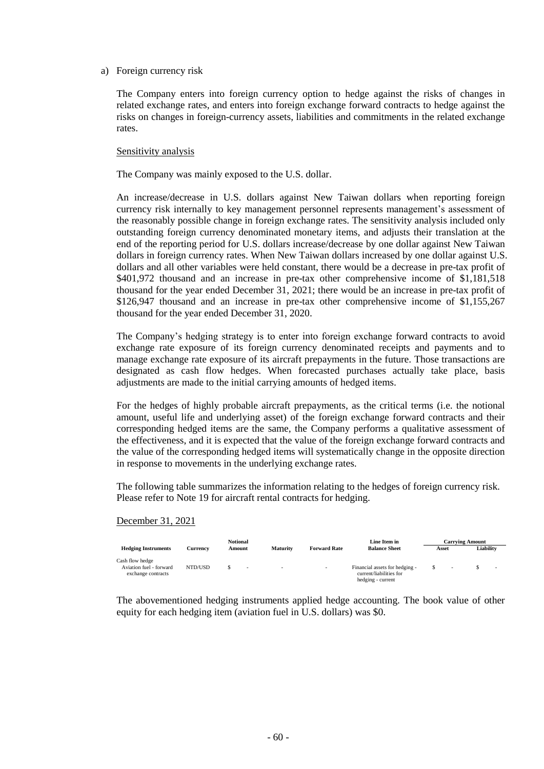a) Foreign currency risk

The Company enters into foreign currency option to hedge against the risks of changes in related exchange rates, and enters into foreign exchange forward contracts to hedge against the risks on changes in foreign-currency assets, liabilities and commitments in the related exchange rates.

Sensitivity analysis

The Company was mainly exposed to the U.S. dollar.

An increase/decrease in U.S. dollars against New Taiwan dollars when reporting foreign currency risk internally to key management personnel represents management's assessment of the reasonably possible change in foreign exchange rates. The sensitivity analysis included only outstanding foreign currency denominated monetary items, and adjusts their translation at the end of the reporting period for U.S. dollars increase/decrease by one dollar against New Taiwan dollars in foreign currency rates. When New Taiwan dollars increased by one dollar against U.S. dollars and all other variables were held constant, there would be a decrease in pre-tax profit of $401,972 thousand and an increase in pre-tax other comprehensive income of $1,181,518 thousand for the year ended December 31, 2021; there would be an increase in pre-tax profit of $126,947 thousand and an increase in pre-tax other comprehensive income of $1,155,267 thousand for the year ended December 31, 2020.

The Company's hedging strategy is to enter into foreign exchange forward contracts to avoid exchange rate exposure of its foreign currency denominated receipts and payments and to manage exchange rate exposure of its aircraft prepayments in the future. Those transactions are designated as cash flow hedges. When forecasted purchases actually take place, basis adjustments are made to the initial carrying amounts of hedged items.

For the hedges of highly probable aircraft prepayments, as the critical terms (i.e. the notional amount, useful life and underlying asset) of the foreign exchange forward contracts and their corresponding hedged items are the same, the Company performs a qualitative assessment of the effectiveness, and it is expected that the value of the foreign exchange forward contracts and the value of the corresponding hedged items will systematically change in the opposite direction in response to movements in the underlying exchange rates.

The following table summarizes the information relating to the hedges of foreign currency risk. Please refer to Note 19 for aircraft rental contracts for hedging.

December 31, 2021

| Hedging Instruments | Currency | Notional Amount | Maturity | Forward Rate | Line Item in Balance Sheet | Carrying Amount | |
|---|---|---|---|---|---|---|---|
| | | | | | | Asset | Liability |
| Cash flow hedge | | | | | | | |
| Aviation fuel - forward exchange contracts | NTD/USD | $ - | - | - | Financial assets for hedging - current/liabilities for hedging - current | $ - | $ - |

The abovementioned hedging instruments applied hedge accounting. The book value of other equity for each hedging item (aviation fuel in U.S. dollars) was $0.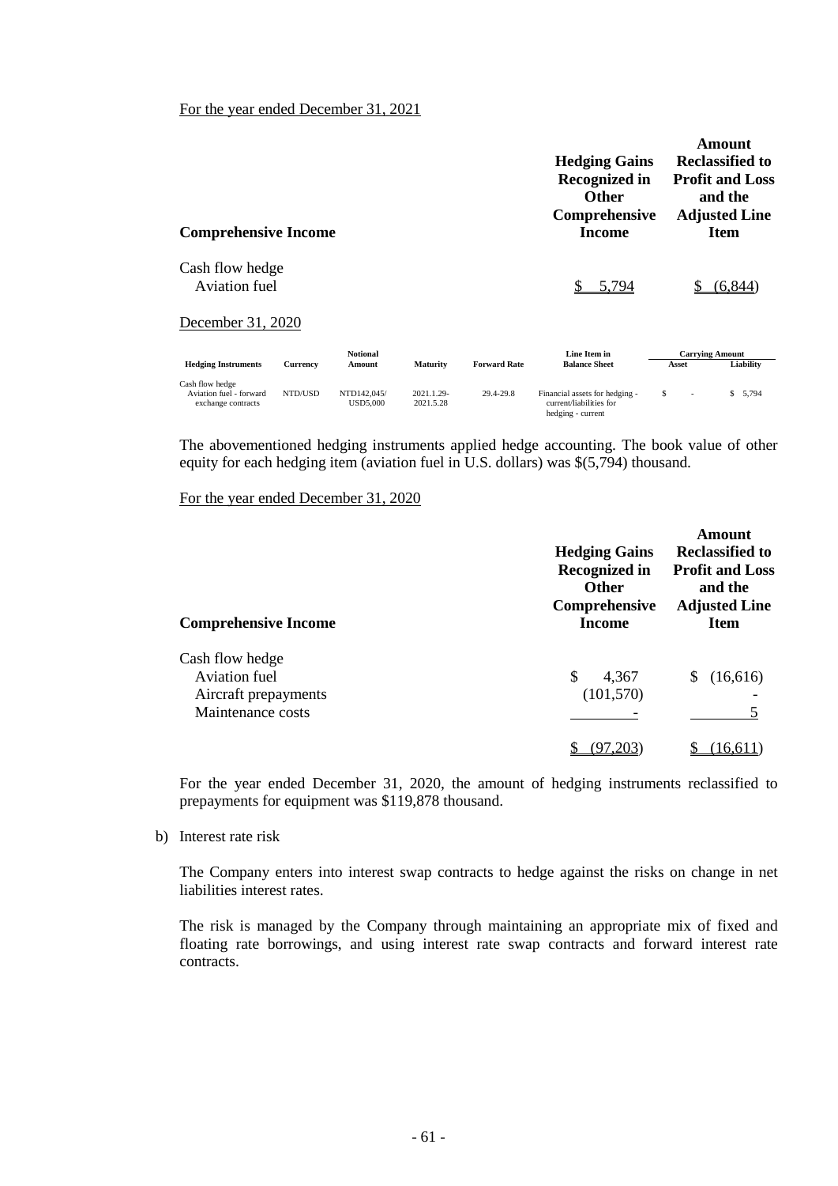For the year ended December 31, 2021

| Comprehensive Income | Hedging Gains Recognized in Other Comprehensive Income | Amount Reclassified to Profit and Loss and the Adjusted Line Item |
|---|---|---|
| Cash flow hedge | | |
| Aviation fuel | $ 5,794 | $ (6,844) |

December 31, 2020

| Hedging Instruments | Currency | Notional Amount | Maturity | Forward Rate | Line Item in Balance Sheet | Carrying Amount | |
|---|---|---|---|---|---|---|---|
| | | | | | | Asset | Liability |
| Cash flow hedge<br>Aviation fuel - forward exchange contracts | NTD/USD | NTD142,045/ USD5,000 | 2021.1.29-2021.5.28 | 29.4-29.8 | Financial assets for hedging - current/liabilities for hedging - current | $ - | $ 5,794 |

The abovementioned hedging instruments applied hedge accounting. The book value of other equity for each hedging item (aviation fuel in U.S. dollars) was $(5,794) thousand.

For the year ended December 31, 2020

| Comprehensive Income | Hedging Gains Recognized in Other Comprehensive Income | Amount Reclassified to Profit and Loss and the Adjusted Line Item |
|---|---|---|
| Cash flow hedge | | |
| Aviation fuel | $ 4,367 | $ (16,616) |
| Aircraft prepayments | (101,570) | - |
| Maintenance costs | - | 5 |
| | $ (97,203) | $ (16,611) |

For the year ended December 31, 2020, the amount of hedging instruments reclassified to prepayments for equipment was $119,878 thousand.

b) Interest rate risk

The Company enters into interest swap contracts to hedge against the risks on change in net liabilities interest rates.

The risk is managed by the Company through maintaining an appropriate mix of fixed and floating rate borrowings, and using interest rate swap contracts and forward interest rate contracts.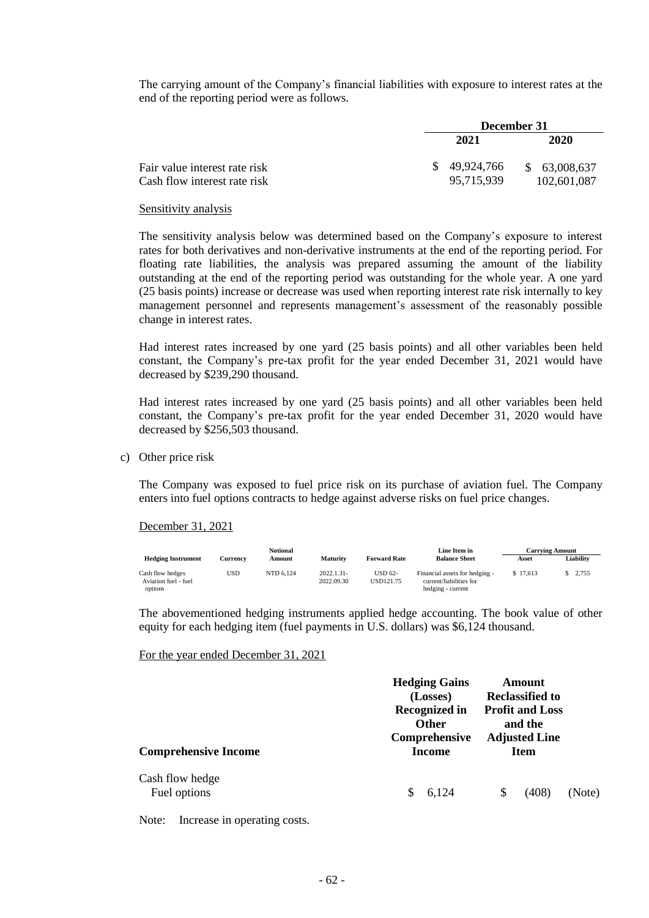The carrying amount of the Company's financial liabilities with exposure to interest rates at the end of the reporting period were as follows.

| | December 31 | |
|---|---|---|
| | 2021 | 2020 |
| Fair value interest rate risk | $ 49,924,766 | $ 63,008,637 |
| Cash flow interest rate risk | 95,715,939 | 102,601,087 |

Sensitivity analysis

The sensitivity analysis below was determined based on the Company's exposure to interest rates for both derivatives and non-derivative instruments at the end of the reporting period. For floating rate liabilities, the analysis was prepared assuming the amount of the liability outstanding at the end of the reporting period was outstanding for the whole year. A one yard (25 basis points) increase or decrease was used when reporting interest rate risk internally to key management personnel and represents management's assessment of the reasonably possible change in interest rates.

Had interest rates increased by one yard (25 basis points) and all other variables been held constant, the Company's pre-tax profit for the year ended December 31, 2021 would have decreased by $239,290 thousand.

Had interest rates increased by one yard (25 basis points) and all other variables been held constant, the Company's pre-tax profit for the year ended December 31, 2020 would have decreased by $256,503 thousand.

c) Other price risk

The Company was exposed to fuel price risk on its purchase of aviation fuel. The Company enters into fuel options contracts to hedge against adverse risks on fuel price changes.

December 31, 2021

| Hedging Instrument | Currency | Notional Amount | Maturity | Forward Rate | Line Item in Balance Sheet | Carrying Amount Asset | Carrying Amount Liability |
|---|---|---|---|---|---|---|---|
| Cash flow hedges Aviation fuel - fuel options | USD | NTD 6,124 | 2022.1.31-2022.09.30 | USD 62-USD121.75 | Financial assets for hedging - current/liabilities for hedging - current | $ 17,613 | $ 2,755 |

The abovementioned hedging instruments applied hedge accounting. The book value of other equity for each hedging item (fuel payments in U.S. dollars) was $6,124 thousand.

For the year ended December 31, 2021

| Comprehensive Income | Hedging Gains (Losses) Recognized in Other Comprehensive Income | Amount Reclassified to Profit and Loss and the Adjusted Line Item | |
|---|---|---|---|
| Cash flow hedge Fuel options | $ 6,124 | $ (408) | (Note) |

Note: Increase in operating costs.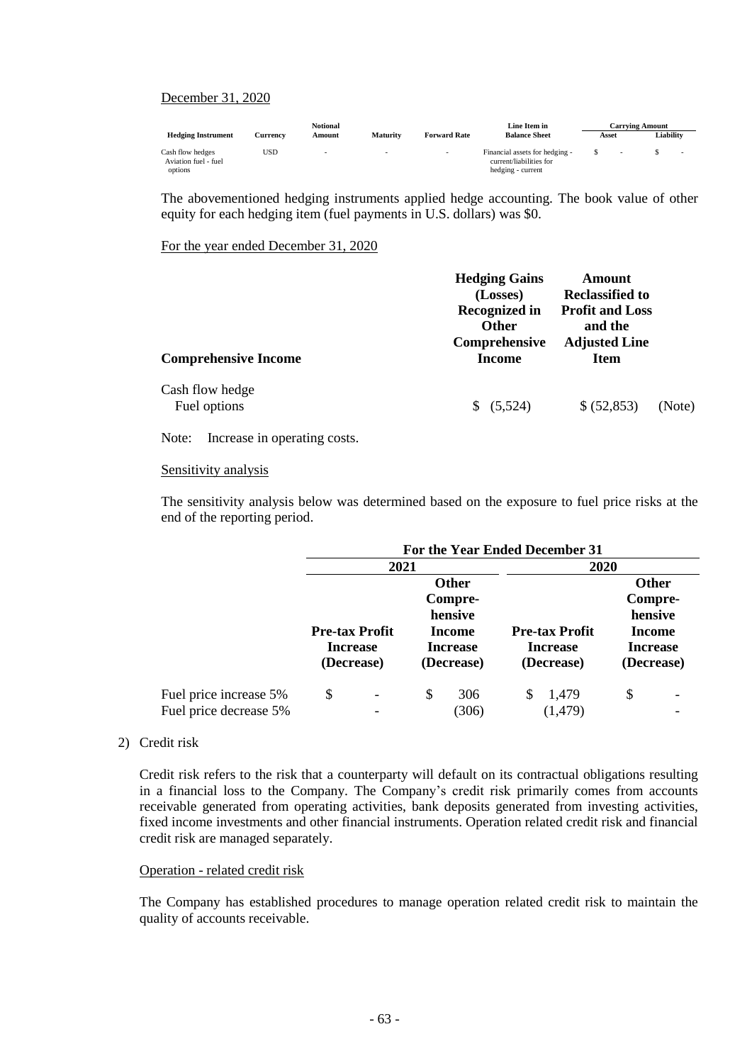December 31, 2020

| Hedging Instrument | Currency | Notional Amount | Maturity | Forward Rate | Line Item in Balance Sheet | Carrying Amount | |
|---|---|---|---|---|---|---|---|
| | | | | | | Asset | Liability |
| Cash flow hedges Aviation fuel - fuel options | USD | - | - | - | Financial assets for hedging - current/liabilities for hedging - current | $ - | $ - |

The abovementioned hedging instruments applied hedge accounting. The book value of other equity for each hedging item (fuel payments in U.S. dollars) was $0.

For the year ended December 31, 2020

| Comprehensive Income | Hedging Gains (Losses) Recognized in Other Comprehensive Income | Amount Reclassified to Profit and Loss and the Adjusted Line Item | |
|---|---|---|---|
| Cash flow hedge | | | |
| Fuel options | $ (5,524) | $ (52,853) | (Note) |

Note: Increase in operating costs.

Sensitivity analysis

The sensitivity analysis below was determined based on the exposure to fuel price risks at the end of the reporting period.

| | For the Year Ended December 31 | | | |
|---|---|---|---|---|
| | 2021 | | 2020 | |
| | Pre-tax Profit Increase (Decrease) | Other Compre-hensive Income Increase (Decrease) | Pre-tax Profit Increase (Decrease) | Other Compre-hensive Income Increase (Decrease) |
| Fuel price increase 5% | $ - | $ 306 | $ 1,479 | $ - |
| Fuel price decrease 5% | - | (306) | (1,479) | - |

2) Credit risk

Credit risk refers to the risk that a counterparty will default on its contractual obligations resulting in a financial loss to the Company. The Company's credit risk primarily comes from accounts receivable generated from operating activities, bank deposits generated from investing activities, fixed income investments and other financial instruments. Operation related credit risk and financial credit risk are managed separately.

Operation - related credit risk

The Company has established procedures to manage operation related credit risk to maintain the quality of accounts receivable.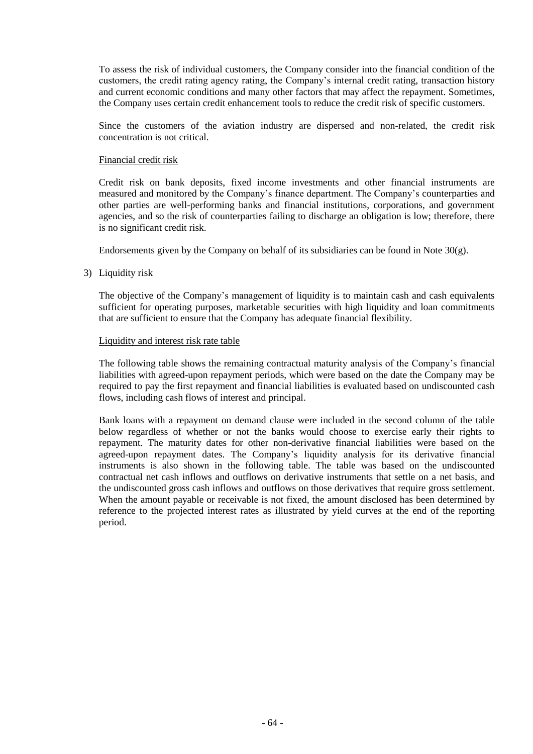To assess the risk of individual customers, the Company consider into the financial condition of the customers, the credit rating agency rating, the Company's internal credit rating, transaction history and current economic conditions and many other factors that may affect the repayment. Sometimes, the Company uses certain credit enhancement tools to reduce the credit risk of specific customers.

Since the customers of the aviation industry are dispersed and non-related, the credit risk concentration is not critical.

Financial credit risk

Credit risk on bank deposits, fixed income investments and other financial instruments are measured and monitored by the Company's finance department. The Company's counterparties and other parties are well-performing banks and financial institutions, corporations, and government agencies, and so the risk of counterparties failing to discharge an obligation is low; therefore, there is no significant credit risk.

Endorsements given by the Company on behalf of its subsidiaries can be found in Note 30(g).

3) Liquidity risk

The objective of the Company's management of liquidity is to maintain cash and cash equivalents sufficient for operating purposes, marketable securities with high liquidity and loan commitments that are sufficient to ensure that the Company has adequate financial flexibility.

Liquidity and interest risk rate table

The following table shows the remaining contractual maturity analysis of the Company's financial liabilities with agreed-upon repayment periods, which were based on the date the Company may be required to pay the first repayment and financial liabilities is evaluated based on undiscounted cash flows, including cash flows of interest and principal.

Bank loans with a repayment on demand clause were included in the second column of the table below regardless of whether or not the banks would choose to exercise early their rights to repayment. The maturity dates for other non-derivative financial liabilities were based on the agreed-upon repayment dates. The Company's liquidity analysis for its derivative financial instruments is also shown in the following table. The table was based on the undiscounted contractual net cash inflows and outflows on derivative instruments that settle on a net basis, and the undiscounted gross cash inflows and outflows on those derivatives that require gross settlement. When the amount payable or receivable is not fixed, the amount disclosed has been determined by reference to the projected interest rates as illustrated by yield curves at the end of the reporting period.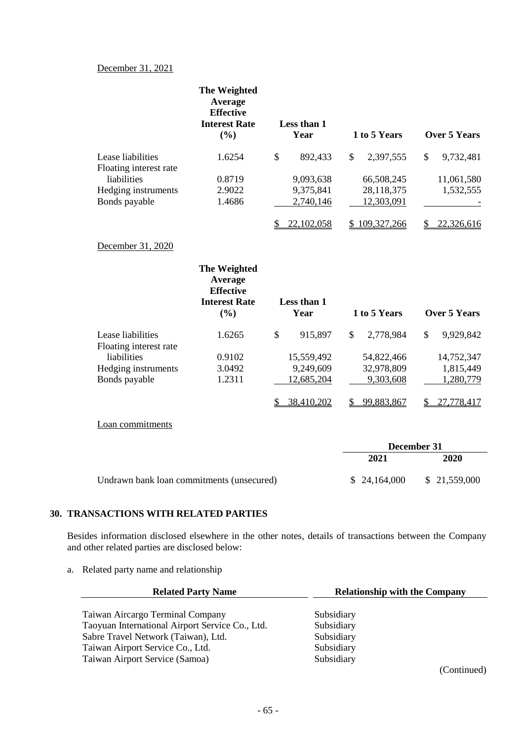December 31, 2021

| | The Weighted Average Effective Interest Rate (%) | Less than 1 Year | 1 to 5 Years | Over 5 Years |
|---|---|---|---|---|
| Lease liabilities | 1.6254 | $ 892,433 | $ 2,397,555 | $ 9,732,481 |
| Floating interest rate liabilities | 0.8719 | 9,093,638 | 66,508,245 | 11,061,580 |
| Hedging instruments | 2.9022 | 9,375,841 | 28,118,375 | 1,532,555 |
| Bonds payable | 1.4686 | 2,740,146 | 12,303,091 | - |
| | | $ 22,102,058 | $ 109,327,266 | $ 22,326,616 |

December 31, 2020

| | The Weighted Average Effective Interest Rate (%) | Less than 1 Year | 1 to 5 Years | Over 5 Years |
|---|---|---|---|---|
| Lease liabilities | 1.6265 | $ 915,897 | $ 2,778,984 | $ 9,929,842 |
| Floating interest rate liabilities | 0.9102 | 15,559,492 | 54,822,466 | 14,752,347 |
| Hedging instruments | 3.0492 | 9,249,609 | 32,978,809 | 1,815,449 |
| Bonds payable | 1.2311 | 12,685,204 | 9,303,608 | 1,280,779 |
| | | $ 38,410,202 | $ 99,883,867 | $ 27,778,417 |

Loan commitments

| | December 31 | |
|---|---|---|
| | 2021 | 2020 |
| Undrawn bank loan commitments (unsecured) | $ 24,164,000 | $ 21,559,000 |

## 30. TRANSACTIONS WITH RELATED PARTIES

Besides information disclosed elsewhere in the other notes, details of transactions between the Company and other related parties are disclosed below:

a. Related party name and relationship

| Related Party Name | Relationship with the Company |
|---|---|
| Taiwan Aircargo Terminal Company | Subsidiary |
| Taoyuan International Airport Service Co., Ltd. | Subsidiary |
| Sabre Travel Network (Taiwan), Ltd. | Subsidiary |
| Taiwan Airport Service Co., Ltd. | Subsidiary |
| Taiwan Airport Service (Samoa) | Subsidiary |

(Continued)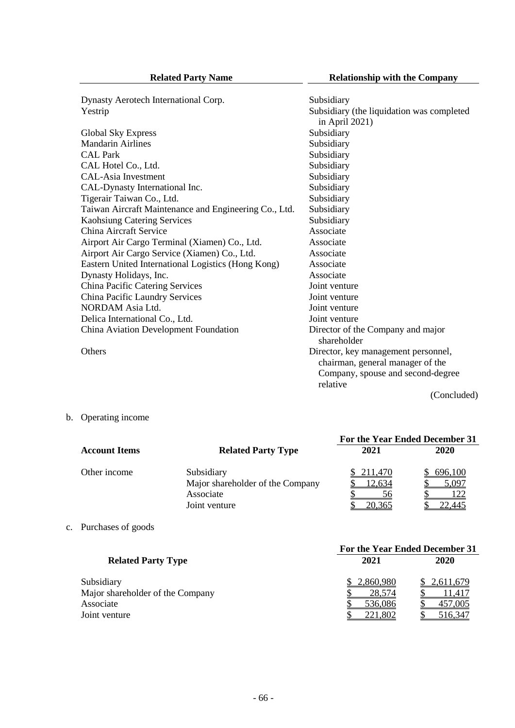| Related Party Name | Relationship with the Company |
|---|---|
| Dynasty Aerotech International Corp. | Subsidiary |
| Yestrip | Subsidiary (the liquidation was completed in April 2021) |
| Global Sky Express | Subsidiary |
| Mandarin Airlines | Subsidiary |
| CAL Park | Subsidiary |
| CAL Hotel Co., Ltd. | Subsidiary |
| CAL-Asia Investment | Subsidiary |
| CAL-Dynasty International Inc. | Subsidiary |
| Tigerair Taiwan Co., Ltd. | Subsidiary |
| Taiwan Aircraft Maintenance and Engineering Co., Ltd. | Subsidiary |
| Kaohsiung Catering Services | Subsidiary |
| China Aircraft Service | Associate |
| Airport Air Cargo Terminal (Xiamen) Co., Ltd. | Associate |
| Airport Air Cargo Service (Xiamen) Co., Ltd. | Associate |
| Eastern United International Logistics (Hong Kong) | Associate |
| Dynasty Holidays, Inc. | Associate |
| China Pacific Catering Services | Joint venture |
| China Pacific Laundry Services | Joint venture |
| NORDAM Asia Ltd. | Joint venture |
| Delica International Co., Ltd. | Joint venture |
| China Aviation Development Foundation | Director of the Company and major shareholder |
| Others | Director, key management personnel, chairman, general manager of the Company, spouse and second-degree relative |

(Concluded)

b. Operating income

| Account Items | Related Party Type | For the Year Ended December 31 2021 | 2020 |
|---|---|---|---|
| Other income | Subsidiary | $ 211,470 | $ 696,100 |
| | Major shareholder of the Company | $ 12,634 | $ 5,097 |
| | Associate | $ 56 | $ 122 |
| | Joint venture | $ 20,365 | $ 22,445 |

c. Purchases of goods

| Related Party Type | For the Year Ended December 31 2021 | 2020 |
|---|---|---|
| Subsidiary | $ 2,860,980 | $ 2,611,679 |
| Major shareholder of the Company | $ 28,574 | $ 11,417 |
| Associate | $ 536,086 | $ 457,005 |
| Joint venture | $ 221,802 | $ 516,347 |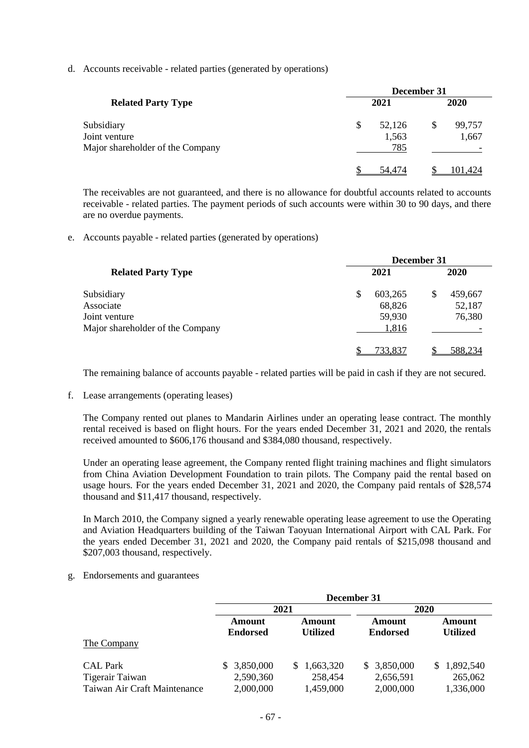d. Accounts receivable - related parties (generated by operations)

| Related Party Type | December 31 2021 | December 31 2020 |
|---|---|---|
| Subsidiary | $ 52,126 | $ 99,757 |
| Joint venture | 1,563 | 1,667 |
| Major shareholder of the Company | 785 | - |
| | $ 54,474 | $ 101,424 |

The receivables are not guaranteed, and there is no allowance for doubtful accounts related to accounts receivable - related parties. The payment periods of such accounts were within 30 to 90 days, and there are no overdue payments.

e. Accounts payable - related parties (generated by operations)

| Related Party Type | December 31 2021 | December 31 2020 |
|---|---|---|
| Subsidiary | $ 603,265 | $ 459,667 |
| Associate | 68,826 | 52,187 |
| Joint venture | 59,930 | 76,380 |
| Major shareholder of the Company | 1,816 | - |
| | $ 733,837 | $ 588,234 |

The remaining balance of accounts payable - related parties will be paid in cash if they are not secured.

f. Lease arrangements (operating leases)

The Company rented out planes to Mandarin Airlines under an operating lease contract. The monthly rental received is based on flight hours. For the years ended December 31, 2021 and 2020, the rentals received amounted to $606,176 thousand and $384,080 thousand, respectively.

Under an operating lease agreement, the Company rented flight training machines and flight simulators from China Aviation Development Foundation to train pilots. The Company paid the rental based on usage hours. For the years ended December 31, 2021 and 2020, the Company paid rentals of $28,574 thousand and $11,417 thousand, respectively.

In March 2010, the Company signed a yearly renewable operating lease agreement to use the Operating and Aviation Headquarters building of the Taiwan Taoyuan International Airport with CAL Park. For the years ended December 31, 2021 and 2020, the Company paid rentals of $215,098 thousand and $207,003 thousand, respectively.

g. Endorsements and guarantees

| | December 31 | | | |
|---|---|---|---|---|
| | 2021 | | 2020 | |
| The Company | Amount Endorsed | Amount Utilized | Amount Endorsed | Amount Utilized |
| CAL Park | $ 3,850,000 | $ 1,663,320 | $ 3,850,000 | $ 1,892,540 |
| Tigerair Taiwan | 2,590,360 | 258,454 | 2,656,591 | 265,062 |
| Taiwan Air Craft Maintenance | 2,000,000 | 1,459,000 | 2,000,000 | 1,336,000 |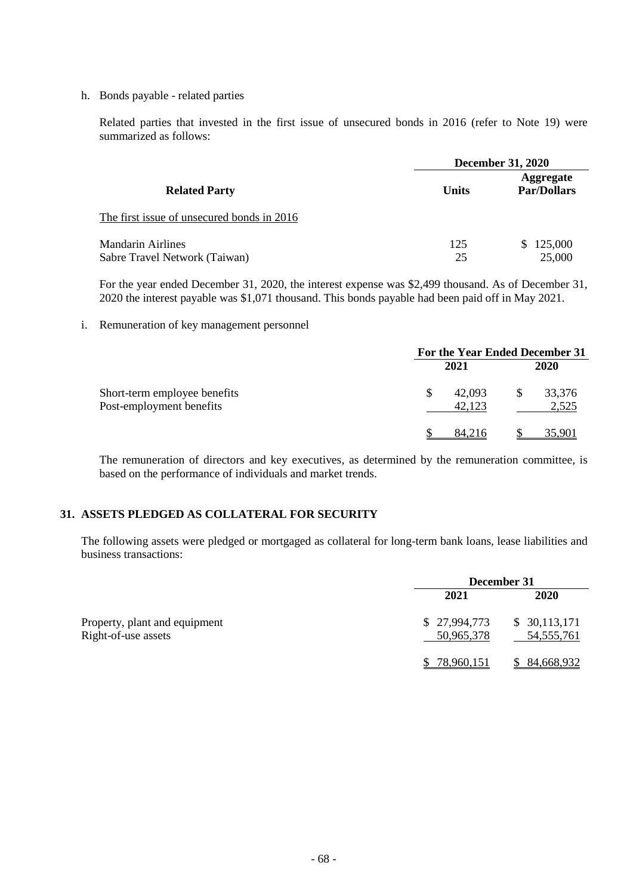h. Bonds payable - related parties

Related parties that invested in the first issue of unsecured bonds in 2016 (refer to Note 19) were summarized as follows:

| | December 31, 2020 | |
|---|---|---|
| **Related Party** | **Units** | **Aggregate Par/Dollars** |
| The first issue of unsecured bonds in 2016 | | |
| Mandarin Airlines | 125 | $ 125,000 |
| Sabre Travel Network (Taiwan) | 25 | 25,000 |

For the year ended December 31, 2020, the interest expense was $2,499 thousand. As of December 31, 2020 the interest payable was $1,071 thousand. This bonds payable had been paid off in May 2021.

i. Remuneration of key management personnel

| | For the Year Ended December 31 | |
|---|---|---|
| | **2021** | **2020** |
| Short-term employee benefits | $ 42,093 | $ 33,376 |
| Post-employment benefits | 42,123 | 2,525 |
| | $ 84,216 | $ 35,901 |

The remuneration of directors and key executives, as determined by the remuneration committee, is based on the performance of individuals and market trends.

## 31. ASSETS PLEDGED AS COLLATERAL FOR SECURITY

The following assets were pledged or mortgaged as collateral for long-term bank loans, lease liabilities and business transactions:

| | December 31 | |
|---|---|---|
| | **2021** | **2020** |
| Property, plant and equipment | $ 27,994,773 | $ 30,113,171 |
| Right-of-use assets | 50,965,378 | 54,555,761 |
| | $ 78,960,151 | $ 84,668,932 |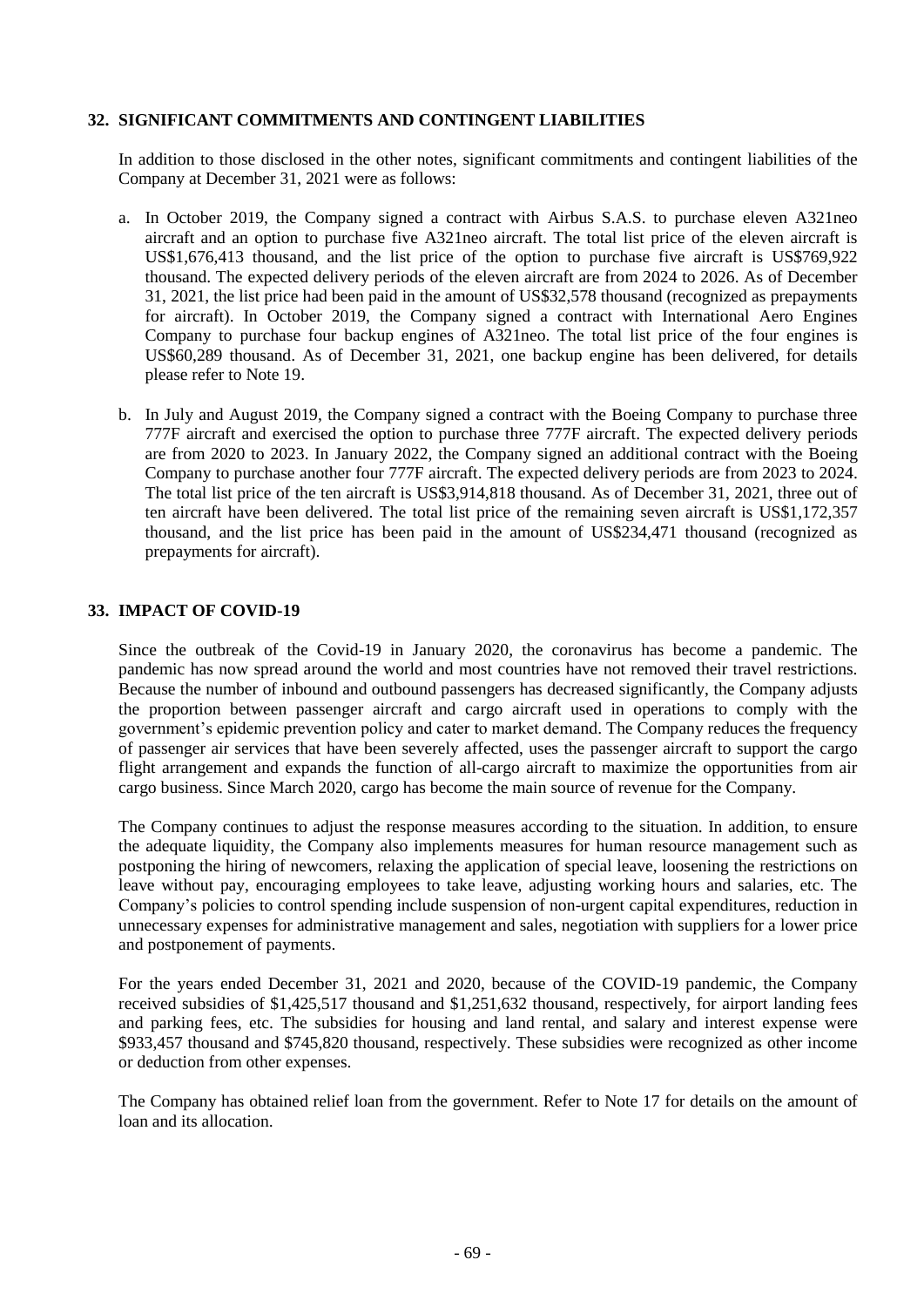## 32. SIGNIFICANT COMMITMENTS AND CONTINGENT LIABILITIES

In addition to those disclosed in the other notes, significant commitments and contingent liabilities of the Company at December 31, 2021 were as follows:

a. In October 2019, the Company signed a contract with Airbus S.A.S. to purchase eleven A321neo aircraft and an option to purchase five A321neo aircraft. The total list price of the eleven aircraft is US$1,676,413 thousand, and the list price of the option to purchase five aircraft is US$769,922 thousand. The expected delivery periods of the eleven aircraft are from 2024 to 2026. As of December 31, 2021, the list price had been paid in the amount of US$32,578 thousand (recognized as prepayments for aircraft). In October 2019, the Company signed a contract with International Aero Engines Company to purchase four backup engines of A321neo. The total list price of the four engines is US$60,289 thousand. As of December 31, 2021, one backup engine has been delivered, for details please refer to Note 19.

b. In July and August 2019, the Company signed a contract with the Boeing Company to purchase three 777F aircraft and exercised the option to purchase three 777F aircraft. The expected delivery periods are from 2020 to 2023. In January 2022, the Company signed an additional contract with the Boeing Company to purchase another four 777F aircraft. The expected delivery periods are from 2023 to 2024. The total list price of the ten aircraft is US$3,914,818 thousand. As of December 31, 2021, three out of ten aircraft have been delivered. The total list price of the remaining seven aircraft is US$1,172,357 thousand, and the list price has been paid in the amount of US$234,471 thousand (recognized as prepayments for aircraft).

## 33. IMPACT OF COVID-19

Since the outbreak of the Covid-19 in January 2020, the coronavirus has become a pandemic. The pandemic has now spread around the world and most countries have not removed their travel restrictions. Because the number of inbound and outbound passengers has decreased significantly, the Company adjusts the proportion between passenger aircraft and cargo aircraft used in operations to comply with the government's epidemic prevention policy and cater to market demand. The Company reduces the frequency of passenger air services that have been severely affected, uses the passenger aircraft to support the cargo flight arrangement and expands the function of all-cargo aircraft to maximize the opportunities from air cargo business. Since March 2020, cargo has become the main source of revenue for the Company.

The Company continues to adjust the response measures according to the situation. In addition, to ensure the adequate liquidity, the Company also implements measures for human resource management such as postponing the hiring of newcomers, relaxing the application of special leave, loosening the restrictions on leave without pay, encouraging employees to take leave, adjusting working hours and salaries, etc. The Company's policies to control spending include suspension of non-urgent capital expenditures, reduction in unnecessary expenses for administrative management and sales, negotiation with suppliers for a lower price and postponement of payments.

For the years ended December 31, 2021 and 2020, because of the COVID-19 pandemic, the Company received subsidies of $1,425,517 thousand and $1,251,632 thousand, respectively, for airport landing fees and parking fees, etc. The subsidies for housing and land rental, and salary and interest expense were $933,457 thousand and $745,820 thousand, respectively. These subsidies were recognized as other income or deduction from other expenses.

The Company has obtained relief loan from the government. Refer to Note 17 for details on the amount of loan and its allocation.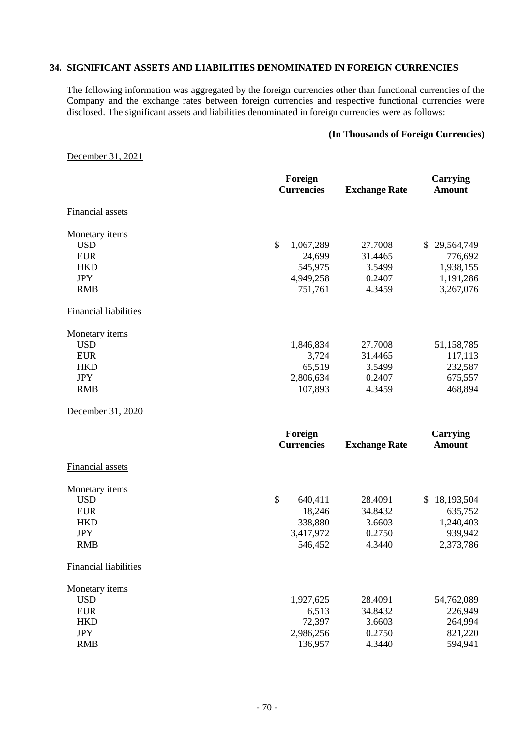## 34. SIGNIFICANT ASSETS AND LIABILITIES DENOMINATED IN FOREIGN CURRENCIES

The following information was aggregated by the foreign currencies other than functional currencies of the Company and the exchange rates between foreign currencies and respective functional currencies were disclosed. The significant assets and liabilities denominated in foreign currencies were as follows:

**(In Thousands of Foreign Currencies)**

December 31, 2021

| | Foreign Currencies | Exchange Rate | Carrying Amount |
|---|---|---|---|
| Financial assets | | | |
| Monetary items | | | |
| USD | $ 1,067,289 | 27.7008 | $ 29,564,749 |
| EUR | 24,699 | 31.4465 | 776,692 |
| HKD | 545,975 | 3.5499 | 1,938,155 |
| JPY | 4,949,258 | 0.2407 | 1,191,286 |
| RMB | 751,761 | 4.3459 | 3,267,076 |
| Financial liabilities | | | |
| Monetary items | | | |
| USD | 1,846,834 | 27.7008 | 51,158,785 |
| EUR | 3,724 | 31.4465 | 117,113 |
| HKD | 65,519 | 3.5499 | 232,587 |
| JPY | 2,806,634 | 0.2407 | 675,557 |
| RMB | 107,893 | 4.3459 | 468,894 |

December 31, 2020

| | Foreign Currencies | Exchange Rate | Carrying Amount |
|---|---|---|---|
| Financial assets | | | |
| Monetary items | | | |
| USD | $ 640,411 | 28.4091 | $ 18,193,504 |
| EUR | 18,246 | 34.8432 | 635,752 |
| HKD | 338,880 | 3.6603 | 1,240,403 |
| JPY | 3,417,972 | 0.2750 | 939,942 |
| RMB | 546,452 | 4.3440 | 2,373,786 |
| Financial liabilities | | | |
| Monetary items | | | |
| USD | 1,927,625 | 28.4091 | 54,762,089 |
| EUR | 6,513 | 34.8432 | 226,949 |
| HKD | 72,397 | 3.6603 | 264,994 |
| JPY | 2,986,256 | 0.2750 | 821,220 |
| RMB | 136,957 | 4.3440 | 594,941 |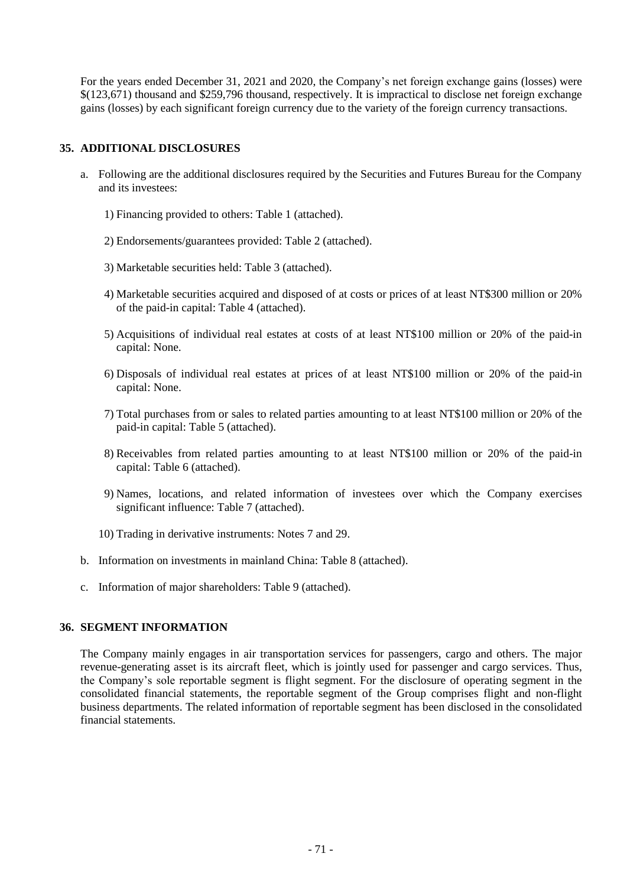For the years ended December 31, 2021 and 2020, the Company's net foreign exchange gains (losses) were $(123,671) thousand and $259,796 thousand, respectively. It is impractical to disclose net foreign exchange gains (losses) by each significant foreign currency due to the variety of the foreign currency transactions.

## 35. ADDITIONAL DISCLOSURES

a. Following are the additional disclosures required by the Securities and Futures Bureau for the Company and its investees:

   1) Financing provided to others: Table 1 (attached).

   2) Endorsements/guarantees provided: Table 2 (attached).

   3) Marketable securities held: Table 3 (attached).

   4) Marketable securities acquired and disposed of at costs or prices of at least NT$300 million or 20% of the paid-in capital: Table 4 (attached).

   5) Acquisitions of individual real estates at costs of at least NT$100 million or 20% of the paid-in capital: None.

   6) Disposals of individual real estates at prices of at least NT$100 million or 20% of the paid-in capital: None.

   7) Total purchases from or sales to related parties amounting to at least NT$100 million or 20% of the paid-in capital: Table 5 (attached).

   8) Receivables from related parties amounting to at least NT$100 million or 20% of the paid-in capital: Table 6 (attached).

   9) Names, locations, and related information of investees over which the Company exercises significant influence: Table 7 (attached).

   10) Trading in derivative instruments: Notes 7 and 29.

b. Information on investments in mainland China: Table 8 (attached).

c. Information of major shareholders: Table 9 (attached).

## 36. SEGMENT INFORMATION

The Company mainly engages in air transportation services for passengers, cargo and others. The major revenue-generating asset is its aircraft fleet, which is jointly used for passenger and cargo services. Thus, the Company's sole reportable segment is flight segment. For the disclosure of operating segment in the consolidated financial statements, the reportable segment of the Group comprises flight and non-flight business departments. The related information of reportable segment has been disclosed in the consolidated financial statements.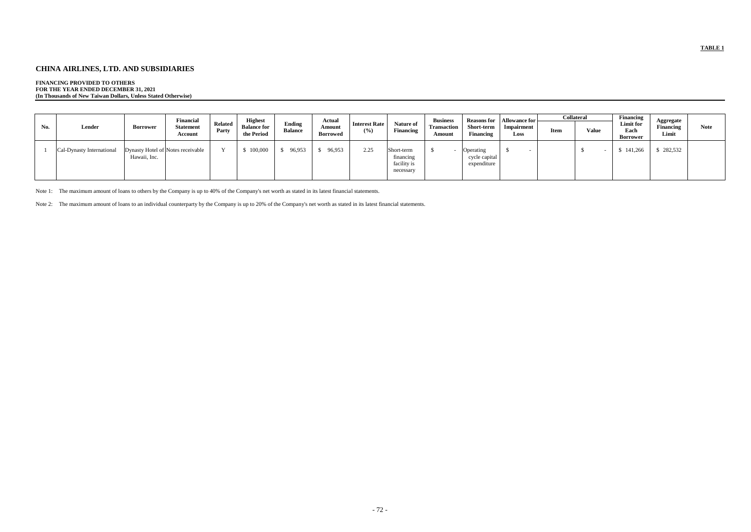TABLE 1

# CHINA AIRLINES, LTD. AND SUBSIDIARIES

**FINANCING PROVIDED TO OTHERS**
**FOR THE YEAR ENDED DECEMBER 31, 2021**
**(In Thousands of New Taiwan Dollars, Unless Stated Otherwise)**

| No. | Lender | Borrower | Financial Statement Account | Related Party | Highest Balance for the Period | Ending Balance | Actual Amount Borrowed | Interest Rate (%) | Nature of Financing | Business Transaction Amount | Reasons for Short-term Financing | Allowance for Impairment Loss | Collateral | | Financing Limit for Each Borrower | Aggregate Financing Limit | Note |
|---|---|---|---|---|---|---|---|---|---|---|---|---|---|---|---|---|---|
| | | | | | | | | | | | | | Item | Value | | | |
| 1 | Cal-Dynasty International | Dynasty Hotel of Hawaii, Inc. | Notes receivable | Y | $ 100,000 | $ 96,953 | $ 96,953 | 2.25 | Short-term financing facility is necessary | $ - | Operating cycle capital expenditure | $ - | | $ - | $ 141,266 | $ 282,532 | |

Note 1: The maximum amount of loans to others by the Company is up to 40% of the Company's net worth as stated in its latest financial statements.

Note 2: The maximum amount of loans to an individual counterparty by the Company is up to 20% of the Company's net worth as stated in its latest financial statements.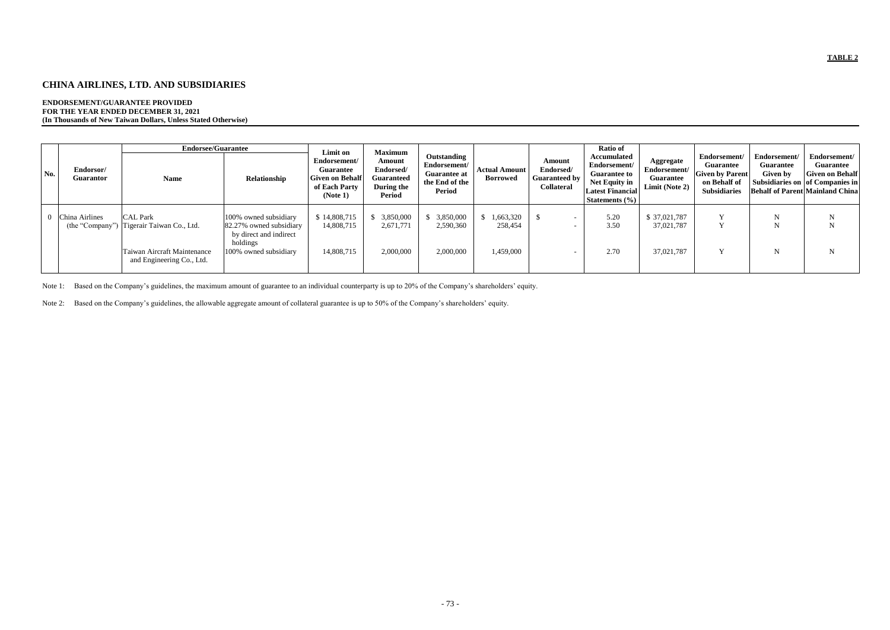**TABLE 2**

## CHINA AIRLINES, LTD. AND SUBSIDIARIES

**ENDORSEMENT/GUARANTEE PROVIDED**
**FOR THE YEAR ENDED DECEMBER 31, 2021**
**(In Thousands of New Taiwan Dollars, Unless Stated Otherwise)**

| No. | Endorsor/ Guarantor | Endorsee/Guarantee | | Limit on Endorsement/ Guarantee Given on Behalf of Each Party (Note 1) | Maximum Amount Endorsed/ Guaranteed During the Period | Outstanding Endorsement/ Guarantee at the End of the Period | Actual Amount Borrowed | Amount Endorsed/ Guaranteed by Collateral | Ratio of Accumulated Endorsement/ Guarantee to Net Equity in Latest Financial Statements (%) | Aggregate Endorsement/ Guarantee Limit (Note 2) | Endorsement/ Guarantee Given by Parent on Behalf of Subsidiaries | Endorsement/ Guarantee Given by Subsidiaries on Behalf of Parent | Endorsement/ Guarantee Given on Behalf of Companies in Mainland China |
|---|---|---|---|---|---|---|---|---|---|---|---|---|---|
| | | Name | Relationship | | | | | | | | | | |
| 0 | China Airlines (the "Company") | CAL Park | 100% owned subsidiary | $ 14,808,715 | $ 3,850,000 | $ 3,850,000 | $ 1,663,320 | $ - | 5.20 | $ 37,021,787 | Y | N | N |
| | | Tigerair Taiwan Co., Ltd. | 82.27% owned subsidiary by direct and indirect holdings | 14,808,715 | 2,671,771 | 2,590,360 | 258,454 | - | 3.50 | 37,021,787 | Y | N | N |
| | | Taiwan Aircraft Maintenance and Engineering Co., Ltd. | 100% owned subsidiary | 14,808,715 | 2,000,000 | 2,000,000 | 1,459,000 | - | 2.70 | 37,021,787 | Y | N | N |

Note 1: Based on the Company's guidelines, the maximum amount of guarantee to an individual counterparty is up to 20% of the Company's shareholders' equity.

Note 2: Based on the Company's guidelines, the allowable aggregate amount of collateral guarantee is up to 50% of the Company's shareholders' equity.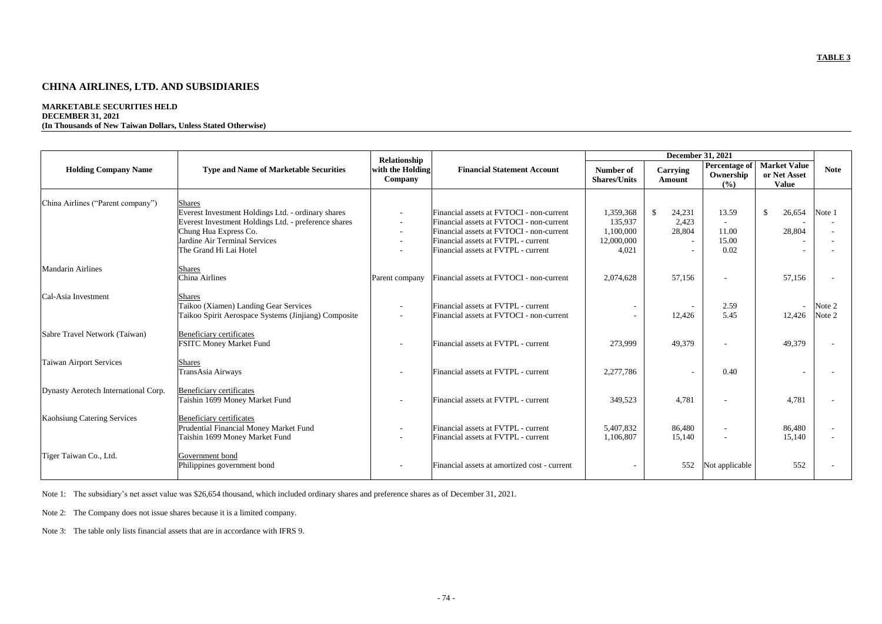**TABLE 3**

# CHINA AIRLINES, LTD. AND SUBSIDIARIES

**MARKETABLE SECURITIES HELD**
**DECEMBER 31, 2021**
**(In Thousands of New Taiwan Dollars, Unless Stated Otherwise)**

| Holding Company Name | Type and Name of Marketable Securities | Relationship with the Holding Company | Financial Statement Account | December 31, 2021 | | | | Note |
|---|---|---|---|---|---|---|---|---|
| | | | | Number of Shares/Units | Carrying Amount | Percentage of Ownership (%) | Market Value or Net Asset Value | |
| China Airlines ("Parent company") | Shares | | | | | | | |
| | Everest Investment Holdings Ltd. - ordinary shares | - | Financial assets at FVTOCI - non-current | 1,359,368 | $ 24,231 | 13.59 | $ 26,654 | Note 1 |
| | Everest Investment Holdings Ltd. - preference shares | - | Financial assets at FVTOCI - non-current | 135,937 | 2,423 | - | - | - |
| | Chung Hua Express Co. | - | Financial assets at FVTOCI - non-current | 1,100,000 | 28,804 | 11.00 | 28,804 | - |
| | Jardine Air Terminal Services | - | Financial assets at FVTPL - current | 12,000,000 | - | 15.00 | - | - |
| | The Grand Hi Lai Hotel | - | Financial assets at FVTPL - current | 4,021 | - | 0.02 | - | - |
| Mandarin Airlines | Shares | | | | | | | |
| | China Airlines | Parent company | Financial assets at FVTOCI - non-current | 2,074,628 | 57,156 | - | 57,156 | - |
| Cal-Asia Investment | Shares | | | | | | | |
| | Taikoo (Xiamen) Landing Gear Services | - | Financial assets at FVTPL - current | - | - | 2.59 | - | Note 2 |
| | Taikoo Spirit Aerospace Systems (Jinjiang) Composite | - | Financial assets at FVTOCI - non-current | - | 12,426 | 5.45 | 12,426 | Note 2 |
| Sabre Travel Network (Taiwan) | Beneficiary certificates | | | | | | | |
| | FSITC Money Market Fund | - | Financial assets at FVTPL - current | 273,999 | 49,379 | - | 49,379 | - |
| Taiwan Airport Services | Shares | | | | | | | |
| | TransAsia Airways | - | Financial assets at FVTPL - current | 2,277,786 | - | 0.40 | - | - |
| Dynasty Aerotech International Corp. | Beneficiary certificates | | | | | | | |
| | Taishin 1699 Money Market Fund | - | Financial assets at FVTPL - current | 349,523 | 4,781 | - | 4,781 | - |
| Kaohsiung Catering Services | Beneficiary certificates | | | | | | | |
| | Prudential Financial Money Market Fund | - | Financial assets at FVTPL - current | 5,407,832 | 86,480 | - | 86,480 | - |
| | Taishin 1699 Money Market Fund | - | Financial assets at FVTPL - current | 1,106,807 | 15,140 | - | 15,140 | - |
| Tiger Taiwan Co., Ltd. | Government bond | | | | | | | |
| | Philippines government bond | - | Financial assets at amortized cost - current | - | 552 | Not applicable | 552 | - |

Note 1: The subsidiary's net asset value was $26,654 thousand, which included ordinary shares and preference shares as of December 31, 2021.

Note 2: The Company does not issue shares because it is a limited company.

Note 3: The table only lists financial assets that are in accordance with IFRS 9.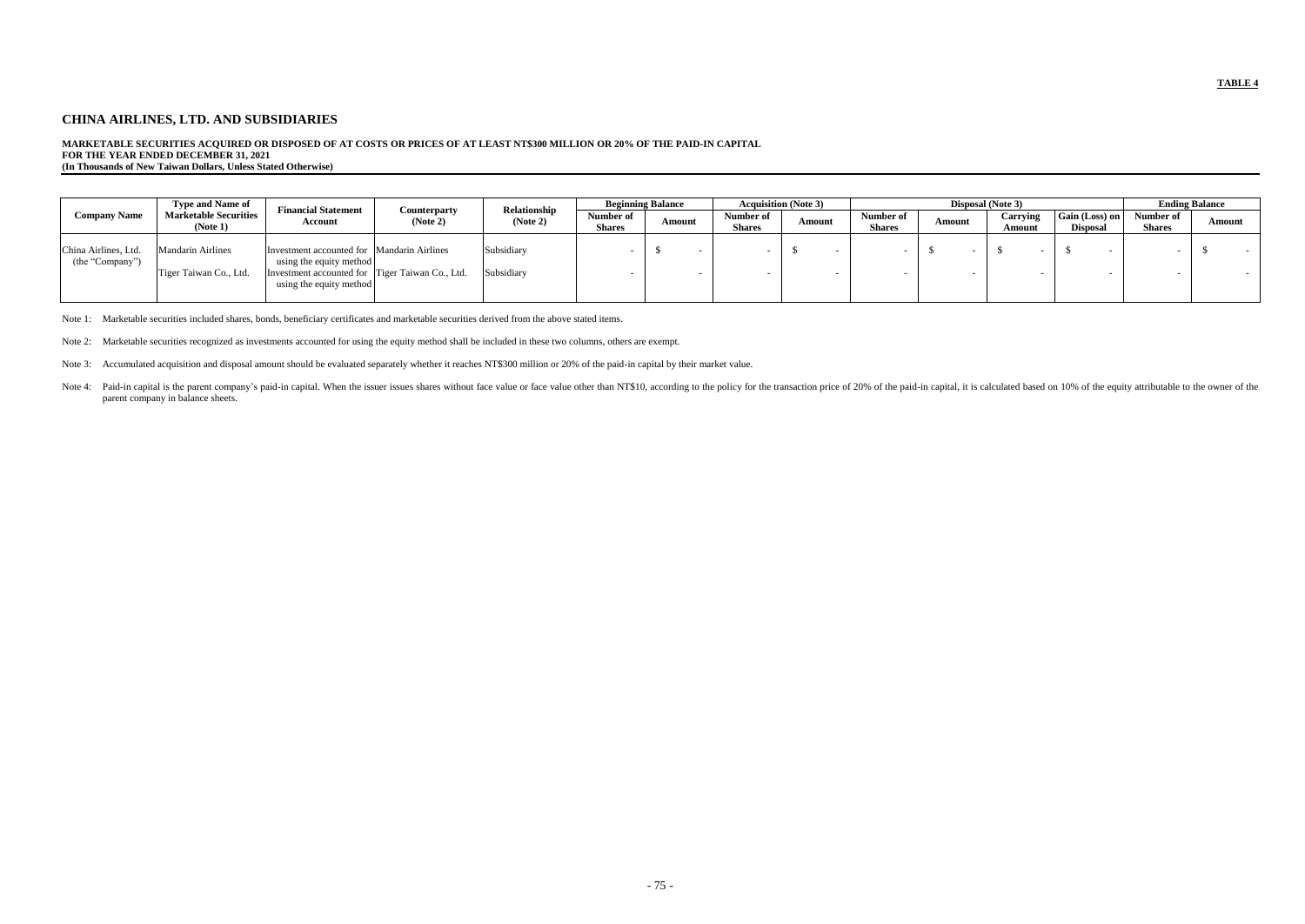TABLE 4

## CHINA AIRLINES, LTD. AND SUBSIDIARIES

**MARKETABLE SECURITIES ACQUIRED OR DISPOSED OF AT COSTS OR PRICES OF AT LEAST NT$300 MILLION OR 20% OF THE PAID-IN CAPITAL**
**FOR THE YEAR ENDED DECEMBER 31, 2021**
**(In Thousands of New Taiwan Dollars, Unless Stated Otherwise)**

| Company Name | Type and Name of Marketable Securities (Note 1) | Financial Statement Account | Counterparty (Note 2) | Relationship (Note 2) | Beginning Balance | | Acquisition (Note 3) | | Disposal (Note 3) | | | | Ending Balance | |
|---|---|---|---|---|---|---|---|---|---|---|---|---|---|---|
| | | | | | Number of Shares | Amount | Number of Shares | Amount | Number of Shares | Amount | Carrying Amount | Gain (Loss) on Disposal | Number of Shares | Amount |
| China Airlines, Ltd. (the "Company") | Mandarin Airlines | Investment accounted for using the equity method | Mandarin Airlines | Subsidiary | - | $ - | - | $ - | - | $ - | $ - | $ - | - | $ - |
| | Tiger Taiwan Co., Ltd. | Investment accounted for using the equity method | Tiger Taiwan Co., Ltd. | Subsidiary | - | - | - | - | - | - | - | - | - | - |

Note 1: Marketable securities included shares, bonds, beneficiary certificates and marketable securities derived from the above stated items.

Note 2: Marketable securities recognized as investments accounted for using the equity method shall be included in these two columns, others are exempt.

Note 3: Accumulated acquisition and disposal amount should be evaluated separately whether it reaches NT$300 million or 20% of the paid-in capital by their market value.

Note 4: Paid-in capital is the parent company's paid-in capital. When the issuer issues shares without face value or face value other than NT$10, according to the policy for the transaction price of 20% of the paid-in capital, it is calculated based on 10% of the equity attributable to the owner of the parent company in balance sheets.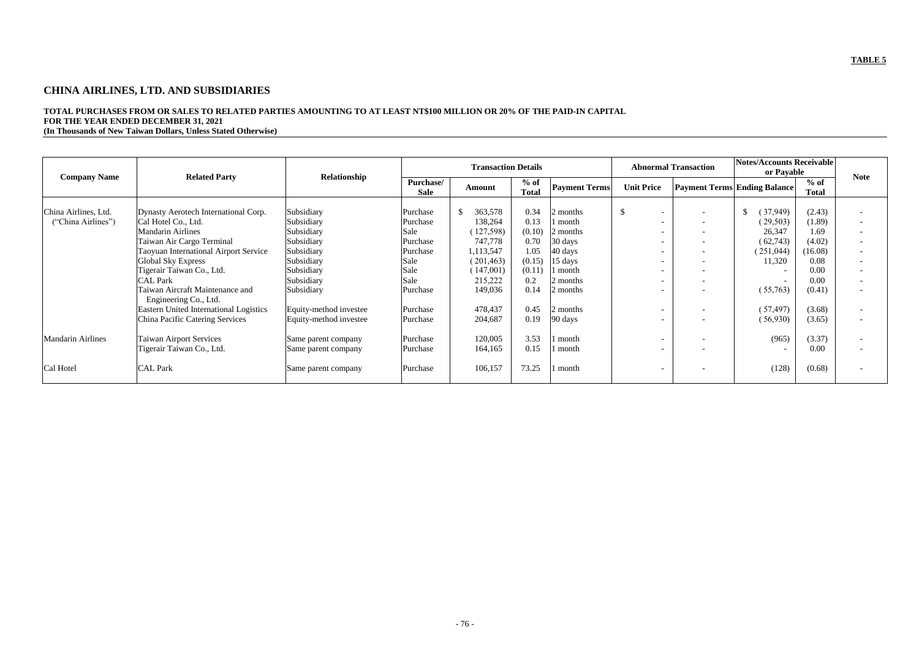**TABLE 5**

## CHINA AIRLINES, LTD. AND SUBSIDIARIES

**TOTAL PURCHASES FROM OR SALES TO RELATED PARTIES AMOUNTING TO AT LEAST NT$100 MILLION OR 20% OF THE PAID-IN CAPITAL**
**FOR THE YEAR ENDED DECEMBER 31, 2021**
**(In Thousands of New Taiwan Dollars, Unless Stated Otherwise)**

| Company Name | Related Party | Relationship | Transaction Details | | | | Abnormal Transaction | | Notes/Accounts Receivable or Payable | | Note |
|---|---|---|---|---|---|---|---|---|---|---|---|
| | | | Purchase/ Sale | Amount | % of Total | Payment Terms | Unit Price | Payment Terms | Ending Balance | % of Total | |
| China Airlines, Ltd. ("China Airlines") | Dynasty Aerotech International Corp. | Subsidiary | Purchase | $ 363,578 | 0.34 | 2 months | $ - | - | $ (37,949) | (2.43) | - |
| | Cal Hotel Co., Ltd. | Subsidiary | Purchase | 138,264 | 0.13 | 1 month | - | - | (29,503) | (1.89) | - |
| | Mandarin Airlines | Subsidiary | Sale | (127,598) | (0.10) | 2 months | - | - | 26,347 | 1.69 | - |
| | Taiwan Air Cargo Terminal | Subsidiary | Purchase | 747,778 | 0.70 | 30 days | - | - | (62,743) | (4.02) | - |
| | Taoyuan International Airport Service | Subsidiary | Purchase | 1,113,547 | 1.05 | 40 days | - | - | (251,044) | (16.08) | - |
| | Global Sky Express | Subsidiary | Sale | (201,463) | (0.15) | 15 days | - | - | 11,320 | 0.08 | - |
| | Tigerair Taiwan Co., Ltd. | Subsidiary | Sale | (147,001) | (0.11) | 1 month | - | - | - | 0.00 | - |
| | CAL Park | Subsidiary | Sale | 215,222 | 0.2 | 2 months | - | - | - | 0.00 | - |
| | Taiwan Aircraft Maintenance and Engineering Co., Ltd. | Subsidiary | Purchase | 149,036 | 0.14 | 2 months | - | - | (55,763) | (0.41) | - |
| | Eastern United International Logistics | Equity-method investee | Purchase | 478,437 | 0.45 | 2 months | - | - | (57,497) | (3.68) | - |
| | China Pacific Catering Services | Equity-method investee | Purchase | 204,687 | 0.19 | 90 days | - | - | (56,930) | (3.65) | - |
| Mandarin Airlines | Taiwan Airport Services | Same parent company | Purchase | 120,005 | 3.53 | 1 month | - | - | (965) | (3.37) | - |
| | Tigerair Taiwan Co., Ltd. | Same parent company | Purchase | 164,165 | 0.15 | 1 month | - | - | - | 0.00 | - |
| Cal Hotel | CAL Park | Same parent company | Purchase | 106,157 | 73.25 | 1 month | - | - | (128) | (0.68) | - |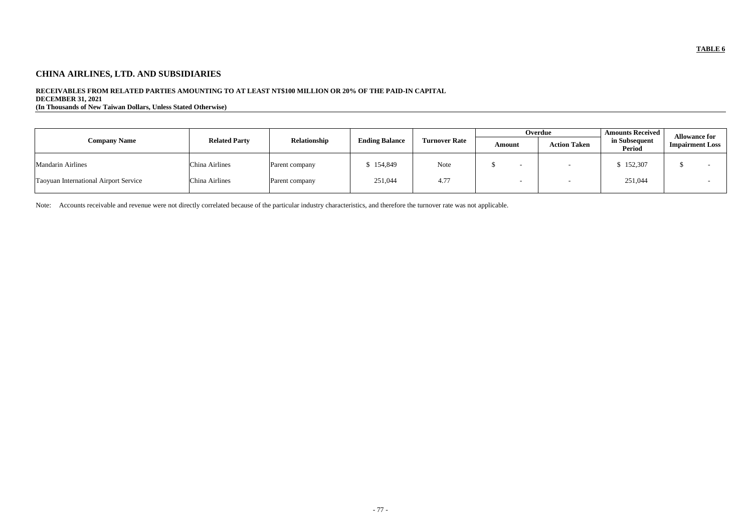**TABLE 6**

# CHINA AIRLINES, LTD. AND SUBSIDIARIES

**RECEIVABLES FROM RELATED PARTIES AMOUNTING TO AT LEAST NT$100 MILLION OR 20% OF THE PAID-IN CAPITAL**
**DECEMBER 31, 2021**
**(In Thousands of New Taiwan Dollars, Unless Stated Otherwise)**

| Company Name | Related Party | Relationship | Ending Balance | Turnover Rate | Overdue | | Amounts Received in Subsequent Period | Allowance for Impairment Loss |
|---|---|---|---|---|---|---|---|---|
| | | | | | Amount | Action Taken | | |
| Mandarin Airlines | China Airlines | Parent company | $ 154,849 | Note | $ - | - | $ 152,307 | $ - |
| Taoyuan International Airport Service | China Airlines | Parent company | 251,044 | 4.77 | - | - | 251,044 | - |

Note: Accounts receivable and revenue were not directly correlated because of the particular industry characteristics, and therefore the turnover rate was not applicable.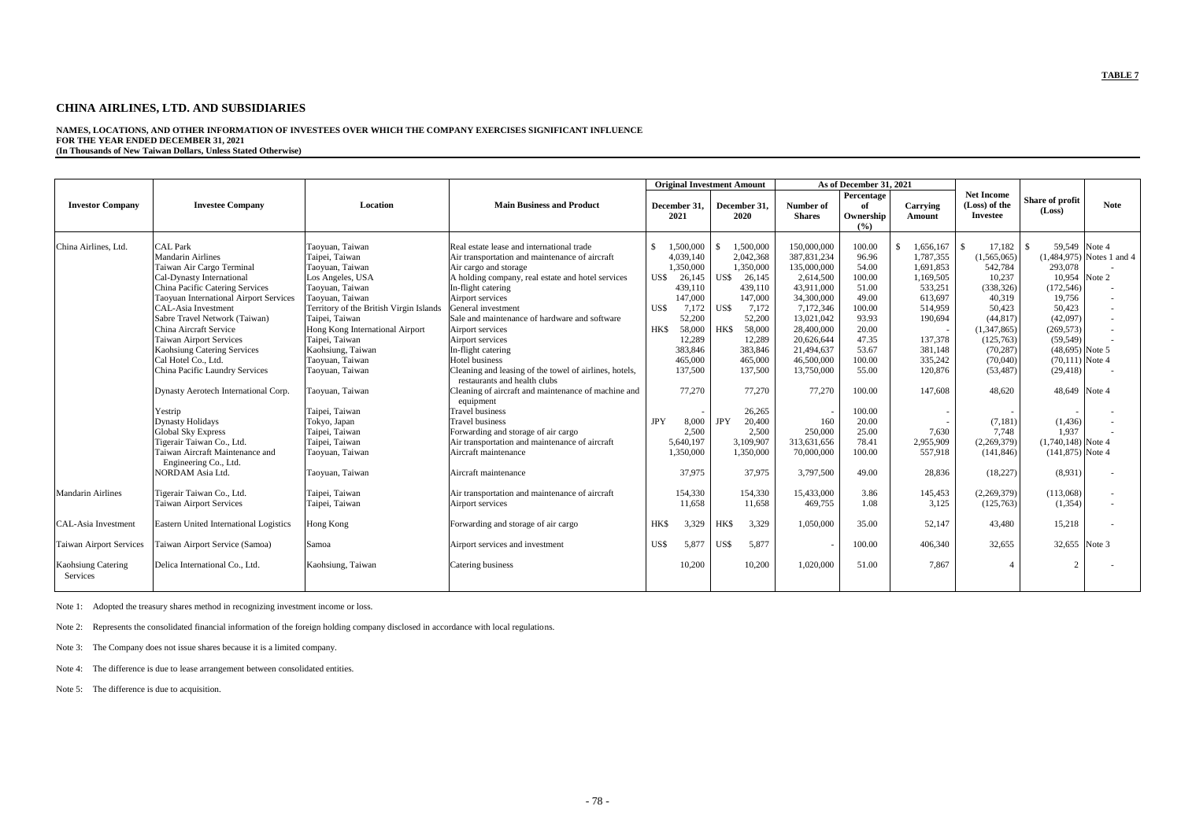**TABLE 7**

## CHINA AIRLINES, LTD. AND SUBSIDIARIES

**NAMES, LOCATIONS, AND OTHER INFORMATION OF INVESTEES OVER WHICH THE COMPANY EXERCISES SIGNIFICANT INFLUENCE**
**FOR THE YEAR ENDED DECEMBER 31, 2021**
**(In Thousands of New Taiwan Dollars, Unless Stated Otherwise)**

| Investor Company | Investee Company | Location | Main Business and Product | Original Investment Amount | | As of December 31, 2021 | | | Net Income (Loss) of the Investee | Share of profit (Loss) | Note |
|---|---|---|---|---|---|---|---|---|---|---|---|
| | | | | December 31, 2021 | December 31, 2020 | Number of Shares | Percentage of Ownership (%) | Carrying Amount | | | |
| China Airlines, Ltd. | CAL Park | Taoyuan, Taiwan | Real estate lease and international trade | $ 1,500,000 | $ 1,500,000 | 150,000,000 | 100.00 | $ 1,656,167 | $ 17,182 | $ 59,549 | Note 4 |
| | Mandarin Airlines | Taipei, Taiwan | Air transportation and maintenance of aircraft | 4,039,140 | 2,042,368 | 387,831,234 | 96.96 | 1,787,355 | (1,565,065) | (1,484,975) | Notes 1 and 4 |
| | Taiwan Air Cargo Terminal | Taoyuan, Taiwan | Air cargo and storage | 1,350,000 | 1,350,000 | 135,000,000 | 54.00 | 1,691,853 | 542,784 | 293,078 | - |
| | Cal-Dynasty International | Los Angeles, USA | A holding company, real estate and hotel services | US$ 26,145 | US$ 26,145 | 2,614,500 | 100.00 | 1,169,505 | 10,237 | 10,954 | Note 2 |
| | China Pacific Catering Services | Taoyuan, Taiwan | In-flight catering | 439,110 | 439,110 | 43,911,000 | 51.00 | 533,251 | (338,326) | (172,546) | - |
| | Taoyuan International Airport Services | Taoyuan, Taiwan | Airport services | 147,000 | 147,000 | 34,300,000 | 49.00 | 613,697 | 40,319 | 19,756 | - |
| | CAL-Asia Investment | Territory of the British Virgin Islands | General investment | US$ 7,172 | US$ 7,172 | 7,172,346 | 100.00 | 514,959 | 50,423 | 50,423 | - |
| | Sabre Travel Network (Taiwan) | Taipei, Taiwan | Sale and maintenance of hardware and software | 52,200 | 52,200 | 13,021,042 | 93.93 | 190,694 | (44,817) | (42,097) | - |
| | China Aircraft Service | Hong Kong International Airport | Airport services | HK$ 58,000 | HK$ 58,000 | 28,400,000 | 20.00 | - | (1,347,865) | (269,573) | - |
| | Taiwan Airport Services | Taipei, Taiwan | Airport services | 12,289 | 12,289 | 20,626,644 | 47.35 | 137,378 | (125,763) | (59,549) | - |
| | Kaohsiung Catering Services | Kaohsiung, Taiwan | In-flight catering | 383,846 | 383,846 | 21,494,637 | 53.67 | 381,148 | (70,287) | (48,695) | Note 5 |
| | Cal Hotel Co., Ltd. | Taoyuan, Taiwan | Hotel business | 465,000 | 465,000 | 46,500,000 | 100.00 | 335,242 | (70,040) | (70,111) | Note 4 |
| | China Pacific Laundry Services | Taoyuan, Taiwan | Cleaning and leasing of the towel of airlines, hotels, restaurants and health clubs | 137,500 | 137,500 | 13,750,000 | 55.00 | 120,876 | (53,487) | (29,418) | - |
| | Dynasty Aerotech International Corp. | Taoyuan, Taiwan | Cleaning of aircraft and maintenance of machine and equipment | 77,270 | 77,270 | 77,270 | 100.00 | 147,608 | 48,620 | 48,649 | Note 4 |
| | Yestrip | Taipei, Taiwan | Travel business | - | 26,265 | - | 100.00 | - | - | - | - |
| | Dynasty Holidays | Tokyo, Japan | Travel business | JPY 8,000 | JPY 20,400 | 160 | 20.00 | - | (7,181) | (1,436) | - |
| | Global Sky Express | Taipei, Taiwan | Forwarding and storage of air cargo | 2,500 | 2,500 | 250,000 | 25.00 | 7,630 | 7,748 | 1,937 | - |
| | Tigerair Taiwan Co., Ltd. | Taipei, Taiwan | Air transportation and maintenance of aircraft | 5,640,197 | 3,109,907 | 313,631,656 | 78.41 | 2,955,909 | (2,269,379) | (1,740,148) | Note 4 |
| | Taiwan Aircraft Maintenance and Engineering Co., Ltd. | Taoyuan, Taiwan | Aircraft maintenance | 1,350,000 | 1,350,000 | 70,000,000 | 100.00 | 557,918 | (141,846) | (141,875) | Note 4 |
| | NORDAM Asia Ltd. | Taoyuan, Taiwan | Aircraft maintenance | 37,975 | 37,975 | 3,797,500 | 49.00 | 28,836 | (18,227) | (8,931) | - |
| Mandarin Airlines | Tigerair Taiwan Co., Ltd. | Taipei, Taiwan | Air transportation and maintenance of aircraft | 154,330 | 154,330 | 15,433,000 | 3.86 | 145,453 | (2,269,379) | (113,068) | - |
| | Taiwan Airport Services | Taipei, Taiwan | Airport services | 11,658 | 11,658 | 469,755 | 1.08 | 3,125 | (125,763) | (1,354) | - |
| CAL-Asia Investment | Eastern United International Logistics | Hong Kong | Forwarding and storage of air cargo | HK$ 3,329 | HK$ 3,329 | 1,050,000 | 35.00 | 52,147 | 43,480 | 15,218 | - |
| Taiwan Airport Services | Taiwan Airport Service (Samoa) | Samoa | Airport services and investment | US$ 5,877 | US$ 5,877 | - | 100.00 | 406,340 | 32,655 | 32,655 | Note 3 |
| Kaohsiung Catering Services | Delica International Co., Ltd. | Kaohsiung, Taiwan | Catering business | 10,200 | 10,200 | 1,020,000 | 51.00 | 7,867 | 4 | 2 | - |

Note 1: Adopted the treasury shares method in recognizing investment income or loss.

Note 2: Represents the consolidated financial information of the foreign holding company disclosed in accordance with local regulations.

Note 3: The Company does not issue shares because it is a limited company.

Note 4: The difference is due to lease arrangement between consolidated entities.

Note 5: The difference is due to acquisition.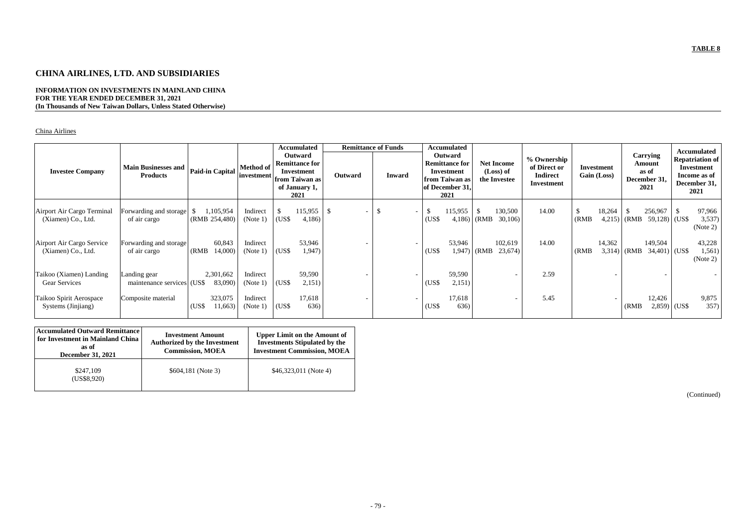**TABLE 8**

# CHINA AIRLINES, LTD. AND SUBSIDIARIES

**INFORMATION ON INVESTMENTS IN MAINLAND CHINA**
**FOR THE YEAR ENDED DECEMBER 31, 2021**
**(In Thousands of New Taiwan Dollars, Unless Stated Otherwise)**

China Airlines

| Investee Company | Main Businesses and Products | Paid-in Capital | Method of investment | Accumulated Outward Remittance for Investment from Taiwan as of January 1, 2021 | Remittance of Funds | | Accumulated Outward Remittance for Investment from Taiwan as of December 31, 2021 | Net Income (Loss) of the Investee | % Ownership of Direct or Indirect Investment | Investment Gain (Loss) | Carrying Amount as of December 31, 2021 | Accumulated Repatriation of Investment Income as of December 31, 2021 |
|---|---|---|---|---|---|---|---|---|---|---|---|---|
| | | | | | Outward | Inward | | | | | | |
| Airport Air Cargo Terminal (Xiamen) Co., Ltd. | Forwarding and storage of air cargo | $ 1,105,954 (RMB 254,480) | Indirect (Note 1) | $ 115,955 (US$ 4,186) | $ - | $ - | $ 115,955 (US$ 4,186) | $ 130,500 (RMB 30,106) | 14.00 | $ 18,264 (RMB 4,215) | $ 256,967 (RMB 59,128) | $ 97,966 (US$ 3,537) (Note 2) |
| Airport Air Cargo Service (Xiamen) Co., Ltd. | Forwarding and storage of air cargo | 60,843 (RMB 14,000) | Indirect (Note 1) | 53,946 (US$ 1,947) | - | - | 53,946 (US$ 1,947) | 102,619 (RMB 23,674) | 14.00 | 14,362 (RMB 3,314) | 149,504 (RMB 34,401) | 43,228 (US$ 1,561) (Note 2) |
| Taikoo (Xiamen) Landing Gear Services | Landing gear maintenance services | 2,301,662 (US$ 83,090) | Indirect (Note 1) | 59,590 (US$ 2,151) | - | - | 59,590 (US$ 2,151) | - | 2.59 | - | - | - |
| Taikoo Spirit Aerospace Systems (Jinjiang) | Composite material | 323,075 (US$ 11,663) | Indirect (Note 1) | 17,618 (US$ 636) | - | - | 17,618 (US$ 636) | - | 5.45 | - | 12,426 (RMB 2,859) | 9,875 (US$ 357) |

| Accumulated Outward Remittance for Investment in Mainland China as of December 31, 2021 | Investment Amount Authorized by the Investment Commission, MOEA | Upper Limit on the Amount of Investments Stipulated by the Investment Commission, MOEA |
|---|---|---|
| $247,109 (US$8,920) | $604,181 (Note 3) | $46,323,011 (Note 4) |

(Continued)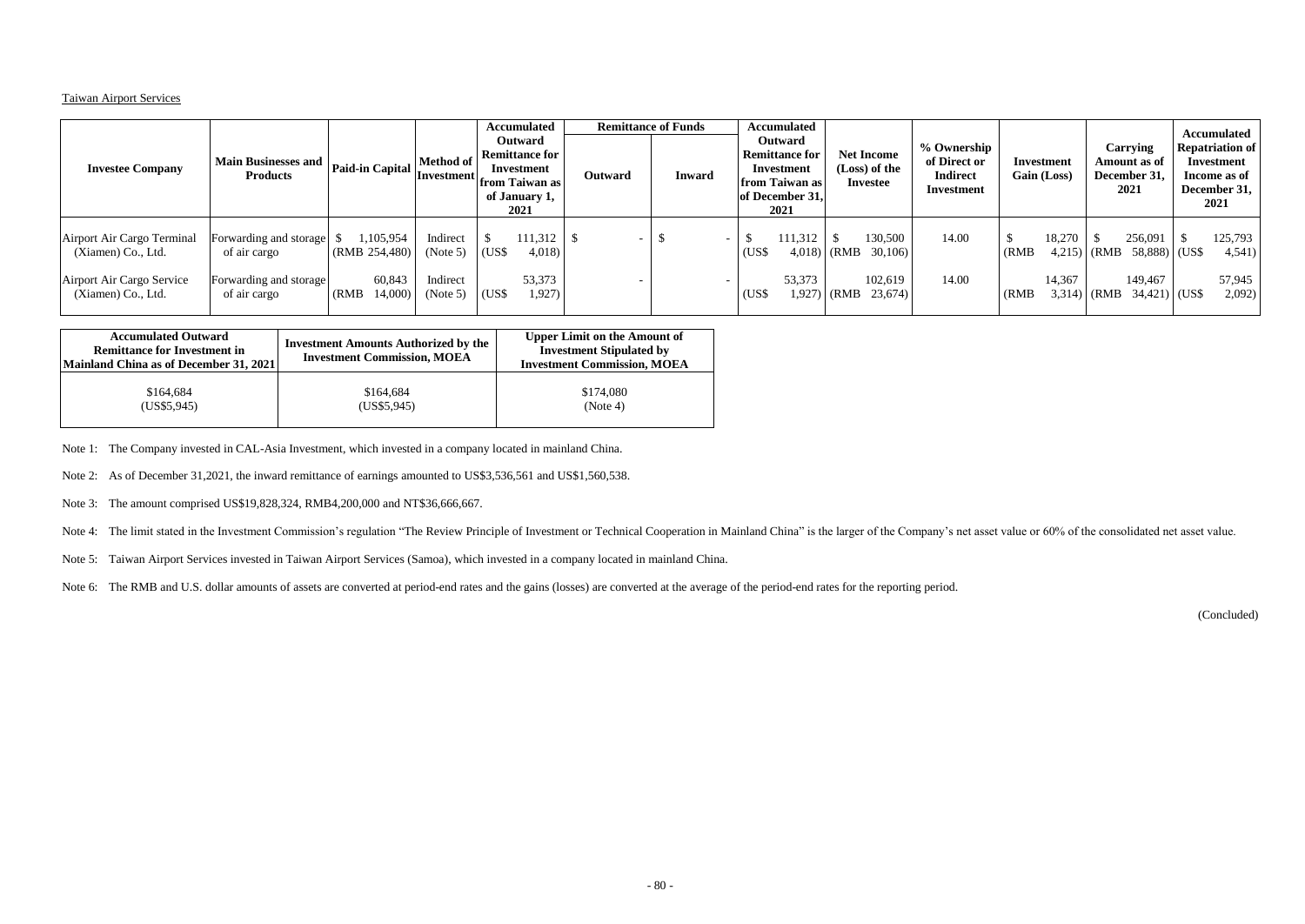Taiwan Airport Services

| Investee Company | Main Businesses and Products | Paid-in Capital | Method of Investment | Accumulated Outward Remittance for Investment from Taiwan as of January 1, 2021 | Remittance of Funds | | Accumulated Outward Remittance for Investment from Taiwan as of December 31, 2021 | Net Income (Loss) of the Investee | % Ownership of Direct or Indirect Investment | Investment Gain (Loss) | Carrying Amount as of December 31, 2021 | Accumulated Repatriation of Investment Income as of December 31, 2021 |
|---|---|---|---|---|---|---|---|---|---|---|---|---|
| | | | | | Outward | Inward | | | | | | |
| Airport Air Cargo Terminal (Xiamen) Co., Ltd. | Forwarding and storage of air cargo | $ 1,105,954 (RMB 254,480) | Indirect (Note 5) | $ 111,312 (US$ 4,018) | $ - | $ - | $ 111,312 (US$ 4,018) | $ 130,500 (RMB 30,106) | 14.00 | $ 18,270 (RMB 4,215) | $ 256,091 (RMB 58,888) | $ 125,793 (US$ 4,541) |
| Airport Air Cargo Service (Xiamen) Co., Ltd. | Forwarding and storage of air cargo | 60,843 (RMB 14,000) | Indirect (Note 5) | 53,373 (US$ 1,927) | - | - | 53,373 (US$ 1,927) | 102,619 (RMB 23,674) | 14.00 | 14,367 (RMB 3,314) | 149,467 (RMB 34,421) | 57,945 (US$ 2,092) |

| Accumulated Outward Remittance for Investment in Mainland China as of December 31, 2021 | Investment Amounts Authorized by the Investment Commission, MOEA | Upper Limit on the Amount of Investment Stipulated by Investment Commission, MOEA |
|---|---|---|
| $164,684 (US$5,945) | $164,684 (US$5,945) | $174,080 (Note 4) |

Note 1: The Company invested in CAL-Asia Investment, which invested in a company located in mainland China.

Note 2: As of December 31,2021, the inward remittance of earnings amounted to US$3,536,561 and US$1,560,538.

Note 3: The amount comprised US$19,828,324, RMB4,200,000 and NT$36,666,667.

Note 4: The limit stated in the Investment Commission's regulation "The Review Principle of Investment or Technical Cooperation in Mainland China" is the larger of the Company's net asset value or 60% of the consolidated net asset value.

Note 5: Taiwan Airport Services invested in Taiwan Airport Services (Samoa), which invested in a company located in mainland China.

Note 6: The RMB and U.S. dollar amounts of assets are converted at period-end rates and the gains (losses) are converted at the average of the period-end rates for the reporting period.

(Concluded)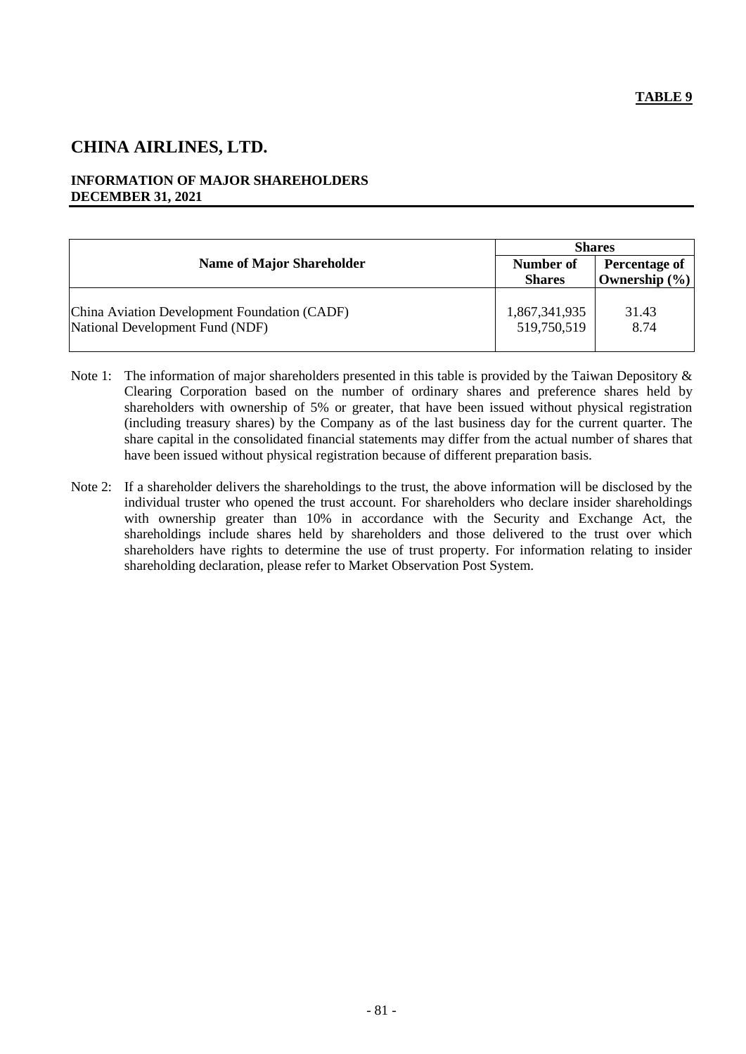**TABLE 9**

# CHINA AIRLINES, LTD.

## INFORMATION OF MAJOR SHAREHOLDERS
## DECEMBER 31, 2021

| Name of Major Shareholder | Shares | |
|---|---|---|
| | Number of Shares | Percentage of Ownership (%) |
| China Aviation Development Foundation (CADF) | 1,867,341,935 | 31.43 |
| National Development Fund (NDF) | 519,750,519 | 8.74 |

Note 1: The information of major shareholders presented in this table is provided by the Taiwan Depository & Clearing Corporation based on the number of ordinary shares and preference shares held by shareholders with ownership of 5% or greater, that have been issued without physical registration (including treasury shares) by the Company as of the last business day for the current quarter. The share capital in the consolidated financial statements may differ from the actual number of shares that have been issued without physical registration because of different preparation basis.

Note 2: If a shareholder delivers the shareholdings to the trust, the above information will be disclosed by the individual truster who opened the trust account. For shareholders who declare insider shareholdings with ownership greater than 10% in accordance with the Security and Exchange Act, the shareholdings include shares held by shareholders and those delivered to the trust over which shareholders have rights to determine the use of trust property. For information relating to insider shareholding declaration, please refer to Market Observation Post System.